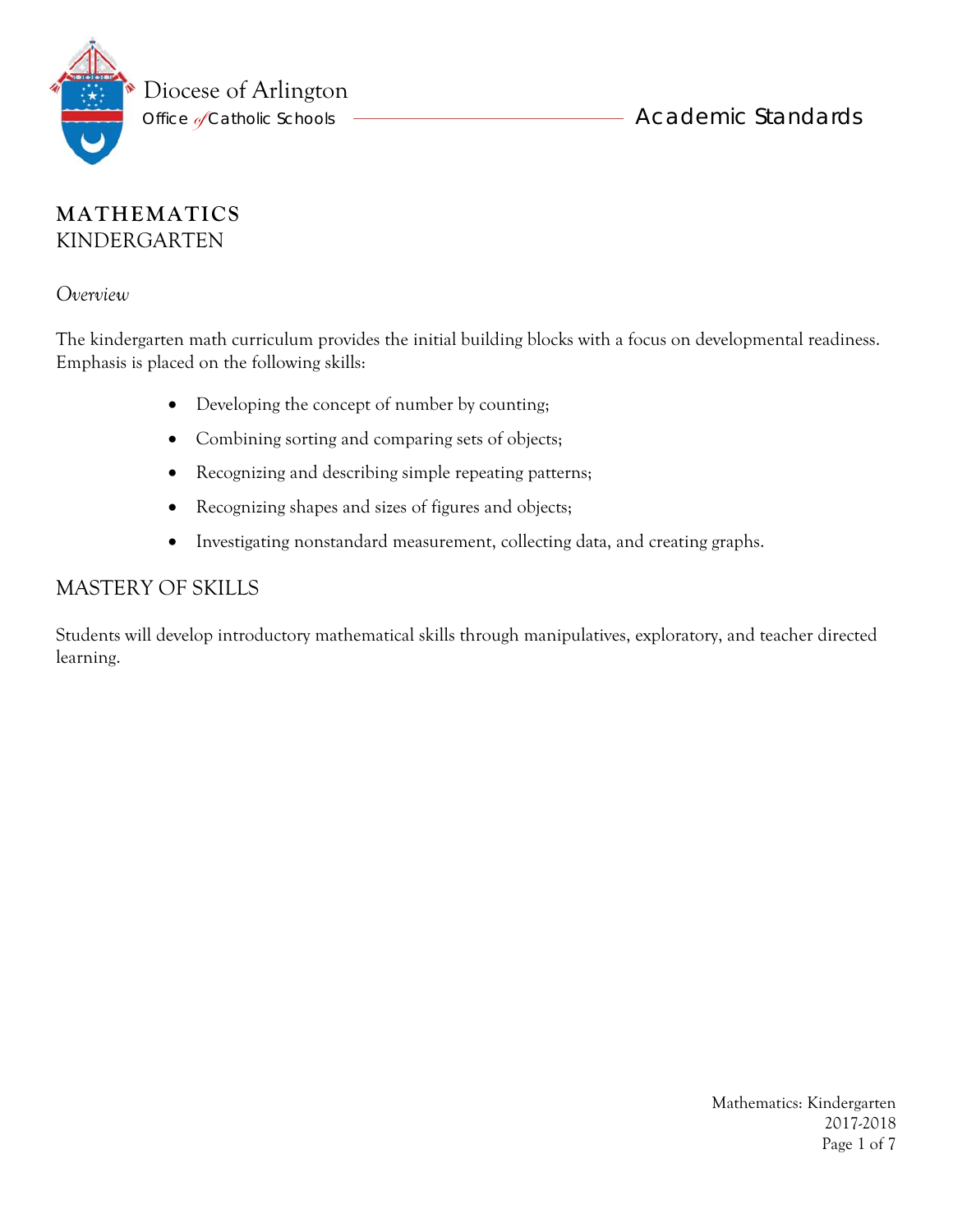Diocese of Arlington
Office of Catholic Schools — Academic Standards

# MATHEMATICS
## KINDERGARTEN

*Overview*

The kindergarten math curriculum provides the initial building blocks with a focus on developmental readiness. Emphasis is placed on the following skills:

- Developing the concept of number by counting;
- Combining sorting and comparing sets of objects;
- Recognizing and describing simple repeating patterns;
- Recognizing shapes and sizes of figures and objects;
- Investigating nonstandard measurement, collecting data, and creating graphs.

## MASTERY OF SKILLS

Students will develop introductory mathematical skills through manipulatives, exploratory, and teacher directed learning.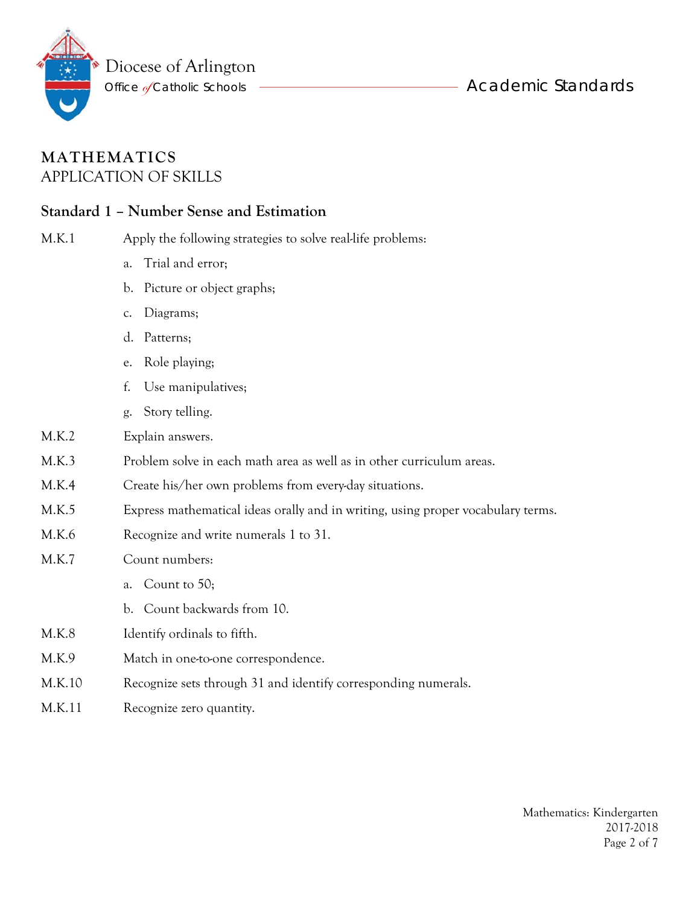# MATHEMATICS
## APPLICATION OF SKILLS

### Standard 1 – Number Sense and Estimation

M.K.1 Apply the following strategies to solve real-life problems:

a. Trial and error;

b. Picture or object graphs;

c. Diagrams;

d. Patterns;

e. Role playing;

f. Use manipulatives;

g. Story telling.

M.K.2 Explain answers.

M.K.3 Problem solve in each math area as well as in other curriculum areas.

M.K.4 Create his/her own problems from every-day situations.

M.K.5 Express mathematical ideas orally and in writing, using proper vocabulary terms.

M.K.6 Recognize and write numerals 1 to 31.

M.K.7 Count numbers:

a. Count to 50;

b. Count backwards from 10.

M.K.8 Identify ordinals to fifth.

M.K.9 Match in one-to-one correspondence.

M.K.10 Recognize sets through 31 and identify corresponding numerals.

M.K.11 Recognize zero quantity.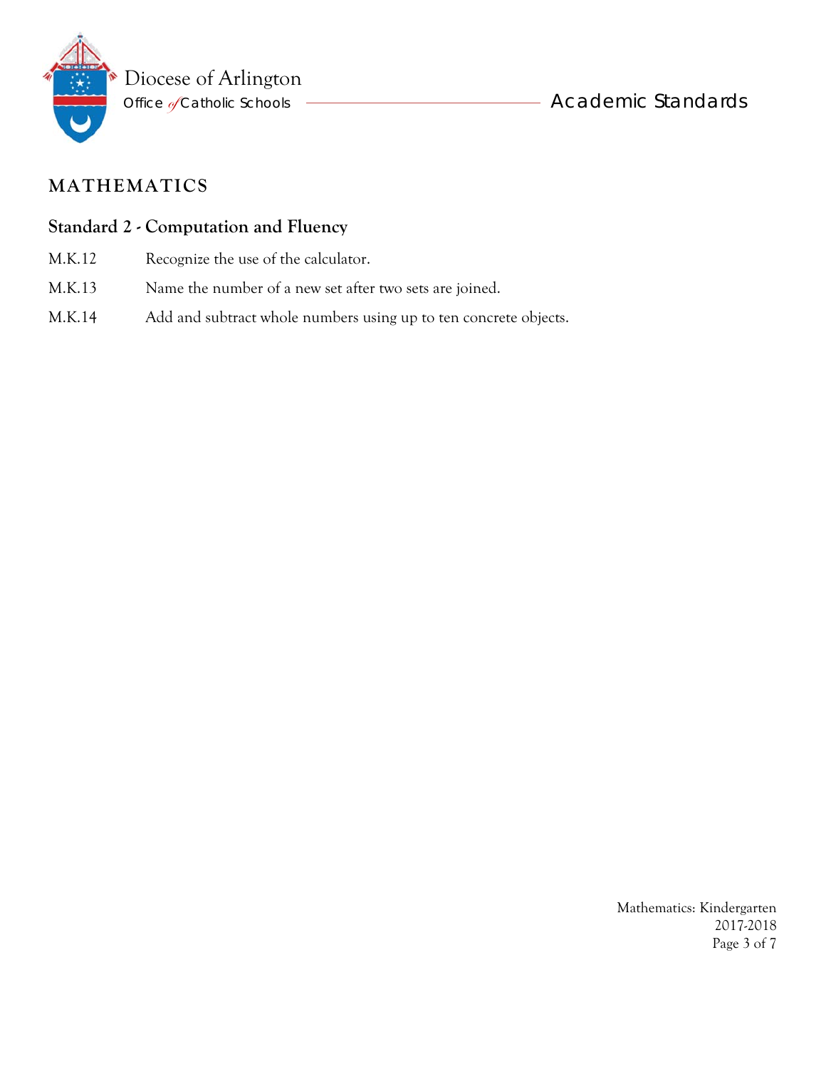## MATHEMATICS

### Standard 2 - Computation and Fluency

M.K.12 Recognize the use of the calculator.

M.K.13 Name the number of a new set after two sets are joined.

M.K.14 Add and subtract whole numbers using up to ten concrete objects.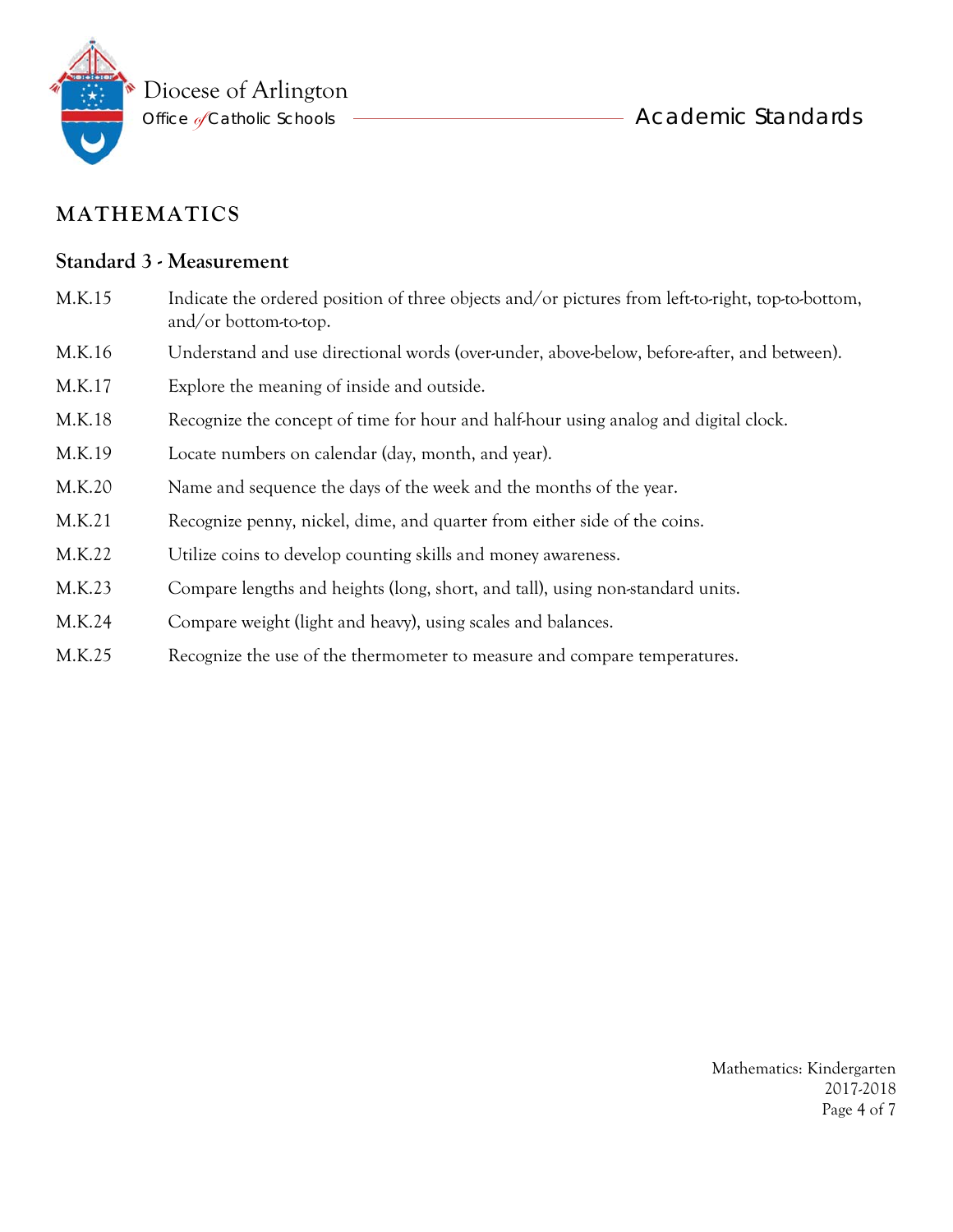# MATHEMATICS

## Standard 3 - Measurement

M.K.15 Indicate the ordered position of three objects and/or pictures from left-to-right, top-to-bottom, and/or bottom-to-top.

M.K.16 Understand and use directional words (over-under, above-below, before-after, and between).

M.K.17 Explore the meaning of inside and outside.

M.K.18 Recognize the concept of time for hour and half-hour using analog and digital clock.

M.K.19 Locate numbers on calendar (day, month, and year).

M.K.20 Name and sequence the days of the week and the months of the year.

M.K.21 Recognize penny, nickel, dime, and quarter from either side of the coins.

M.K.22 Utilize coins to develop counting skills and money awareness.

M.K.23 Compare lengths and heights (long, short, and tall), using non-standard units.

M.K.24 Compare weight (light and heavy), using scales and balances.

M.K.25 Recognize the use of the thermometer to measure and compare temperatures.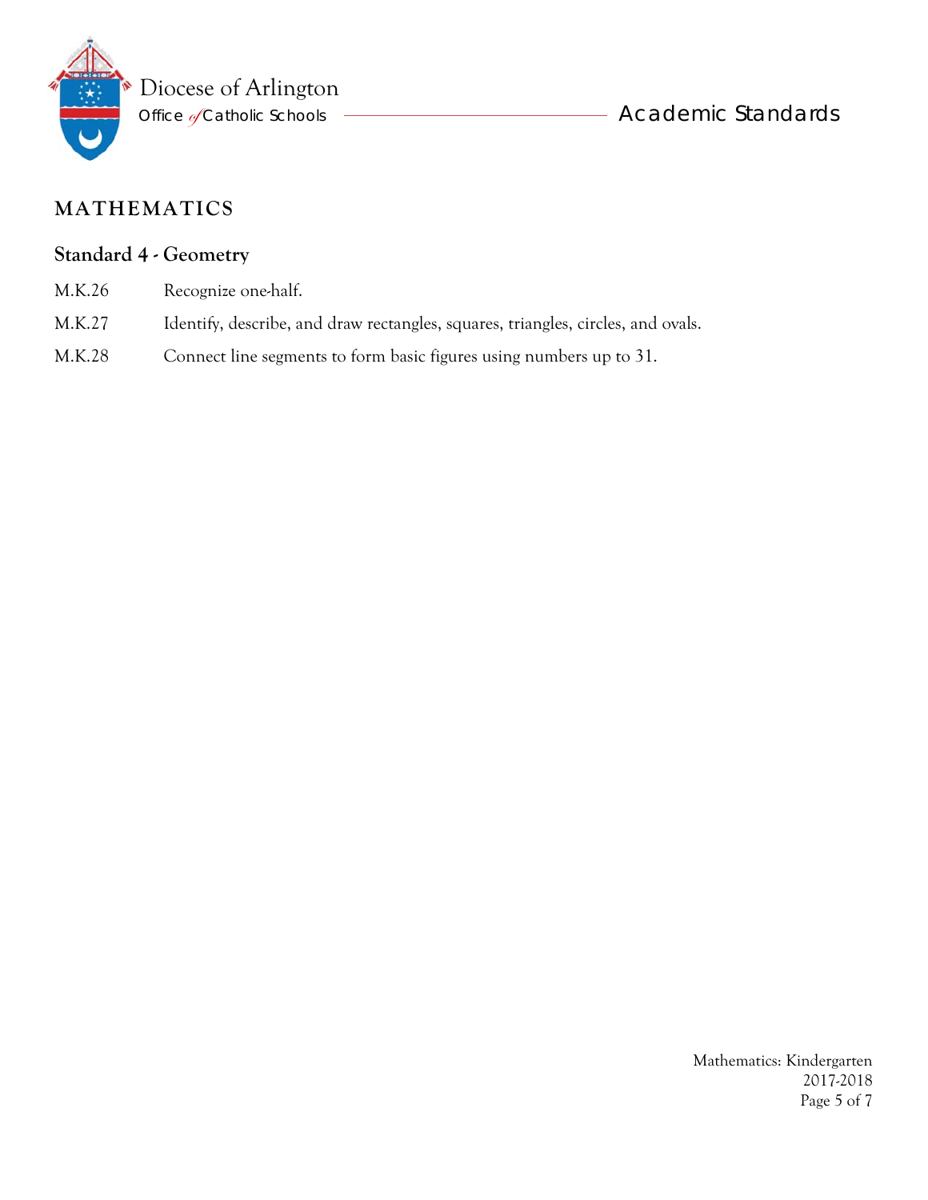## MATHEMATICS

### Standard 4 - Geometry

M.K.26 Recognize one-half.

M.K.27 Identify, describe, and draw rectangles, squares, triangles, circles, and ovals.

M.K.28 Connect line segments to form basic figures using numbers up to 31.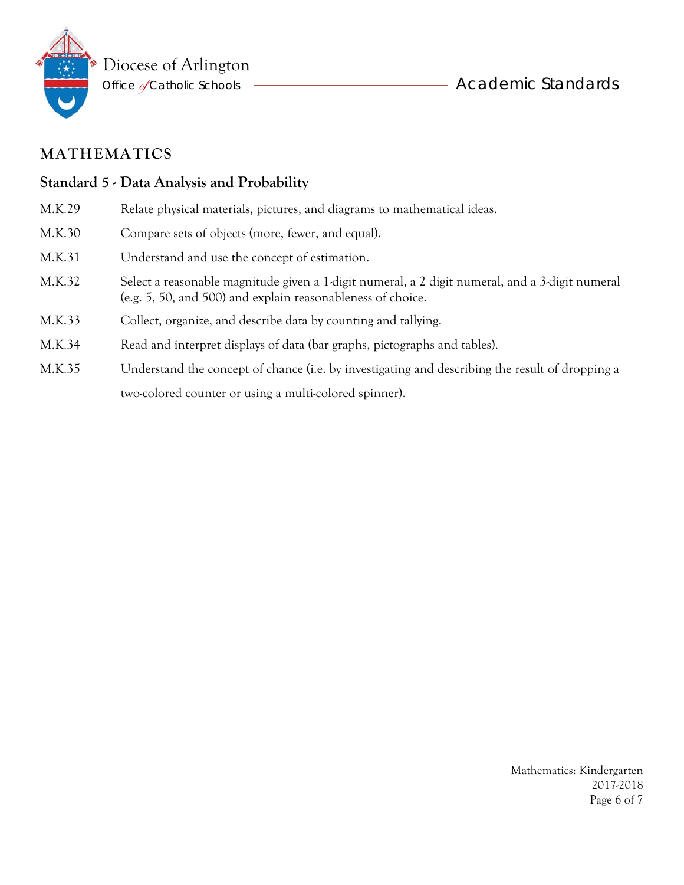## MATHEMATICS

### Standard 5 - Data Analysis and Probability

| | |
|---|---|
| M.K.29 | Relate physical materials, pictures, and diagrams to mathematical ideas. |
| M.K.30 | Compare sets of objects (more, fewer, and equal). |
| M.K.31 | Understand and use the concept of estimation. |
| M.K.32 | Select a reasonable magnitude given a 1-digit numeral, a 2 digit numeral, and a 3-digit numeral (e.g. 5, 50, and 500) and explain reasonableness of choice. |
| M.K.33 | Collect, organize, and describe data by counting and tallying. |
| M.K.34 | Read and interpret displays of data (bar graphs, pictographs and tables). |
| M.K.35 | Understand the concept of chance (i.e. by investigating and describing the result of dropping a two-colored counter or using a multi-colored spinner). |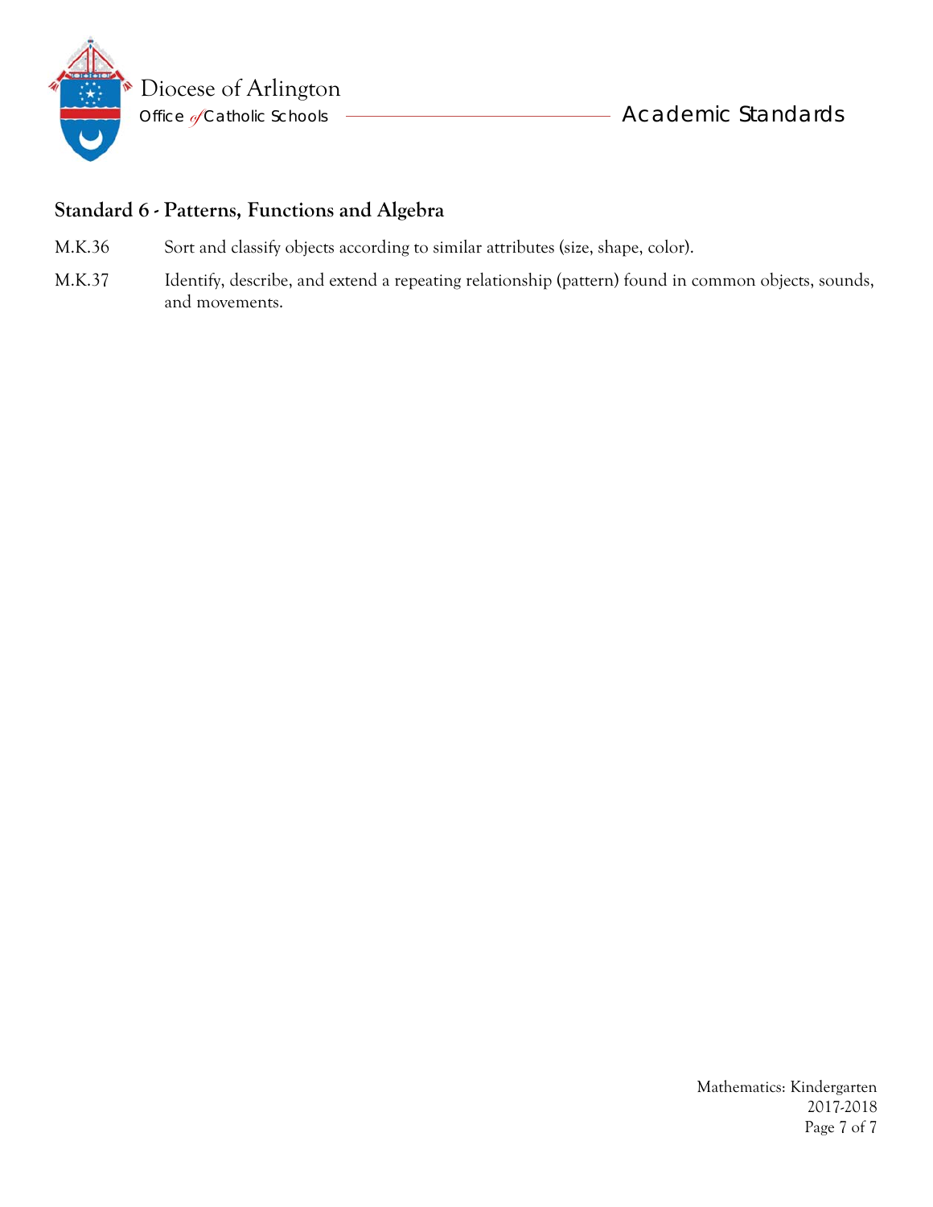## Standard 6 - Patterns, Functions and Algebra

M.K.36 Sort and classify objects according to similar attributes (size, shape, color).

M.K.37 Identify, describe, and extend a repeating relationship (pattern) found in common objects, sounds, and movements.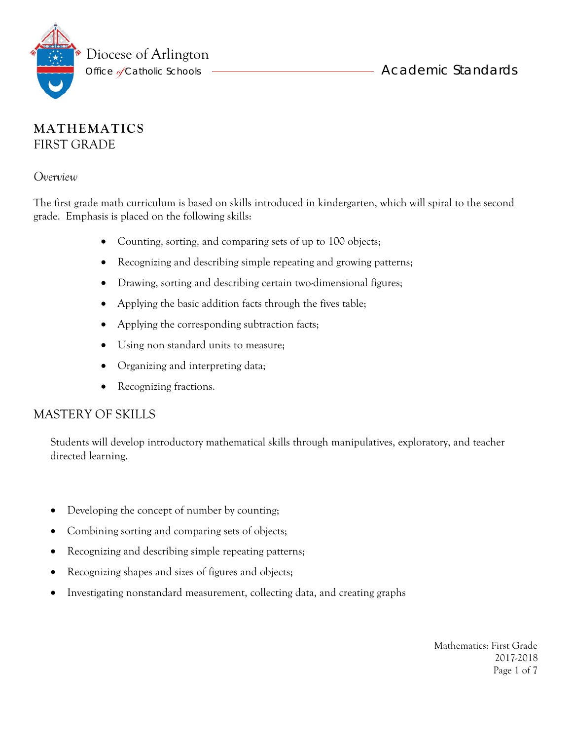# MATHEMATICS

## FIRST GRADE

*Overview*

The first grade math curriculum is based on skills introduced in kindergarten, which will spiral to the second grade. Emphasis is placed on the following skills:

- Counting, sorting, and comparing sets of up to 100 objects;
- Recognizing and describing simple repeating and growing patterns;
- Drawing, sorting and describing certain two-dimensional figures;
- Applying the basic addition facts through the fives table;
- Applying the corresponding subtraction facts;
- Using non standard units to measure;
- Organizing and interpreting data;
- Recognizing fractions.

## MASTERY OF SKILLS

Students will develop introductory mathematical skills through manipulatives, exploratory, and teacher directed learning.

- Developing the concept of number by counting;
- Combining sorting and comparing sets of objects;
- Recognizing and describing simple repeating patterns;
- Recognizing shapes and sizes of figures and objects;
- Investigating nonstandard measurement, collecting data, and creating graphs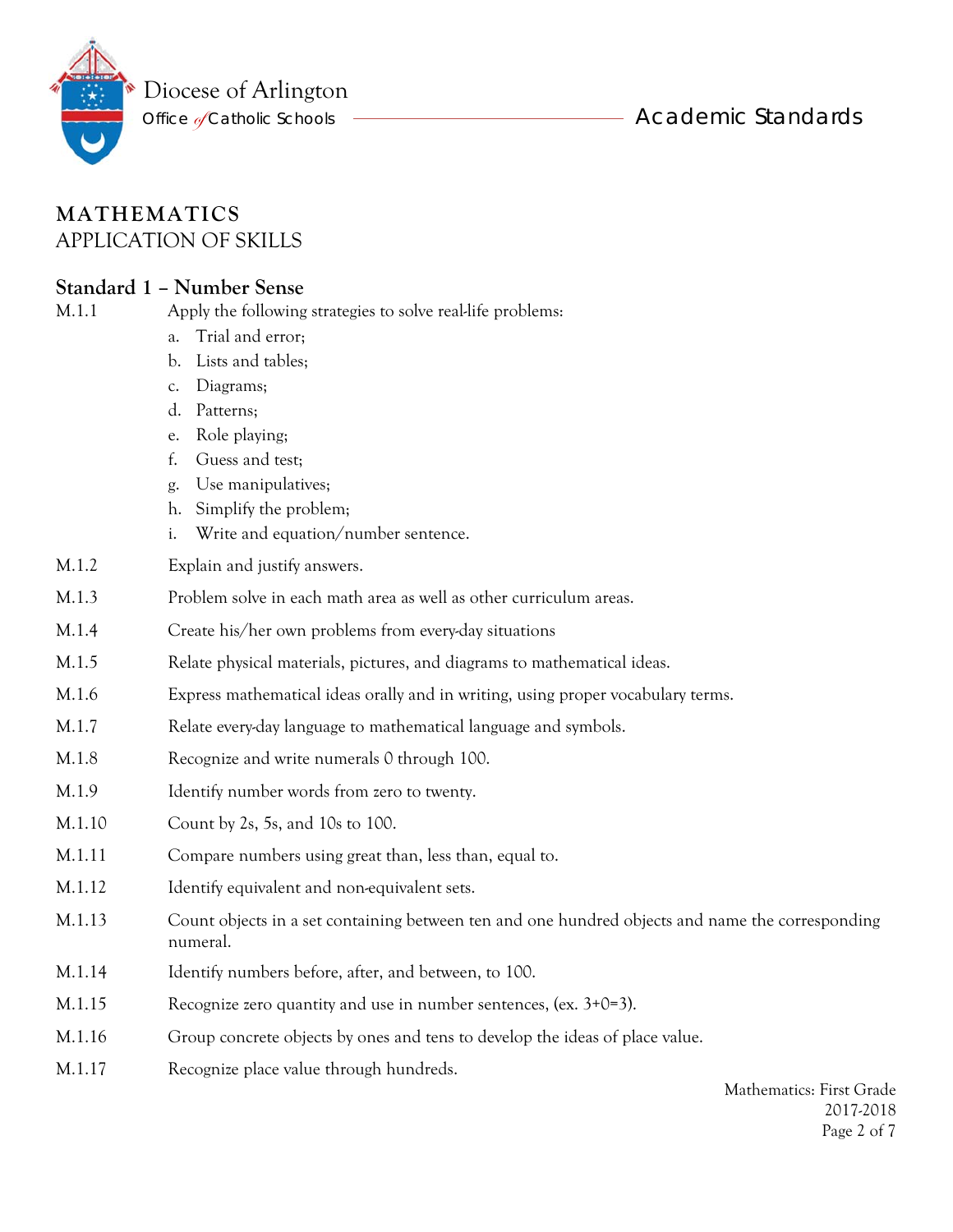# MATHEMATICS

## APPLICATION OF SKILLS

### Standard 1 – Number Sense

M.1.1 Apply the following strategies to solve real-life problems:

a. Trial and error;
b. Lists and tables;
c. Diagrams;
d. Patterns;
e. Role playing;
f. Guess and test;
g. Use manipulatives;
h. Simplify the problem;
i. Write and equation/number sentence.

M.1.2 Explain and justify answers.

M.1.3 Problem solve in each math area as well as other curriculum areas.

M.1.4 Create his/her own problems from every-day situations

M.1.5 Relate physical materials, pictures, and diagrams to mathematical ideas.

M.1.6 Express mathematical ideas orally and in writing, using proper vocabulary terms.

M.1.7 Relate every-day language to mathematical language and symbols.

M.1.8 Recognize and write numerals 0 through 100.

M.1.9 Identify number words from zero to twenty.

M.1.10 Count by 2s, 5s, and 10s to 100.

M.1.11 Compare numbers using great than, less than, equal to.

M.1.12 Identify equivalent and non-equivalent sets.

M.1.13 Count objects in a set containing between ten and one hundred objects and name the corresponding numeral.

M.1.14 Identify numbers before, after, and between, to 100.

M.1.15 Recognize zero quantity and use in number sentences, (ex. $3+0=3$).

M.1.16 Group concrete objects by ones and tens to develop the ideas of place value.

M.1.17 Recognize place value through hundreds.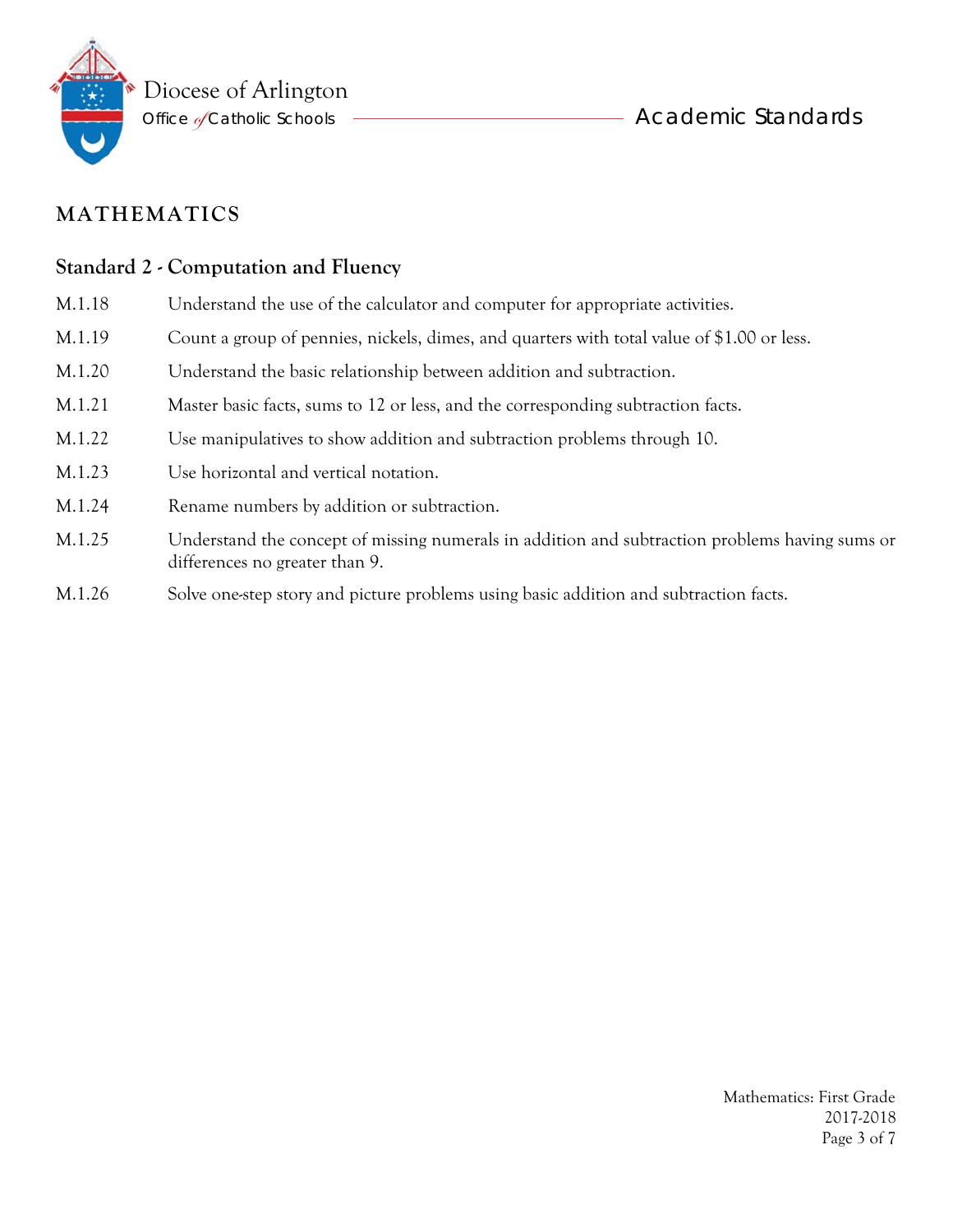## MATHEMATICS

### Standard 2 - Computation and Fluency

| | |
|---|---|
| M.1.18 | Understand the use of the calculator and computer for appropriate activities. |
| M.1.19 | Count a group of pennies, nickels, dimes, and quarters with total value of $1.00 or less. |
| M.1.20 | Understand the basic relationship between addition and subtraction. |
| M.1.21 | Master basic facts, sums to 12 or less, and the corresponding subtraction facts. |
| M.1.22 | Use manipulatives to show addition and subtraction problems through 10. |
| M.1.23 | Use horizontal and vertical notation. |
| M.1.24 | Rename numbers by addition or subtraction. |
| M.1.25 | Understand the concept of missing numerals in addition and subtraction problems having sums or differences no greater than 9. |
| M.1.26 | Solve one-step story and picture problems using basic addition and subtraction facts. |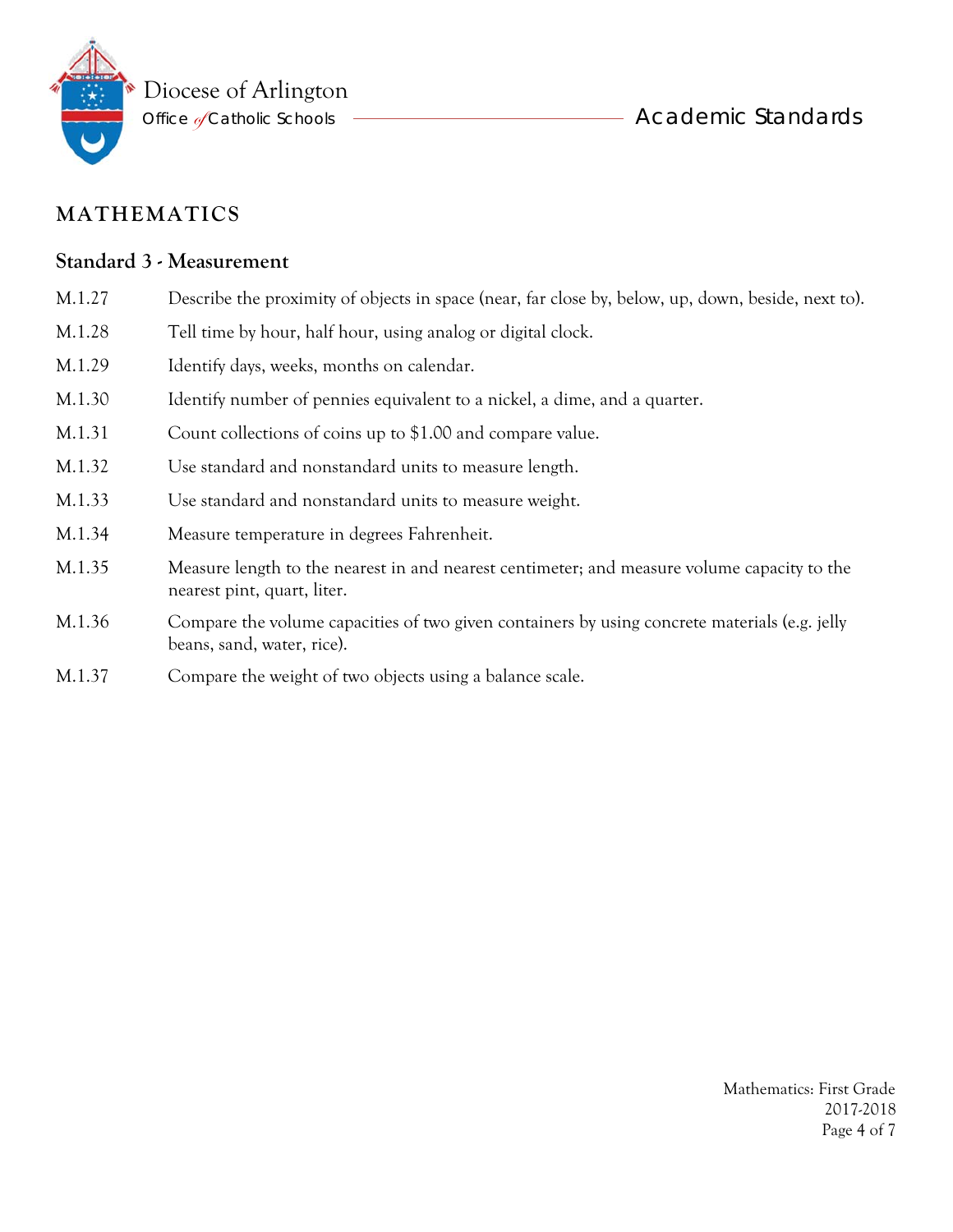## MATHEMATICS

### Standard 3 - Measurement

| | |
|---|---|
| M.1.27 | Describe the proximity of objects in space (near, far close by, below, up, down, beside, next to). |
| M.1.28 | Tell time by hour, half hour, using analog or digital clock. |
| M.1.29 | Identify days, weeks, months on calendar. |
| M.1.30 | Identify number of pennies equivalent to a nickel, a dime, and a quarter. |
| M.1.31 | Count collections of coins up to $1.00 and compare value. |
| M.1.32 | Use standard and nonstandard units to measure length. |
| M.1.33 | Use standard and nonstandard units to measure weight. |
| M.1.34 | Measure temperature in degrees Fahrenheit. |
| M.1.35 | Measure length to the nearest in and nearest centimeter; and measure volume capacity to the nearest pint, quart, liter. |
| M.1.36 | Compare the volume capacities of two given containers by using concrete materials (e.g. jelly beans, sand, water, rice). |
| M.1.37 | Compare the weight of two objects using a balance scale. |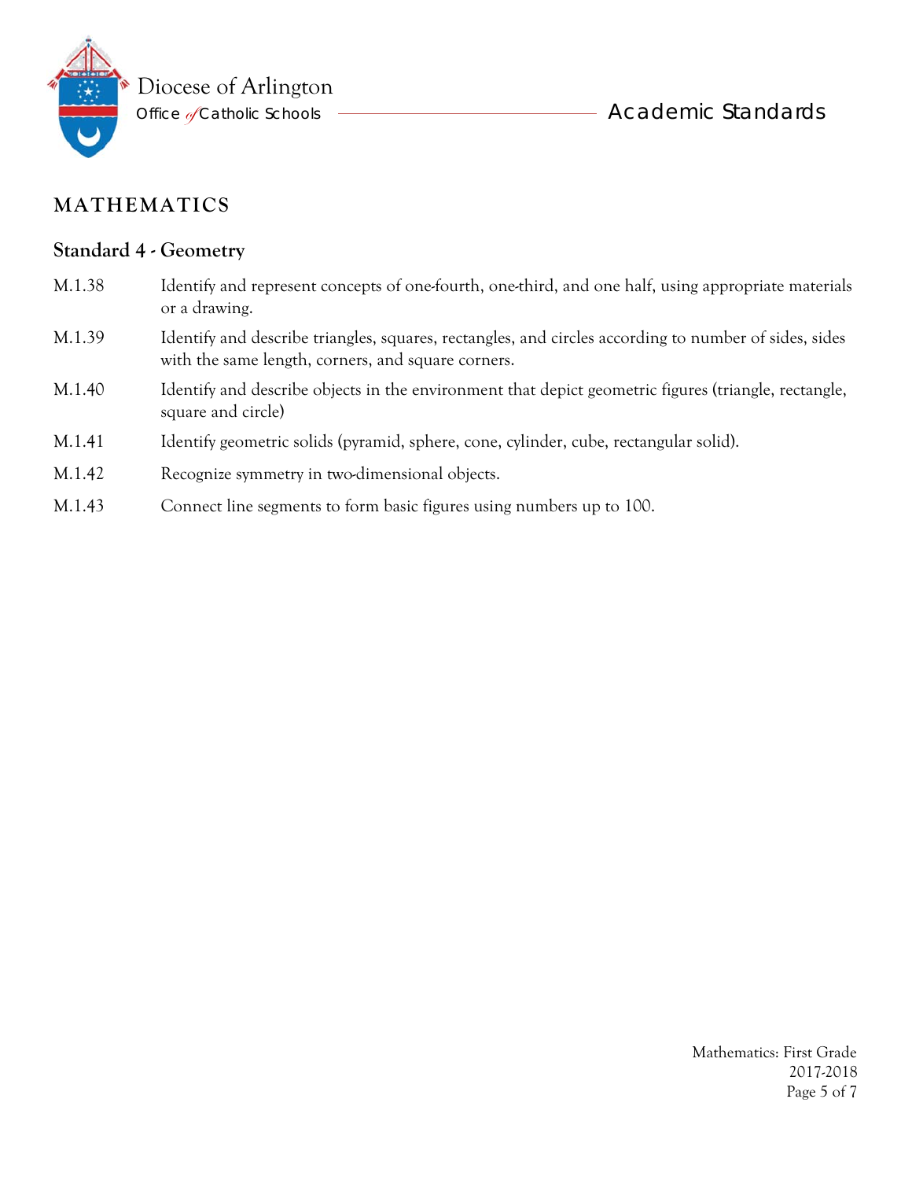# MATHEMATICS

## Standard 4 - Geometry

| | |
|---|---|
| M.1.38 | Identify and represent concepts of one-fourth, one-third, and one half, using appropriate materials or a drawing. |
| M.1.39 | Identify and describe triangles, squares, rectangles, and circles according to number of sides, sides with the same length, corners, and square corners. |
| M.1.40 | Identify and describe objects in the environment that depict geometric figures (triangle, rectangle, square and circle) |
| M.1.41 | Identify geometric solids (pyramid, sphere, cone, cylinder, cube, rectangular solid). |
| M.1.42 | Recognize symmetry in two-dimensional objects. |
| M.1.43 | Connect line segments to form basic figures using numbers up to 100. |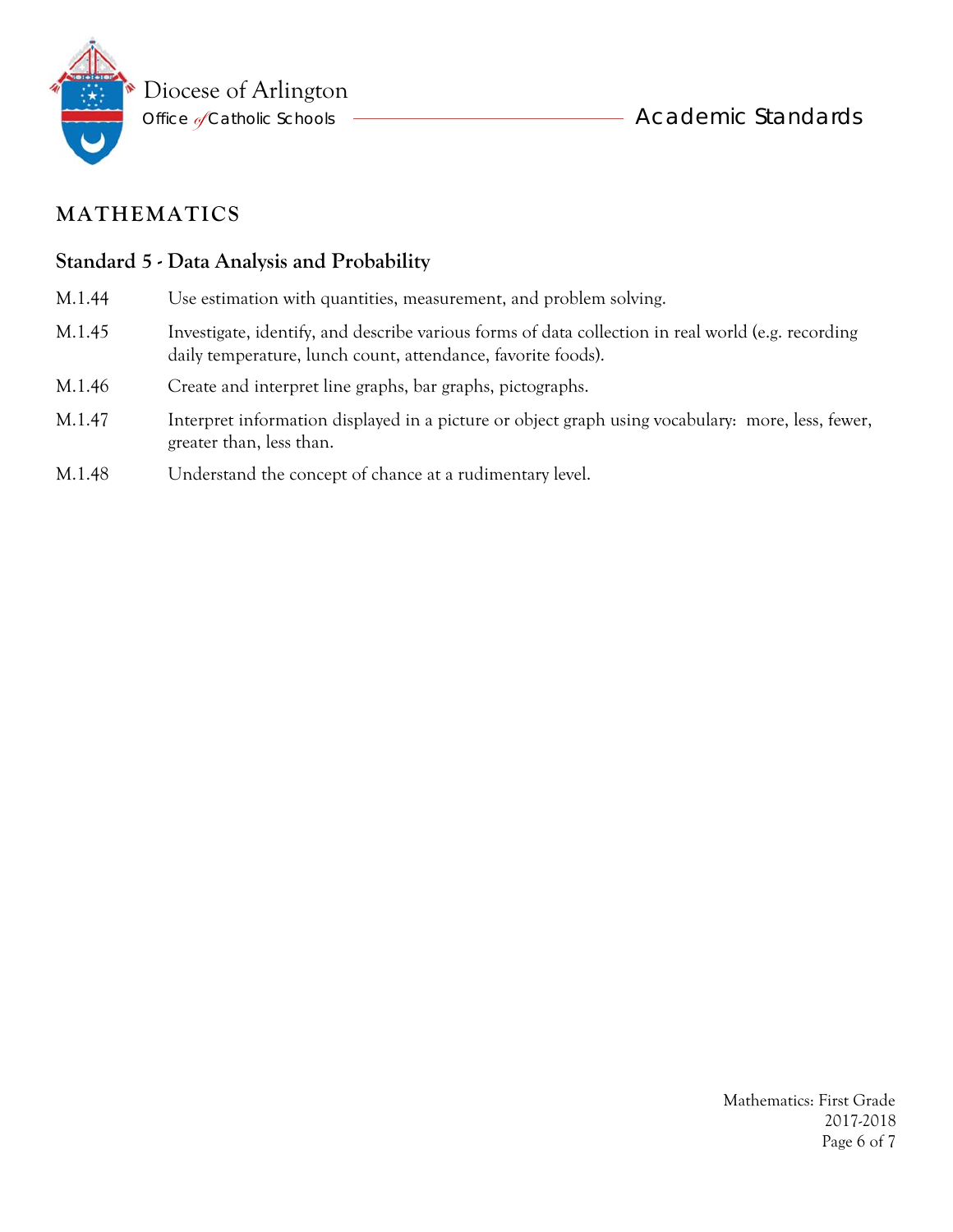# MATHEMATICS

## Standard 5 - Data Analysis and Probability

| | |
|---|---|
| M.1.44 | Use estimation with quantities, measurement, and problem solving. |
| M.1.45 | Investigate, identify, and describe various forms of data collection in real world (e.g. recording daily temperature, lunch count, attendance, favorite foods). |
| M.1.46 | Create and interpret line graphs, bar graphs, pictographs. |
| M.1.47 | Interpret information displayed in a picture or object graph using vocabulary: more, less, fewer, greater than, less than. |
| M.1.48 | Understand the concept of chance at a rudimentary level. |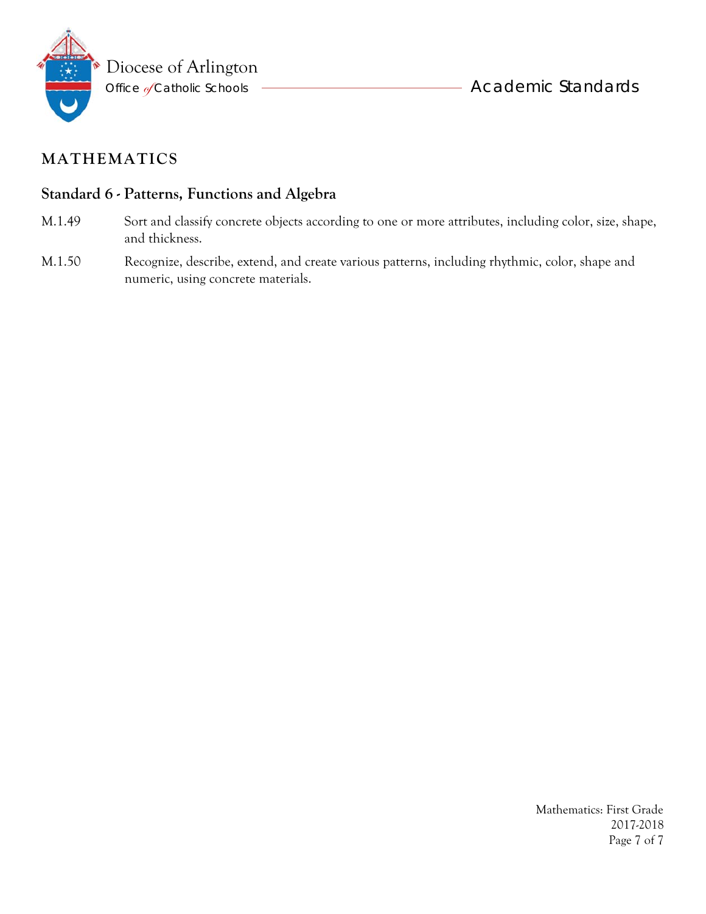## MATHEMATICS

### Standard 6 - Patterns, Functions and Algebra

M.1.49 Sort and classify concrete objects according to one or more attributes, including color, size, shape, and thickness.

M.1.50 Recognize, describe, extend, and create various patterns, including rhythmic, color, shape and numeric, using concrete materials.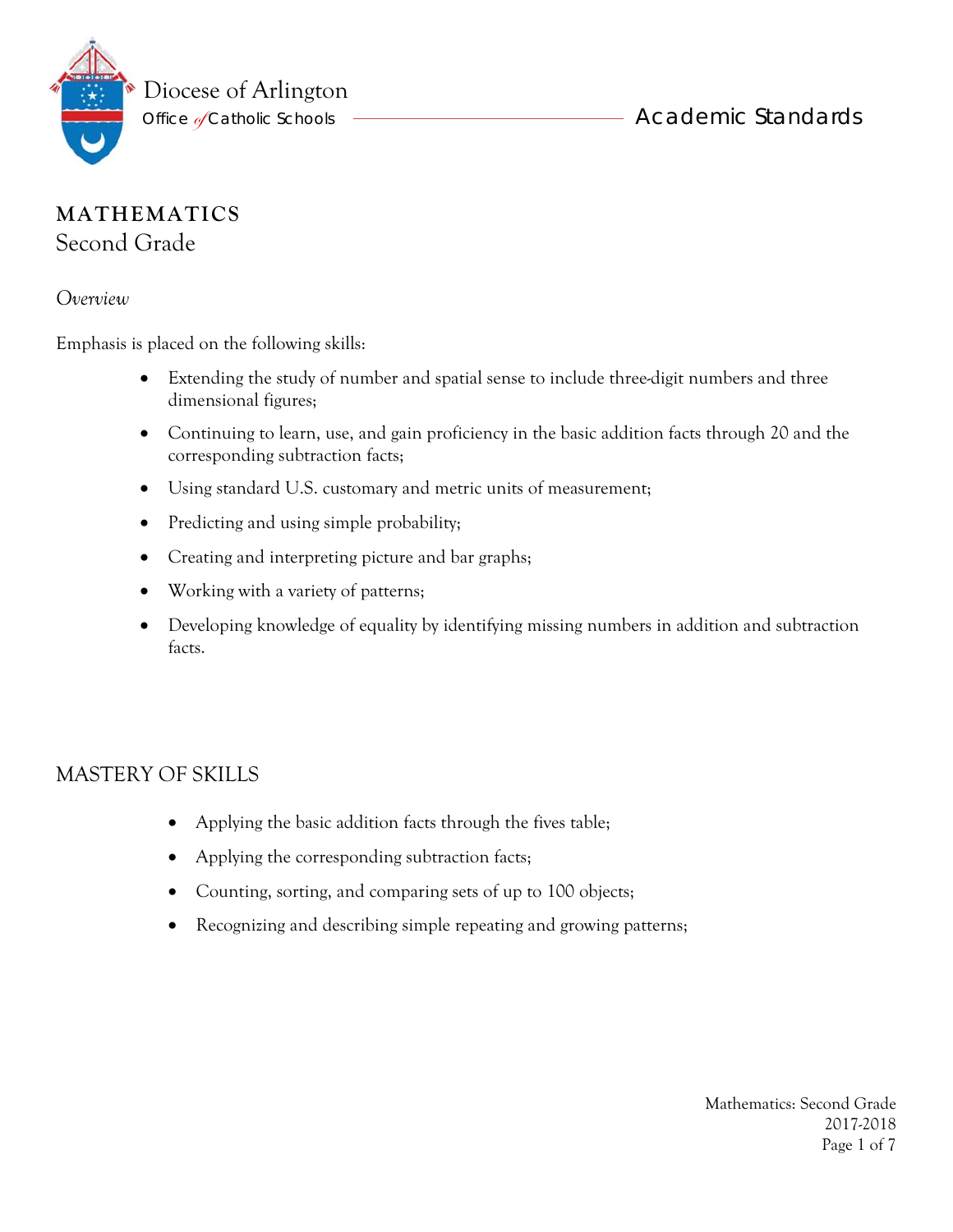Diocese of Arlington
Office of Catholic Schools

Academic Standards

# MATHEMATICS
## Second Grade

*Overview*

Emphasis is placed on the following skills:

- Extending the study of number and spatial sense to include three-digit numbers and three dimensional figures;
- Continuing to learn, use, and gain proficiency in the basic addition facts through 20 and the corresponding subtraction facts;
- Using standard U.S. customary and metric units of measurement;
- Predicting and using simple probability;
- Creating and interpreting picture and bar graphs;
- Working with a variety of patterns;
- Developing knowledge of equality by identifying missing numbers in addition and subtraction facts.

## MASTERY OF SKILLS

- Applying the basic addition facts through the fives table;
- Applying the corresponding subtraction facts;
- Counting, sorting, and comparing sets of up to 100 objects;
- Recognizing and describing simple repeating and growing patterns;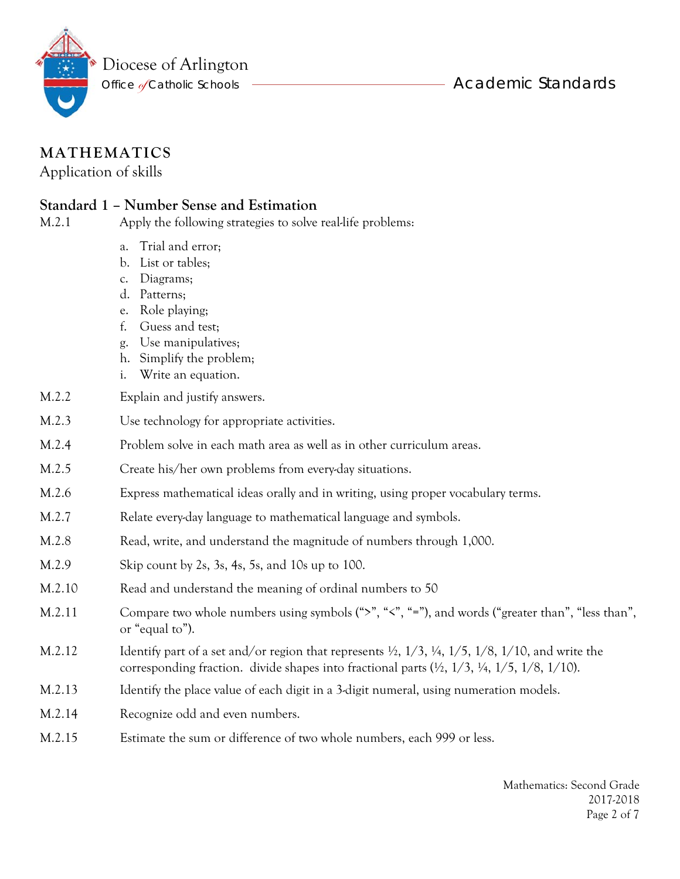## MATHEMATICS

Application of skills

### Standard 1 – Number Sense and Estimation

M.2.1 Apply the following strategies to solve real-life problems:

a. Trial and error;
b. List or tables;
c. Diagrams;
d. Patterns;
e. Role playing;
f. Guess and test;
g. Use manipulatives;
h. Simplify the problem;
i. Write an equation.

M.2.2 Explain and justify answers.

M.2.3 Use technology for appropriate activities.

M.2.4 Problem solve in each math area as well as in other curriculum areas.

M.2.5 Create his/her own problems from every-day situations.

M.2.6 Express mathematical ideas orally and in writing, using proper vocabulary terms.

M.2.7 Relate every-day language to mathematical language and symbols.

M.2.8 Read, write, and understand the magnitude of numbers through 1,000.

M.2.9 Skip count by 2s, 3s, 4s, 5s, and 10s up to 100.

M.2.10 Read and understand the meaning of ordinal numbers to 50

M.2.11 Compare two whole numbers using symbols (">", "<", "="), and words ("greater than", "less than", or "equal to").

M.2.12 Identify part of a set and/or region that represents ½, 1/3, ¼, 1/5, 1/8, 1/10, and write the corresponding fraction. divide shapes into fractional parts (½, 1/3, ¼, 1/5, 1/8, 1/10).

M.2.13 Identify the place value of each digit in a 3-digit numeral, using numeration models.

M.2.14 Recognize odd and even numbers.

M.2.15 Estimate the sum or difference of two whole numbers, each 999 or less.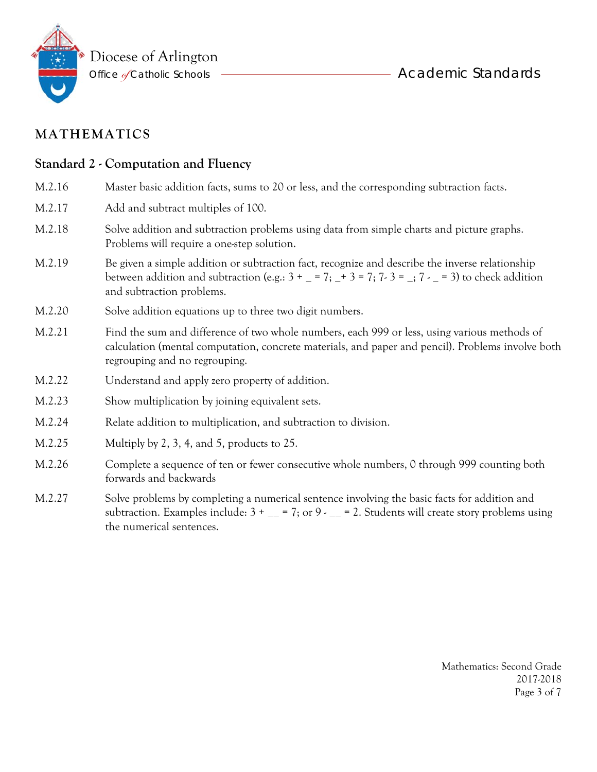## MATHEMATICS

### Standard 2 - Computation and Fluency

M.2.16 Master basic addition facts, sums to 20 or less, and the corresponding subtraction facts.

M.2.17 Add and subtract multiples of 100.

M.2.18 Solve addition and subtraction problems using data from simple charts and picture graphs. Problems will require a one-step solution.

M.2.19 Be given a simple addition or subtraction fact, recognize and describe the inverse relationship between addition and subtraction (e.g.: 3 + _ = 7; _+ 3 = 7; 7- 3 = _; 7 - _ = 3) to check addition and subtraction problems.

M.2.20 Solve addition equations up to three two digit numbers.

M.2.21 Find the sum and difference of two whole numbers, each 999 or less, using various methods of calculation (mental computation, concrete materials, and paper and pencil). Problems involve both regrouping and no regrouping.

M.2.22 Understand and apply zero property of addition.

M.2.23 Show multiplication by joining equivalent sets.

M.2.24 Relate addition to multiplication, and subtraction to division.

M.2.25 Multiply by 2, 3, 4, and 5, products to 25.

M.2.26 Complete a sequence of ten or fewer consecutive whole numbers, 0 through 999 counting both forwards and backwards

M.2.27 Solve problems by completing a numerical sentence involving the basic facts for addition and subtraction. Examples include: 3 + __ = 7; or 9 - __ = 2. Students will create story problems using the numerical sentences.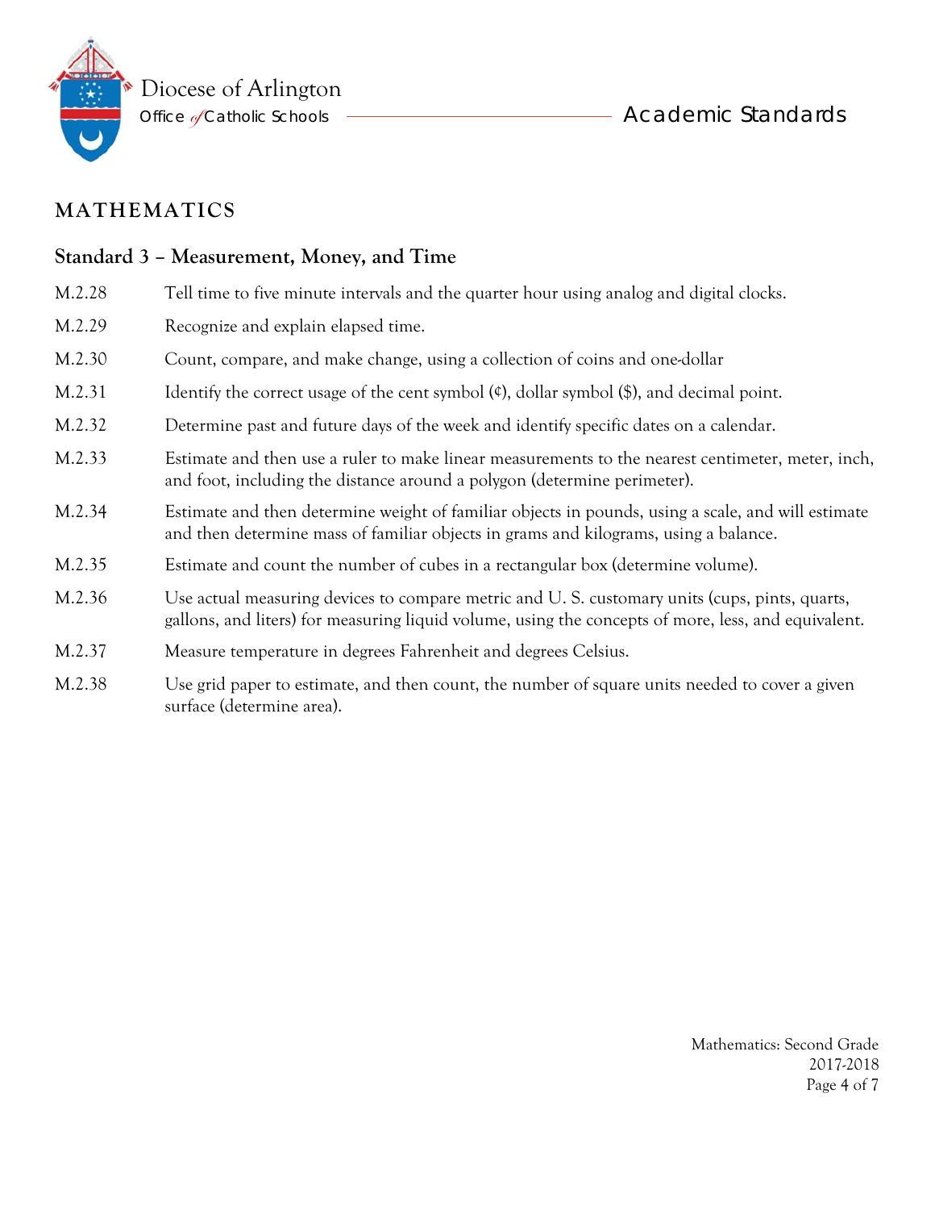## MATHEMATICS

### Standard 3 – Measurement, Money, and Time

M.2.28 Tell time to five minute intervals and the quarter hour using analog and digital clocks.

M.2.29 Recognize and explain elapsed time.

M.2.30 Count, compare, and make change, using a collection of coins and one-dollar

M.2.31 Identify the correct usage of the cent symbol (¢), dollar symbol ($), and decimal point.

M.2.32 Determine past and future days of the week and identify specific dates on a calendar.

M.2.33 Estimate and then use a ruler to make linear measurements to the nearest centimeter, meter, inch, and foot, including the distance around a polygon (determine perimeter).

M.2.34 Estimate and then determine weight of familiar objects in pounds, using a scale, and will estimate and then determine mass of familiar objects in grams and kilograms, using a balance.

M.2.35 Estimate and count the number of cubes in a rectangular box (determine volume).

M.2.36 Use actual measuring devices to compare metric and U. S. customary units (cups, pints, quarts, gallons, and liters) for measuring liquid volume, using the concepts of more, less, and equivalent.

M.2.37 Measure temperature in degrees Fahrenheit and degrees Celsius.

M.2.38 Use grid paper to estimate, and then count, the number of square units needed to cover a given surface (determine area).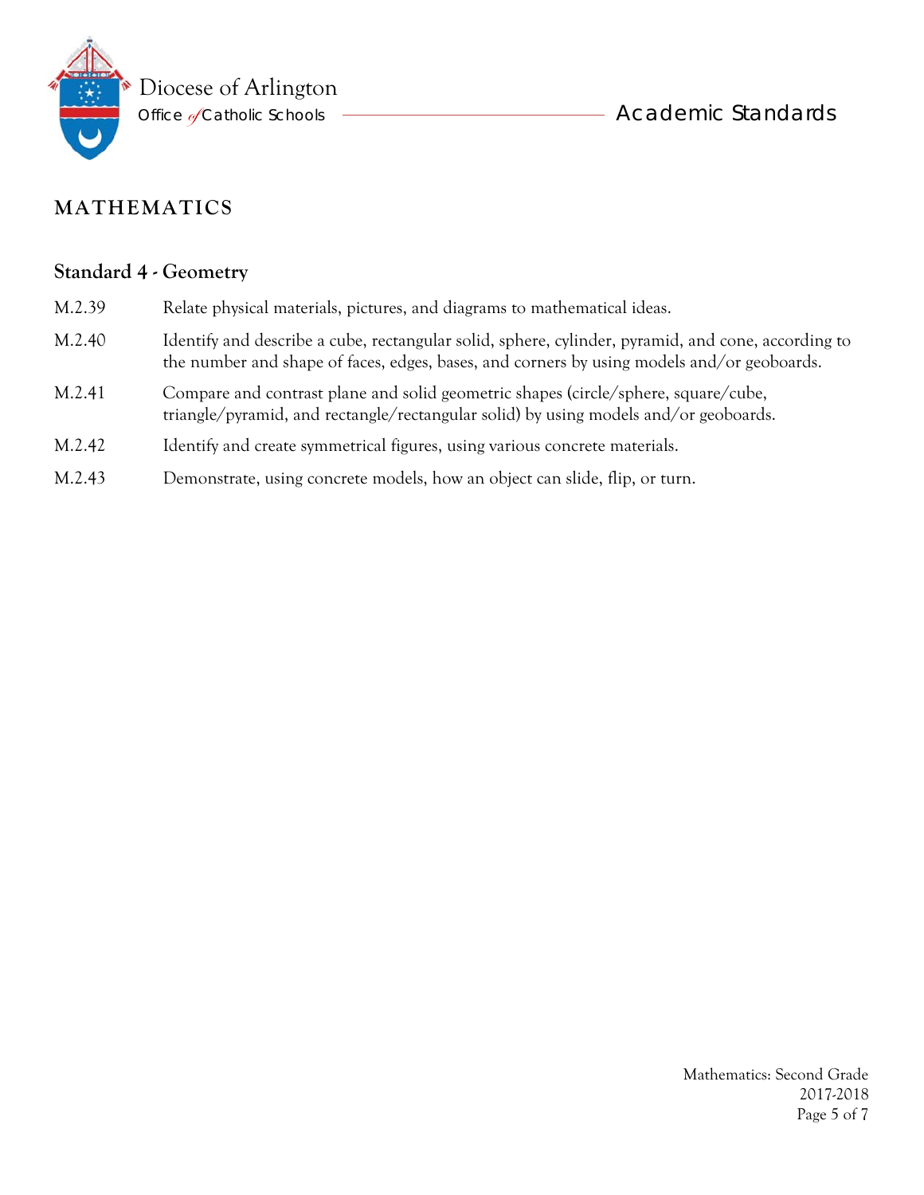## MATHEMATICS

### Standard 4 - Geometry

| | |
|---|---|
| M.2.39 | Relate physical materials, pictures, and diagrams to mathematical ideas. |
| M.2.40 | Identify and describe a cube, rectangular solid, sphere, cylinder, pyramid, and cone, according to the number and shape of faces, edges, bases, and corners by using models and/or geoboards. |
| M.2.41 | Compare and contrast plane and solid geometric shapes (circle/sphere, square/cube, triangle/pyramid, and rectangle/rectangular solid) by using models and/or geoboards. |
| M.2.42 | Identify and create symmetrical figures, using various concrete materials. |
| M.2.43 | Demonstrate, using concrete models, how an object can slide, flip, or turn. |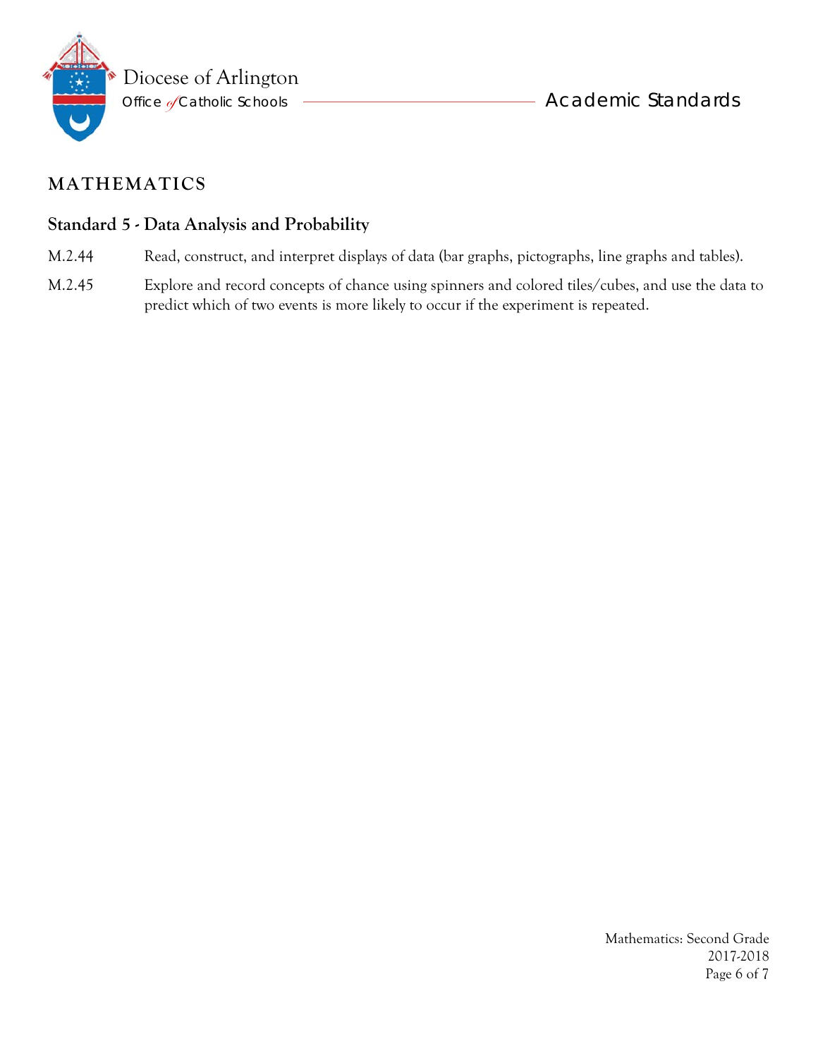## MATHEMATICS

### Standard 5 - Data Analysis and Probability

M.2.44 Read, construct, and interpret displays of data (bar graphs, pictographs, line graphs and tables).

M.2.45 Explore and record concepts of chance using spinners and colored tiles/cubes, and use the data to predict which of two events is more likely to occur if the experiment is repeated.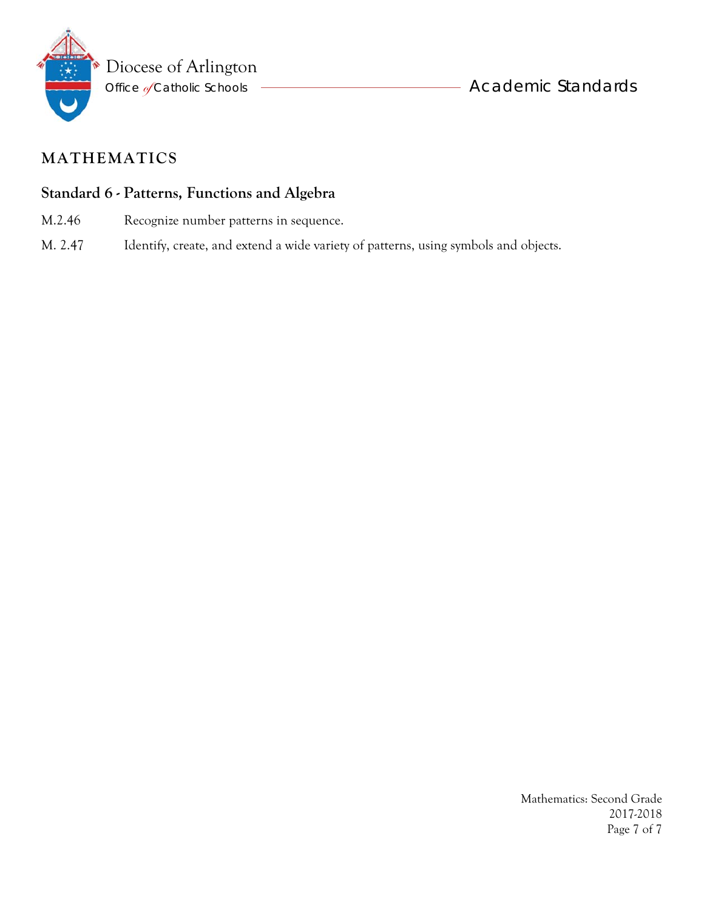## MATHEMATICS

### Standard 6 - Patterns, Functions and Algebra

M.2.46 Recognize number patterns in sequence.

M. 2.47 Identify, create, and extend a wide variety of patterns, using symbols and objects.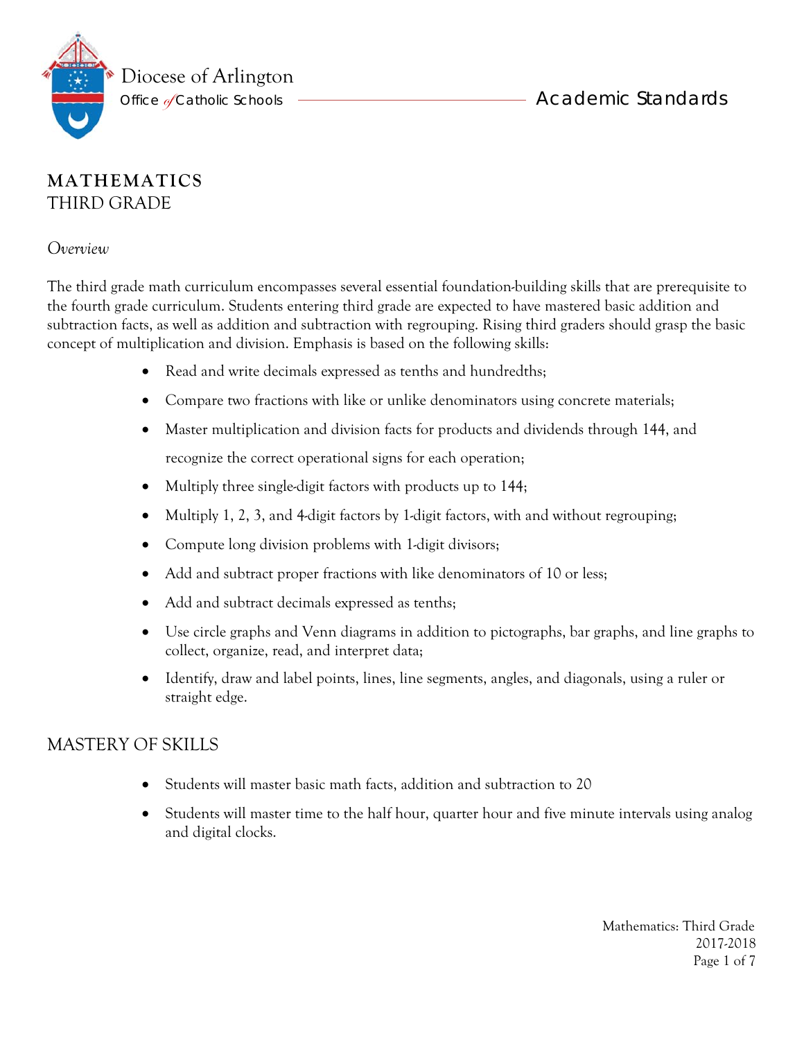Diocese of Arlington
Office of Catholic Schools

Academic Standards

# MATHEMATICS
## THIRD GRADE

*Overview*

The third grade math curriculum encompasses several essential foundation-building skills that are prerequisite to the fourth grade curriculum. Students entering third grade are expected to have mastered basic addition and subtraction facts, as well as addition and subtraction with regrouping. Rising third graders should grasp the basic concept of multiplication and division. Emphasis is based on the following skills:

- Read and write decimals expressed as tenths and hundredths;
- Compare two fractions with like or unlike denominators using concrete materials;
- Master multiplication and division facts for products and dividends through 144, and recognize the correct operational signs for each operation;
- Multiply three single-digit factors with products up to 144;
- Multiply 1, 2, 3, and 4-digit factors by 1-digit factors, with and without regrouping;
- Compute long division problems with 1-digit divisors;
- Add and subtract proper fractions with like denominators of 10 or less;
- Add and subtract decimals expressed as tenths;
- Use circle graphs and Venn diagrams in addition to pictographs, bar graphs, and line graphs to collect, organize, read, and interpret data;
- Identify, draw and label points, lines, line segments, angles, and diagonals, using a ruler or straight edge.

## MASTERY OF SKILLS

- Students will master basic math facts, addition and subtraction to 20
- Students will master time to the half hour, quarter hour and five minute intervals using analog and digital clocks.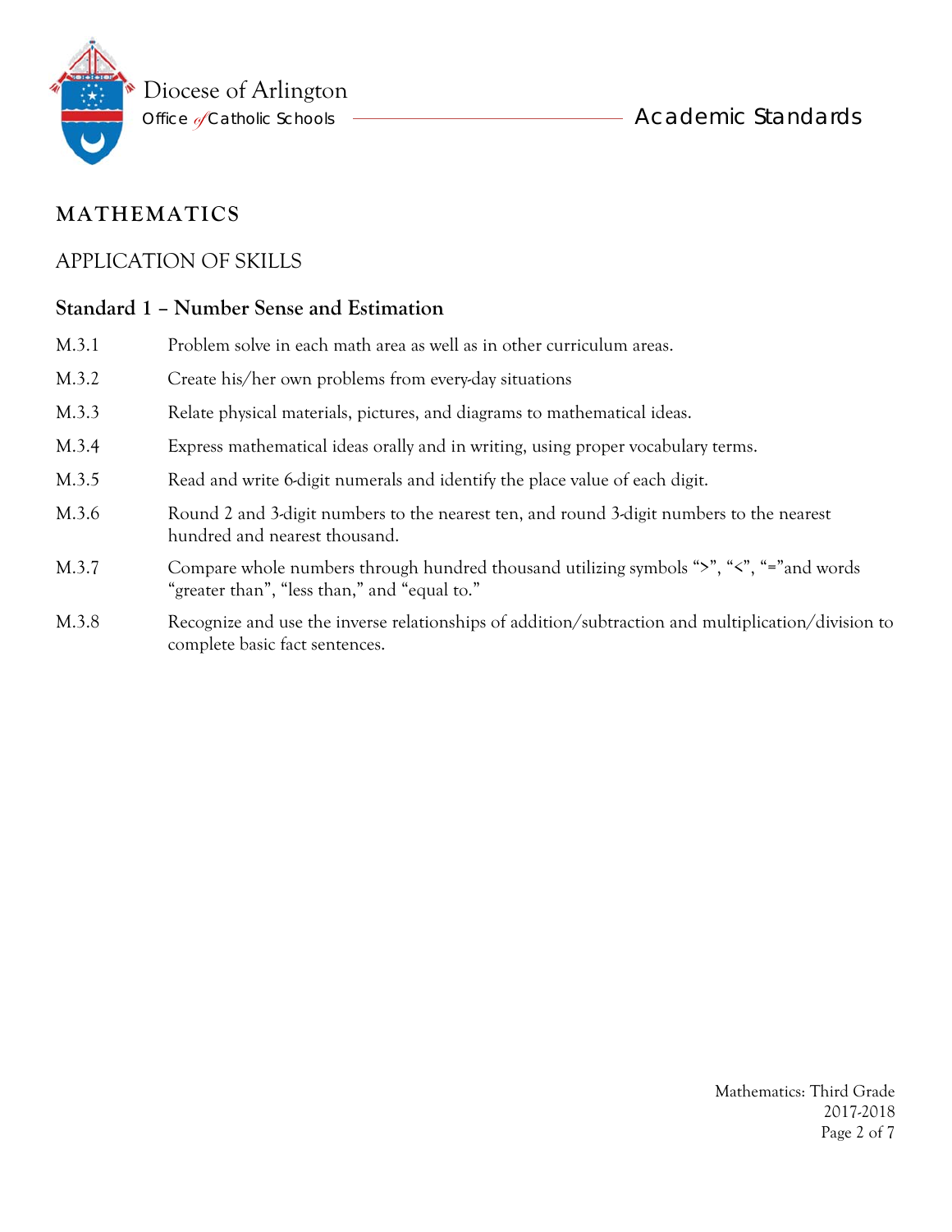# MATHEMATICS

## APPLICATION OF SKILLS

### Standard 1 – Number Sense and Estimation

| | |
|---|---|
| M.3.1 | Problem solve in each math area as well as in other curriculum areas. |
| M.3.2 | Create his/her own problems from every-day situations |
| M.3.3 | Relate physical materials, pictures, and diagrams to mathematical ideas. |
| M.3.4 | Express mathematical ideas orally and in writing, using proper vocabulary terms. |
| M.3.5 | Read and write 6-digit numerals and identify the place value of each digit. |
| M.3.6 | Round 2 and 3-digit numbers to the nearest ten, and round 3-digit numbers to the nearest hundred and nearest thousand. |
| M.3.7 | Compare whole numbers through hundred thousand utilizing symbols ">", "<", "="and words "greater than", "less than," and "equal to." |
| M.3.8 | Recognize and use the inverse relationships of addition/subtraction and multiplication/division to complete basic fact sentences. |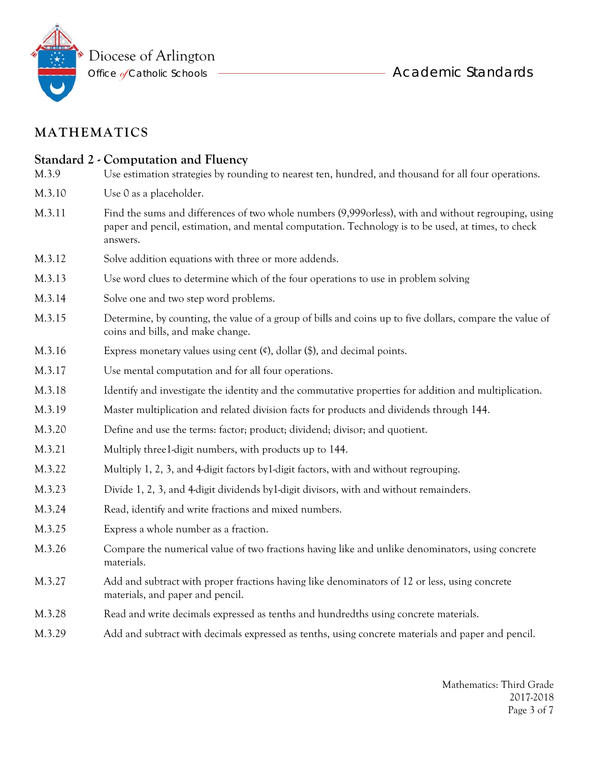## MATHEMATICS

### Standard 2 - Computation and Fluency

| | |
|---|---|
| M.3.9 | Use estimation strategies by rounding to nearest ten, hundred, and thousand for all four operations. |
| M.3.10 | Use 0 as a placeholder. |
| M.3.11 | Find the sums and differences of two whole numbers (9,999orless), with and without regrouping, using paper and pencil, estimation, and mental computation. Technology is to be used, at times, to check answers. |
| M.3.12 | Solve addition equations with three or more addends. |
| M.3.13 | Use word clues to determine which of the four operations to use in problem solving |
| M.3.14 | Solve one and two step word problems. |
| M.3.15 | Determine, by counting, the value of a group of bills and coins up to five dollars, compare the value of coins and bills, and make change. |
| M.3.16 | Express monetary values using cent (¢), dollar ($), and decimal points. |
| M.3.17 | Use mental computation and for all four operations. |
| M.3.18 | Identify and investigate the identity and the commutative properties for addition and multiplication. |
| M.3.19 | Master multiplication and related division facts for products and dividends through 144. |
| M.3.20 | Define and use the terms: factor; product; dividend; divisor; and quotient. |
| M.3.21 | Multiply three1-digit numbers, with products up to 144. |
| M.3.22 | Multiply 1, 2, 3, and 4-digit factors by1-digit factors, with and without regrouping. |
| M.3.23 | Divide 1, 2, 3, and 4-digit dividends by1-digit divisors, with and without remainders. |
| M.3.24 | Read, identify and write fractions and mixed numbers. |
| M.3.25 | Express a whole number as a fraction. |
| M.3.26 | Compare the numerical value of two fractions having like and unlike denominators, using concrete materials. |
| M.3.27 | Add and subtract with proper fractions having like denominators of 12 or less, using concrete materials, and paper and pencil. |
| M.3.28 | Read and write decimals expressed as tenths and hundredths using concrete materials. |
| M.3.29 | Add and subtract with decimals expressed as tenths, using concrete materials and paper and pencil. |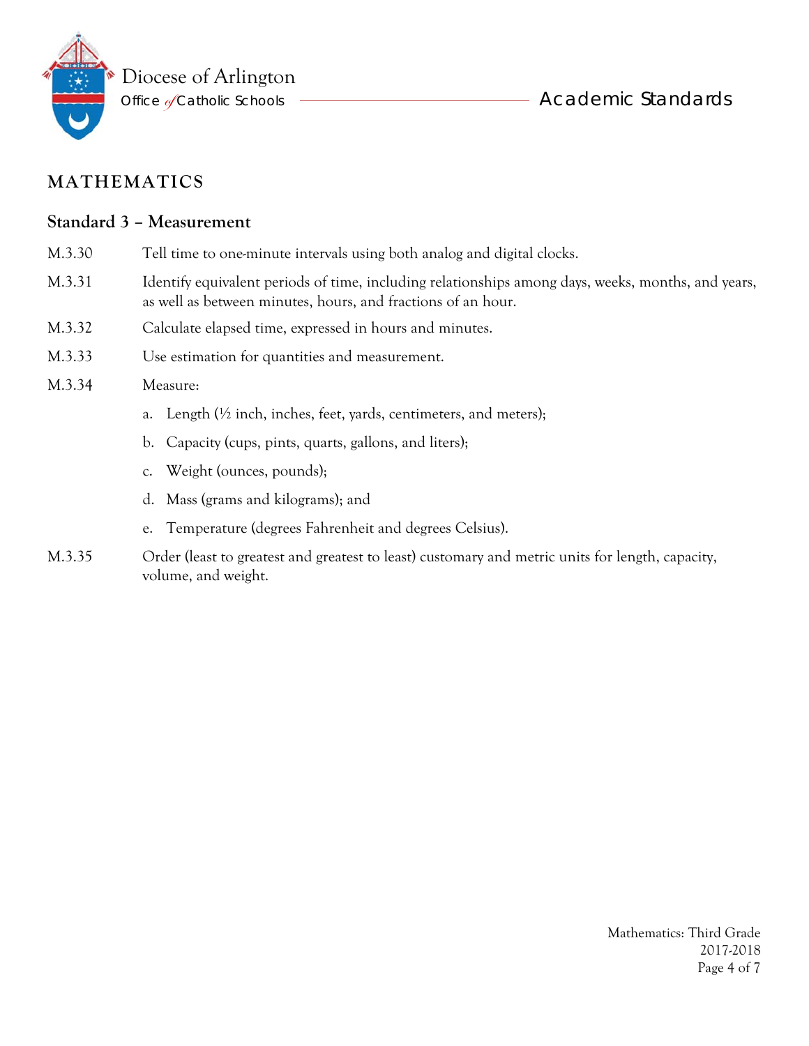# MATHEMATICS

## Standard 3 – Measurement

M.3.30 Tell time to one-minute intervals using both analog and digital clocks.

M.3.31 Identify equivalent periods of time, including relationships among days, weeks, months, and years, as well as between minutes, hours, and fractions of an hour.

M.3.32 Calculate elapsed time, expressed in hours and minutes.

M.3.33 Use estimation for quantities and measurement.

M.3.34 Measure:

a. Length (½ inch, inches, feet, yards, centimeters, and meters);

b. Capacity (cups, pints, quarts, gallons, and liters);

c. Weight (ounces, pounds);

d. Mass (grams and kilograms); and

e. Temperature (degrees Fahrenheit and degrees Celsius).

M.3.35 Order (least to greatest and greatest to least) customary and metric units for length, capacity, volume, and weight.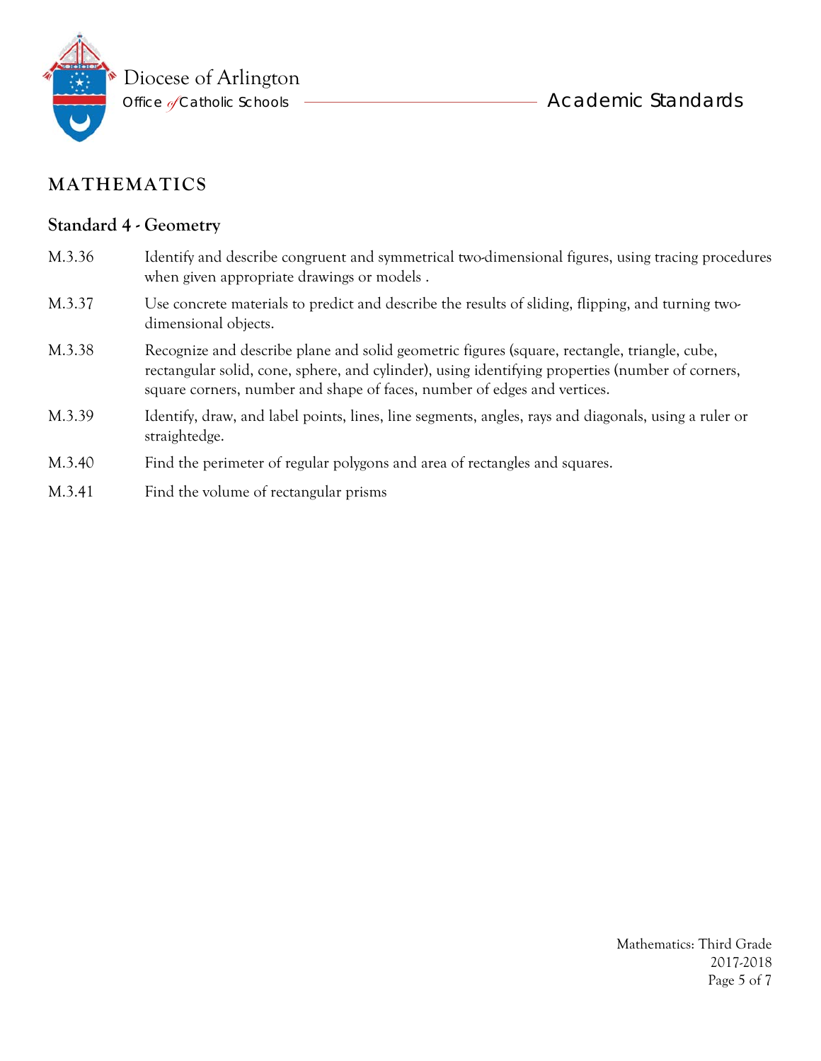## MATHEMATICS

### Standard 4 - Geometry

M.3.36 Identify and describe congruent and symmetrical two-dimensional figures, using tracing procedures when given appropriate drawings or models .

M.3.37 Use concrete materials to predict and describe the results of sliding, flipping, and turning two-dimensional objects.

M.3.38 Recognize and describe plane and solid geometric figures (square, rectangle, triangle, cube, rectangular solid, cone, sphere, and cylinder), using identifying properties (number of corners, square corners, number and shape of faces, number of edges and vertices.

M.3.39 Identify, draw, and label points, lines, line segments, angles, rays and diagonals, using a ruler or straightedge.

M.3.40 Find the perimeter of regular polygons and area of rectangles and squares.

M.3.41 Find the volume of rectangular prisms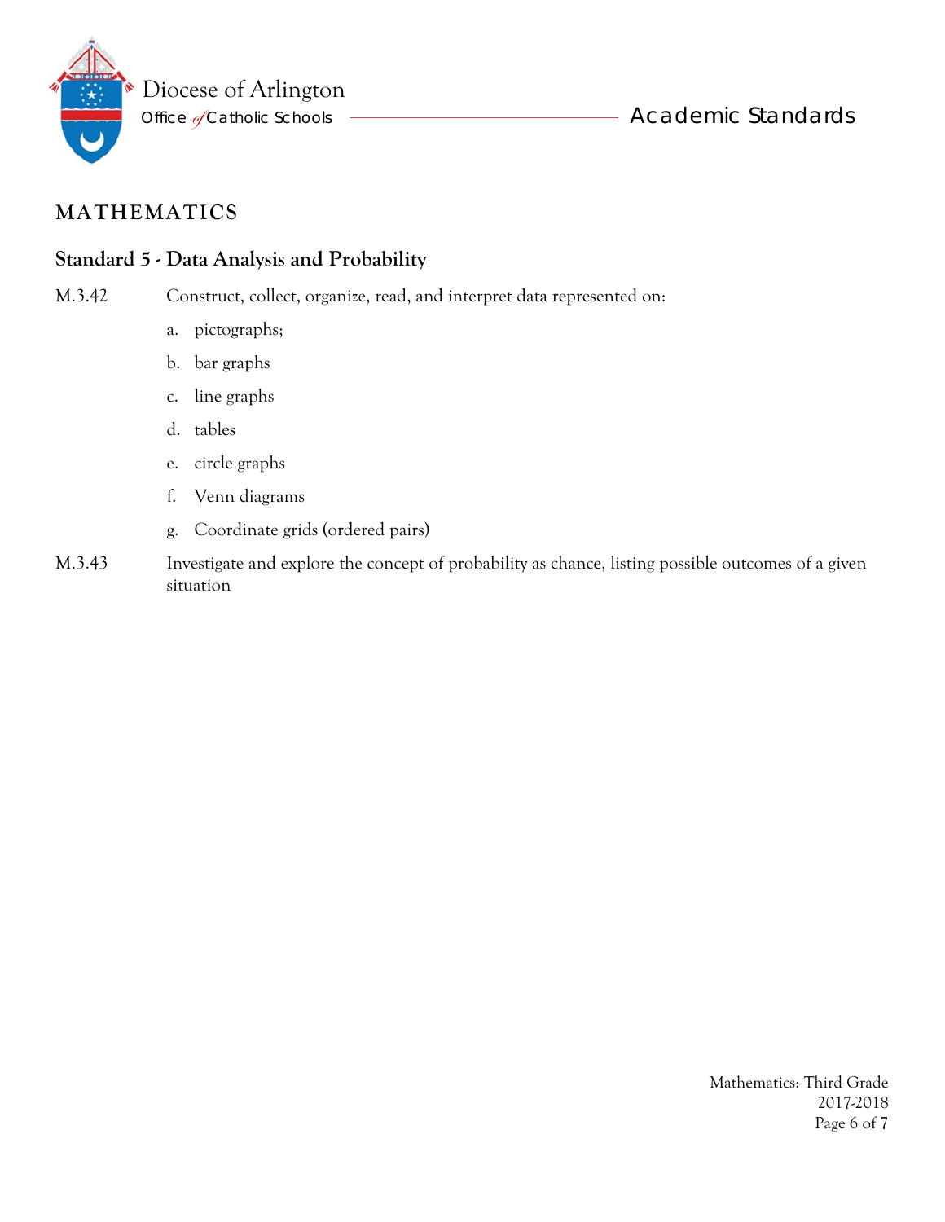## MATHEMATICS

### Standard 5 - Data Analysis and Probability

M.3.42 Construct, collect, organize, read, and interpret data represented on:

a. pictographs;

b. bar graphs

c. line graphs

d. tables

e. circle graphs

f. Venn diagrams

g. Coordinate grids (ordered pairs)

M.3.43 Investigate and explore the concept of probability as chance, listing possible outcomes of a given situation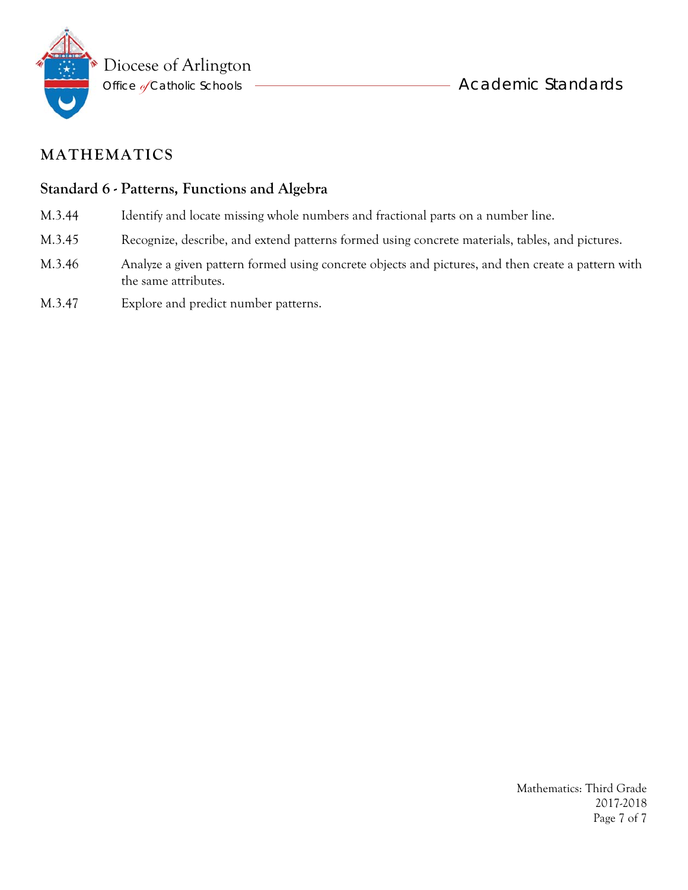## MATHEMATICS

### Standard 6 - Patterns, Functions and Algebra

M.3.44 Identify and locate missing whole numbers and fractional parts on a number line.

M.3.45 Recognize, describe, and extend patterns formed using concrete materials, tables, and pictures.

M.3.46 Analyze a given pattern formed using concrete objects and pictures, and then create a pattern with the same attributes.

M.3.47 Explore and predict number patterns.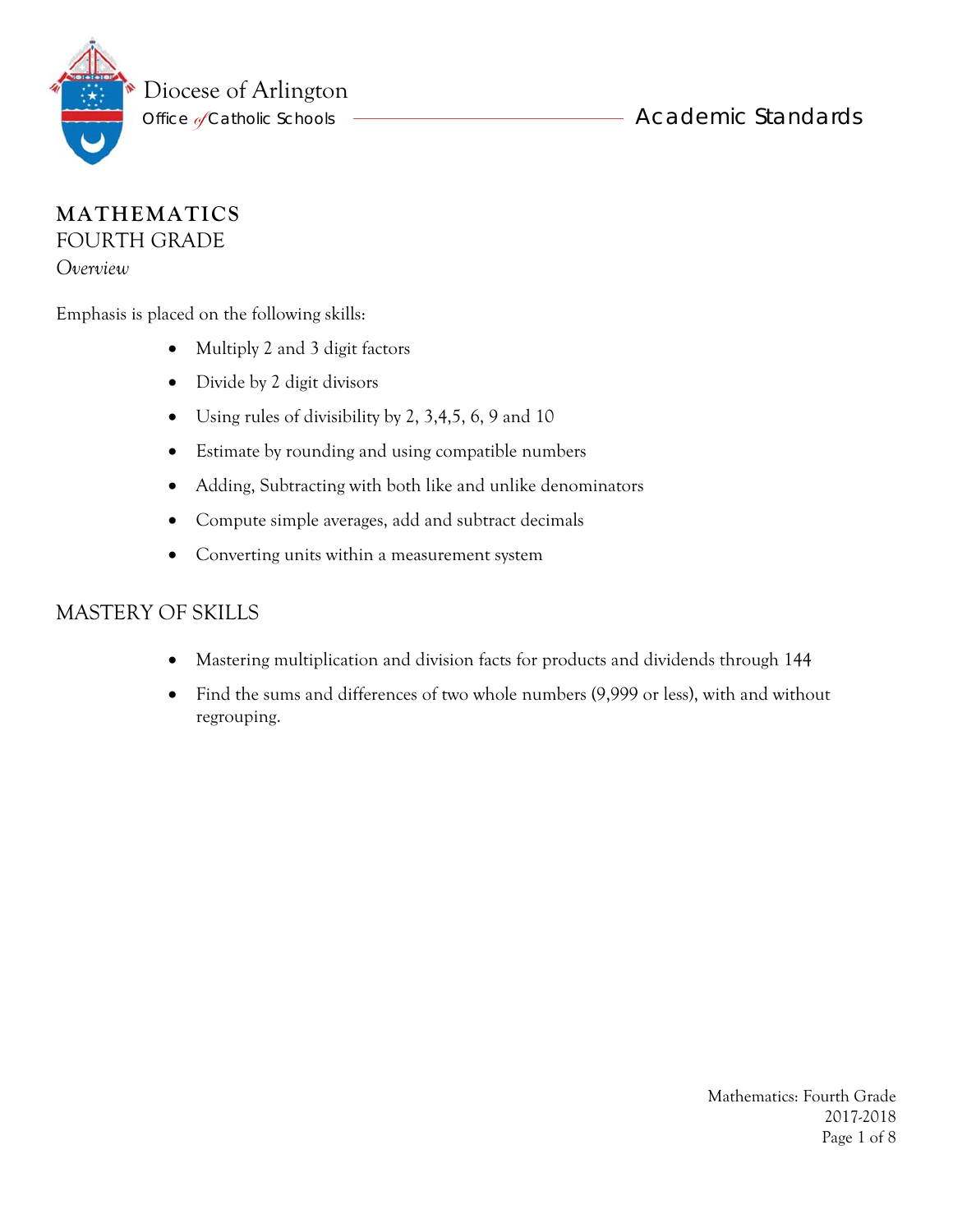Diocese of Arlington

Office of Catholic Schools — Academic Standards

# MATHEMATICS

## FOURTH GRADE

*Overview*

Emphasis is placed on the following skills:

- Multiply 2 and 3 digit factors
- Divide by 2 digit divisors
- Using rules of divisibility by 2, 3,4,5, 6, 9 and 10
- Estimate by rounding and using compatible numbers
- Adding, Subtracting with both like and unlike denominators
- Compute simple averages, add and subtract decimals
- Converting units within a measurement system

## MASTERY OF SKILLS

- Mastering multiplication and division facts for products and dividends through 144
- Find the sums and differences of two whole numbers (9,999 or less), with and without regrouping.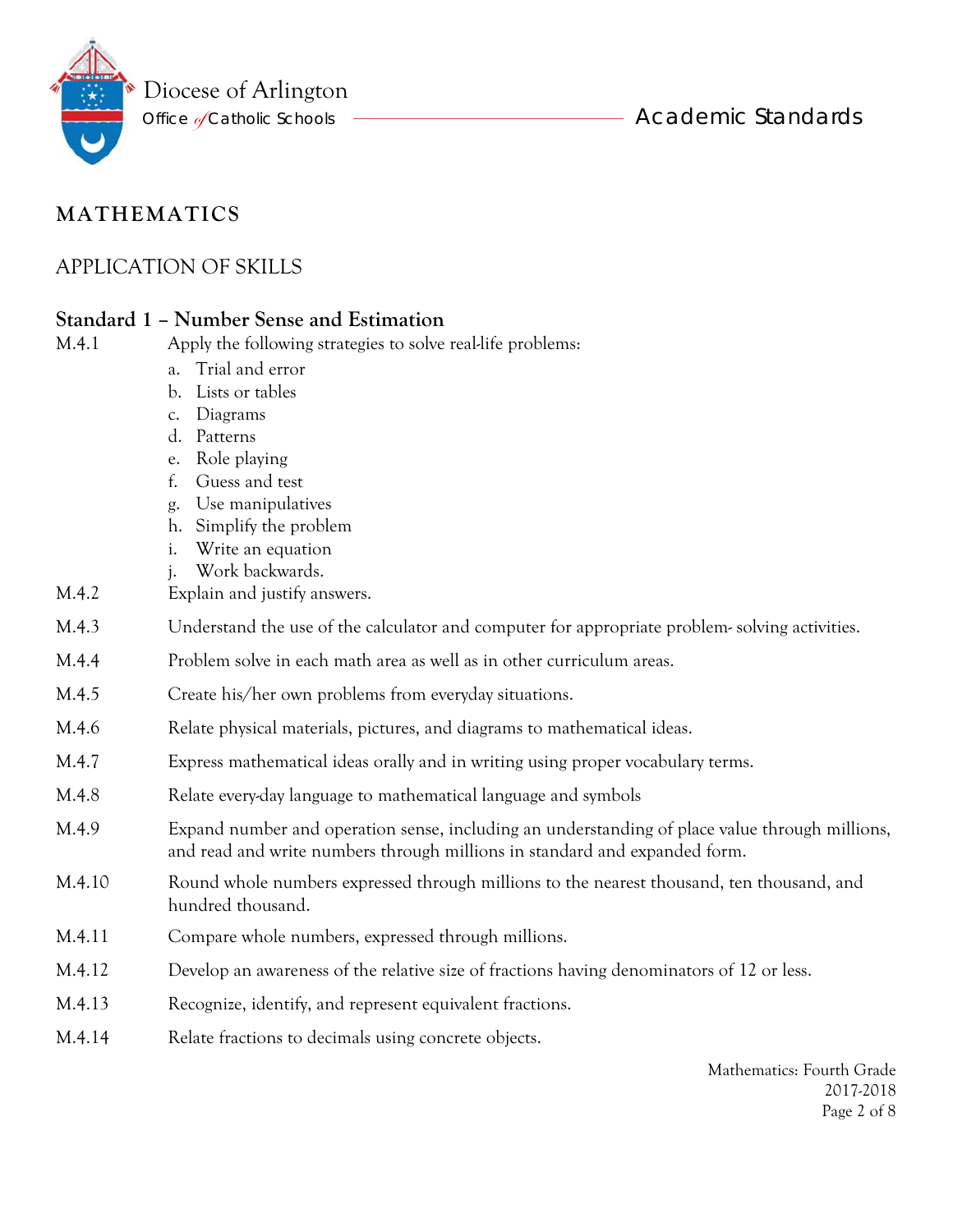## MATHEMATICS

### APPLICATION OF SKILLS

### Standard 1 – Number Sense and Estimation

M.4.1 Apply the following strategies to solve real-life problems:

a. Trial and error
b. Lists or tables
c. Diagrams
d. Patterns
e. Role playing
f. Guess and test
g. Use manipulatives
h. Simplify the problem
i. Write an equation
j. Work backwards.

M.4.2 Explain and justify answers.

M.4.3 Understand the use of the calculator and computer for appropriate problem- solving activities.

M.4.4 Problem solve in each math area as well as in other curriculum areas.

M.4.5 Create his/her own problems from everyday situations.

M.4.6 Relate physical materials, pictures, and diagrams to mathematical ideas.

M.4.7 Express mathematical ideas orally and in writing using proper vocabulary terms.

M.4.8 Relate every-day language to mathematical language and symbols

M.4.9 Expand number and operation sense, including an understanding of place value through millions, and read and write numbers through millions in standard and expanded form.

M.4.10 Round whole numbers expressed through millions to the nearest thousand, ten thousand, and hundred thousand.

M.4.11 Compare whole numbers, expressed through millions.

M.4.12 Develop an awareness of the relative size of fractions having denominators of 12 or less.

M.4.13 Recognize, identify, and represent equivalent fractions.

M.4.14 Relate fractions to decimals using concrete objects.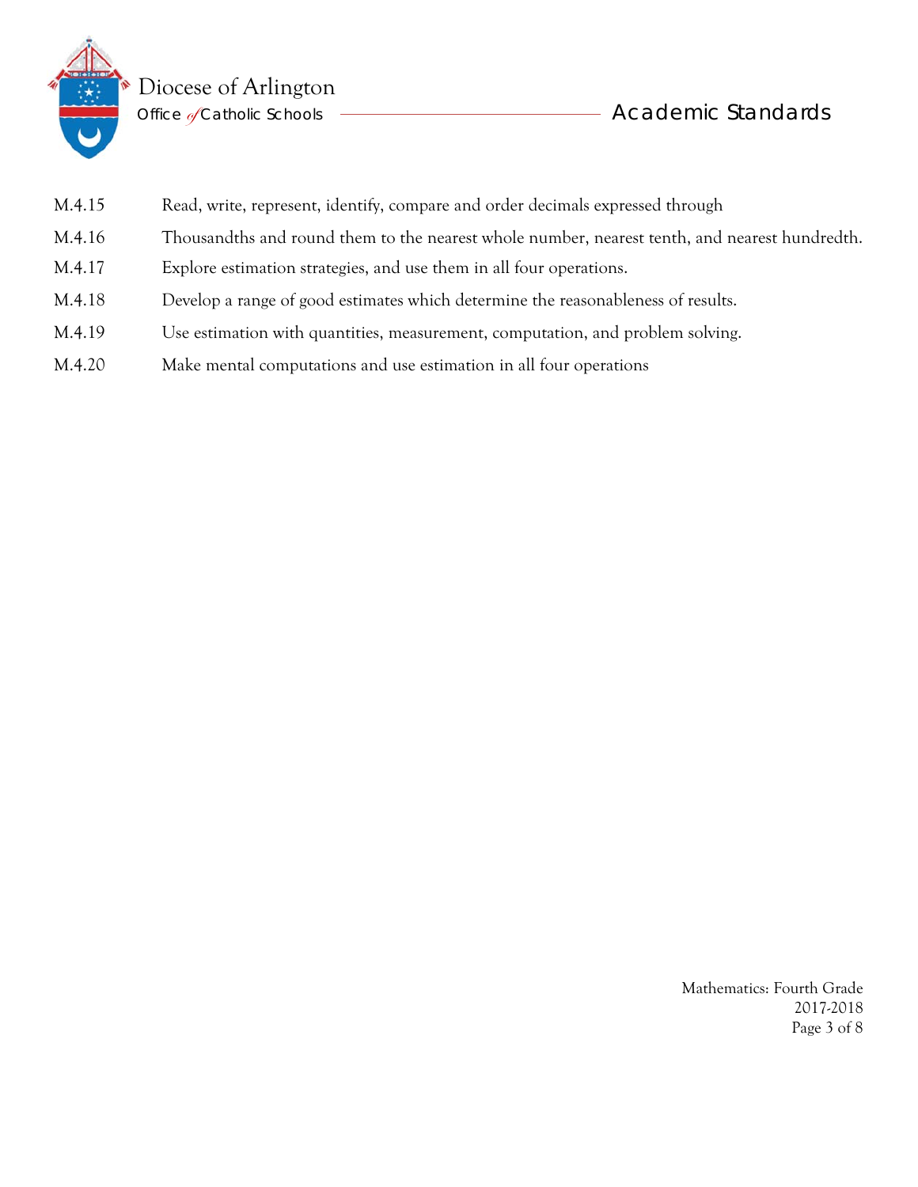| | |
|---|---|
| M.4.15 | Read, write, represent, identify, compare and order decimals expressed through |
| M.4.16 | Thousandths and round them to the nearest whole number, nearest tenth, and nearest hundredth. |
| M.4.17 | Explore estimation strategies, and use them in all four operations. |
| M.4.18 | Develop a range of good estimates which determine the reasonableness of results. |
| M.4.19 | Use estimation with quantities, measurement, computation, and problem solving. |
| M.4.20 | Make mental computations and use estimation in all four operations |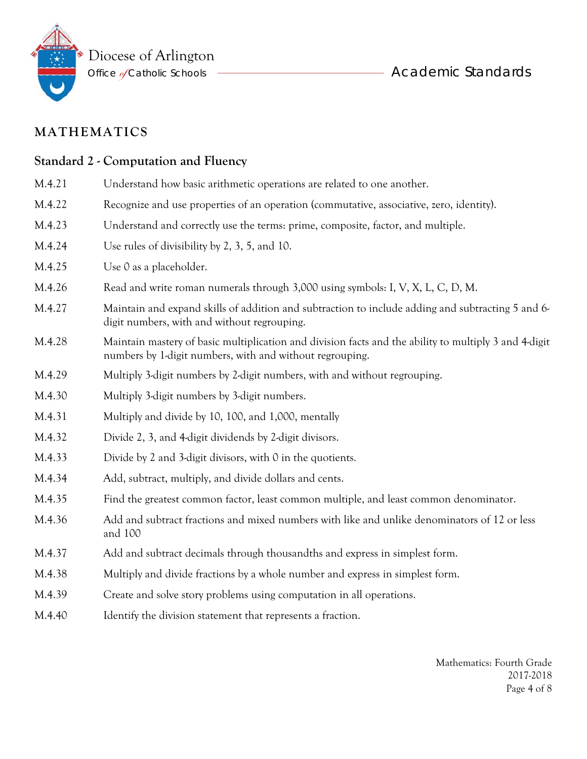## MATHEMATICS

### Standard 2 - Computation and Fluency

| | |
|---|---|
| M.4.21 | Understand how basic arithmetic operations are related to one another. |
| M.4.22 | Recognize and use properties of an operation (commutative, associative, zero, identity). |
| M.4.23 | Understand and correctly use the terms: prime, composite, factor, and multiple. |
| M.4.24 | Use rules of divisibility by 2, 3, 5, and 10. |
| M.4.25 | Use 0 as a placeholder. |
| M.4.26 | Read and write roman numerals through 3,000 using symbols: I, V, X, L, C, D, M. |
| M.4.27 | Maintain and expand skills of addition and subtraction to include adding and subtracting 5 and 6-digit numbers, with and without regrouping. |
| M.4.28 | Maintain mastery of basic multiplication and division facts and the ability to multiply 3 and 4-digit numbers by 1-digit numbers, with and without regrouping. |
| M.4.29 | Multiply 3-digit numbers by 2-digit numbers, with and without regrouping. |
| M.4.30 | Multiply 3-digit numbers by 3-digit numbers. |
| M.4.31 | Multiply and divide by 10, 100, and 1,000, mentally |
| M.4.32 | Divide 2, 3, and 4-digit dividends by 2-digit divisors. |
| M.4.33 | Divide by 2 and 3-digit divisors, with 0 in the quotients. |
| M.4.34 | Add, subtract, multiply, and divide dollars and cents. |
| M.4.35 | Find the greatest common factor, least common multiple, and least common denominator. |
| M.4.36 | Add and subtract fractions and mixed numbers with like and unlike denominators of 12 or less and 100 |
| M.4.37 | Add and subtract decimals through thousandths and express in simplest form. |
| M.4.38 | Multiply and divide fractions by a whole number and express in simplest form. |
| M.4.39 | Create and solve story problems using computation in all operations. |
| M.4.40 | Identify the division statement that represents a fraction. |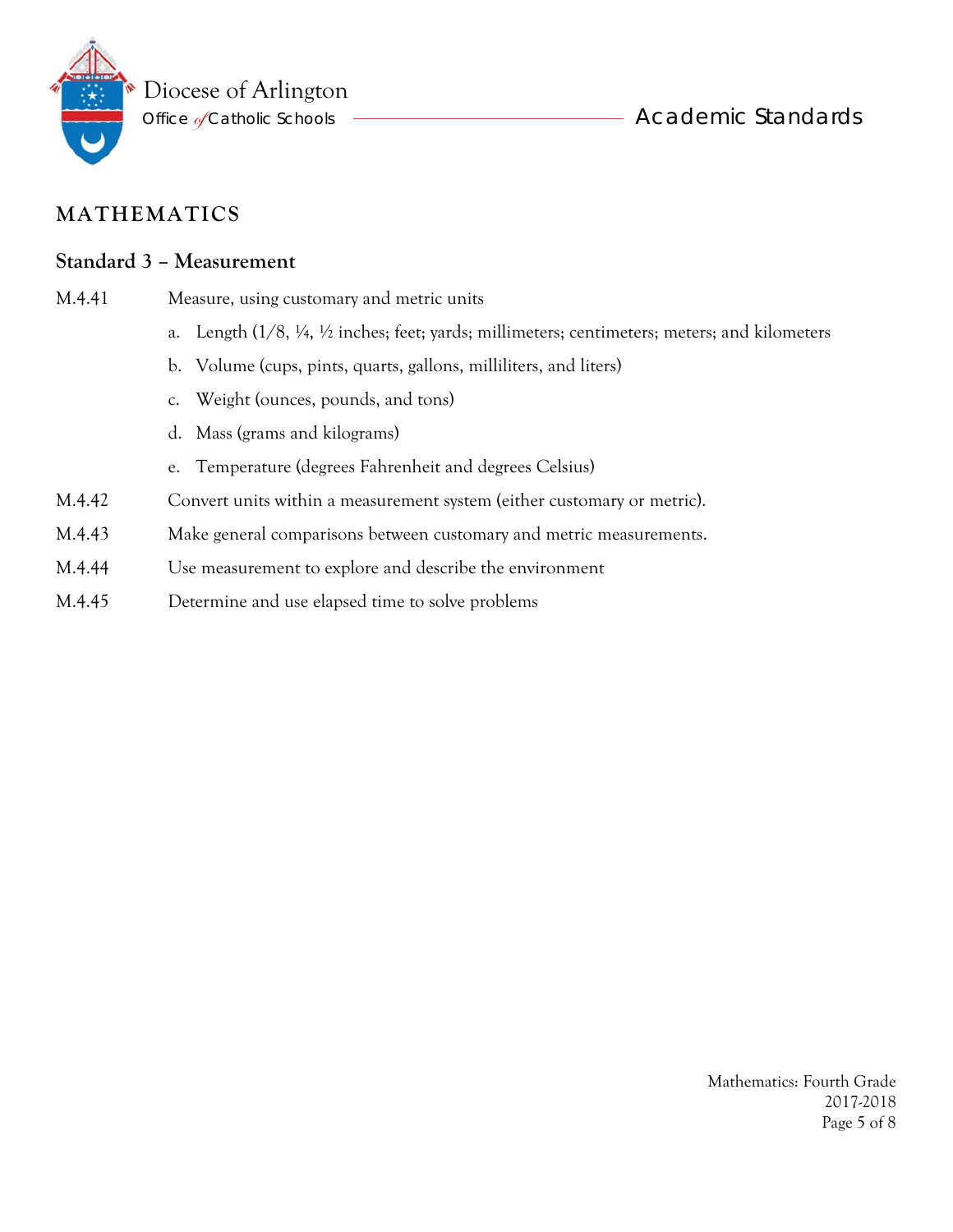# MATHEMATICS

## Standard 3 – Measurement

M.4.41 Measure, using customary and metric units

a. Length (1/8, ¼, ½ inches; feet; yards; millimeters; centimeters; meters; and kilometers

b. Volume (cups, pints, quarts, gallons, milliliters, and liters)

c. Weight (ounces, pounds, and tons)

d. Mass (grams and kilograms)

e. Temperature (degrees Fahrenheit and degrees Celsius)

M.4.42 Convert units within a measurement system (either customary or metric).

M.4.43 Make general comparisons between customary and metric measurements.

M.4.44 Use measurement to explore and describe the environment

M.4.45 Determine and use elapsed time to solve problems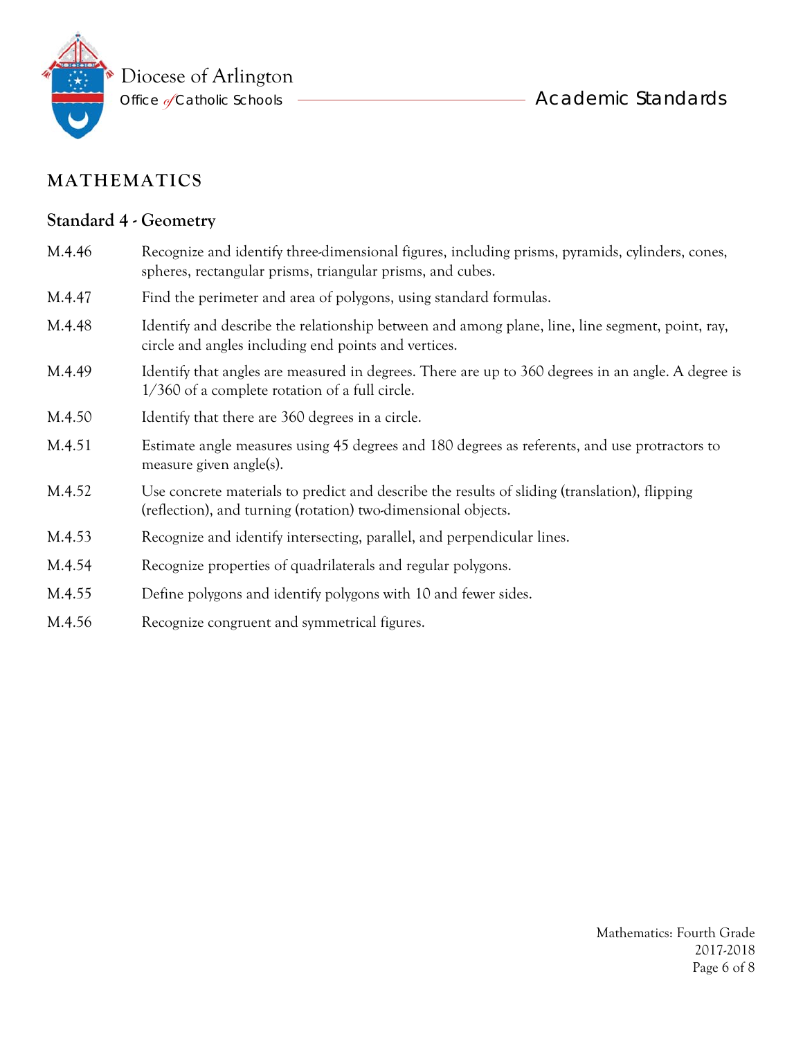# MATHEMATICS

## Standard 4 - Geometry

| | |
|---|---|
| M.4.46 | Recognize and identify three-dimensional figures, including prisms, pyramids, cylinders, cones, spheres, rectangular prisms, triangular prisms, and cubes. |
| M.4.47 | Find the perimeter and area of polygons, using standard formulas. |
| M.4.48 | Identify and describe the relationship between and among plane, line, line segment, point, ray, circle and angles including end points and vertices. |
| M.4.49 | Identify that angles are measured in degrees. There are up to 360 degrees in an angle. A degree is 1/360 of a complete rotation of a full circle. |
| M.4.50 | Identify that there are 360 degrees in a circle. |
| M.4.51 | Estimate angle measures using 45 degrees and 180 degrees as referents, and use protractors to measure given angle(s). |
| M.4.52 | Use concrete materials to predict and describe the results of sliding (translation), flipping (reflection), and turning (rotation) two-dimensional objects. |
| M.4.53 | Recognize and identify intersecting, parallel, and perpendicular lines. |
| M.4.54 | Recognize properties of quadrilaterals and regular polygons. |
| M.4.55 | Define polygons and identify polygons with 10 and fewer sides. |
| M.4.56 | Recognize congruent and symmetrical figures. |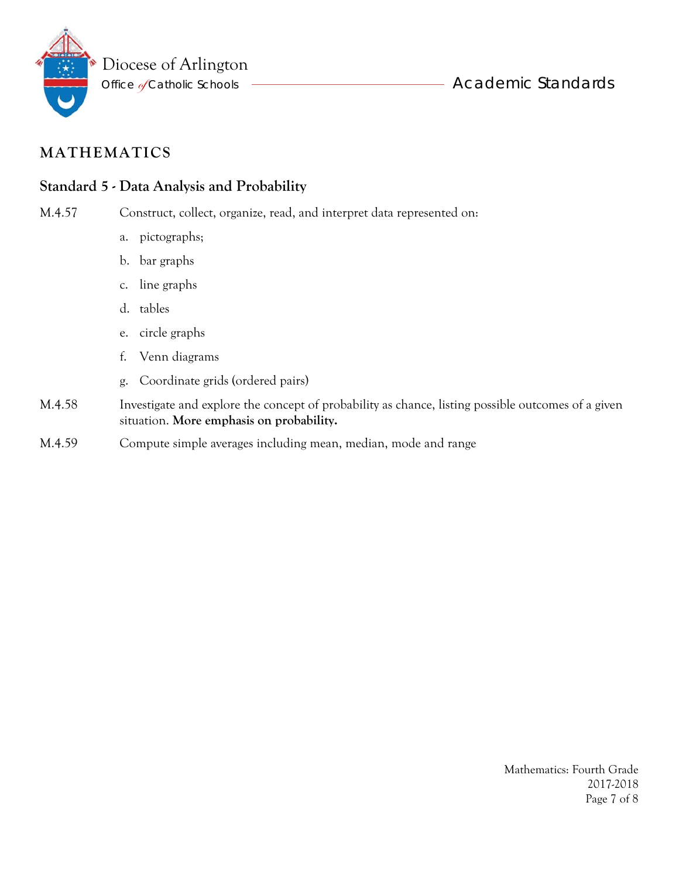## MATHEMATICS

### Standard 5 - Data Analysis and Probability

M.4.57 Construct, collect, organize, read, and interpret data represented on:

a. pictographs;

b. bar graphs

c. line graphs

d. tables

e. circle graphs

f. Venn diagrams

g. Coordinate grids (ordered pairs)

M.4.58 Investigate and explore the concept of probability as chance, listing possible outcomes of a given situation. **More emphasis on probability.**

M.4.59 Compute simple averages including mean, median, mode and range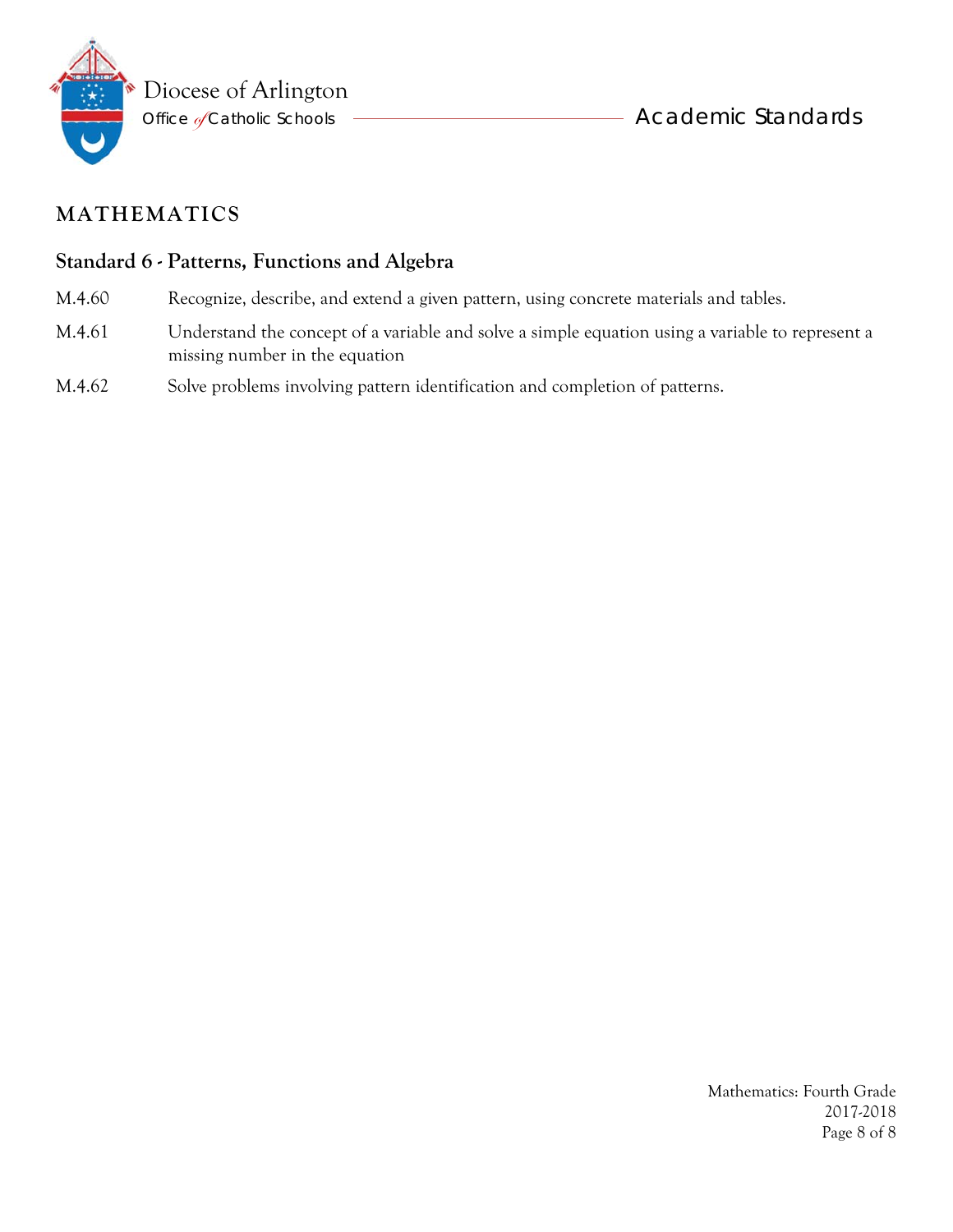## MATHEMATICS

### Standard 6 - Patterns, Functions and Algebra

M.4.60 Recognize, describe, and extend a given pattern, using concrete materials and tables.

M.4.61 Understand the concept of a variable and solve a simple equation using a variable to represent a missing number in the equation

M.4.62 Solve problems involving pattern identification and completion of patterns.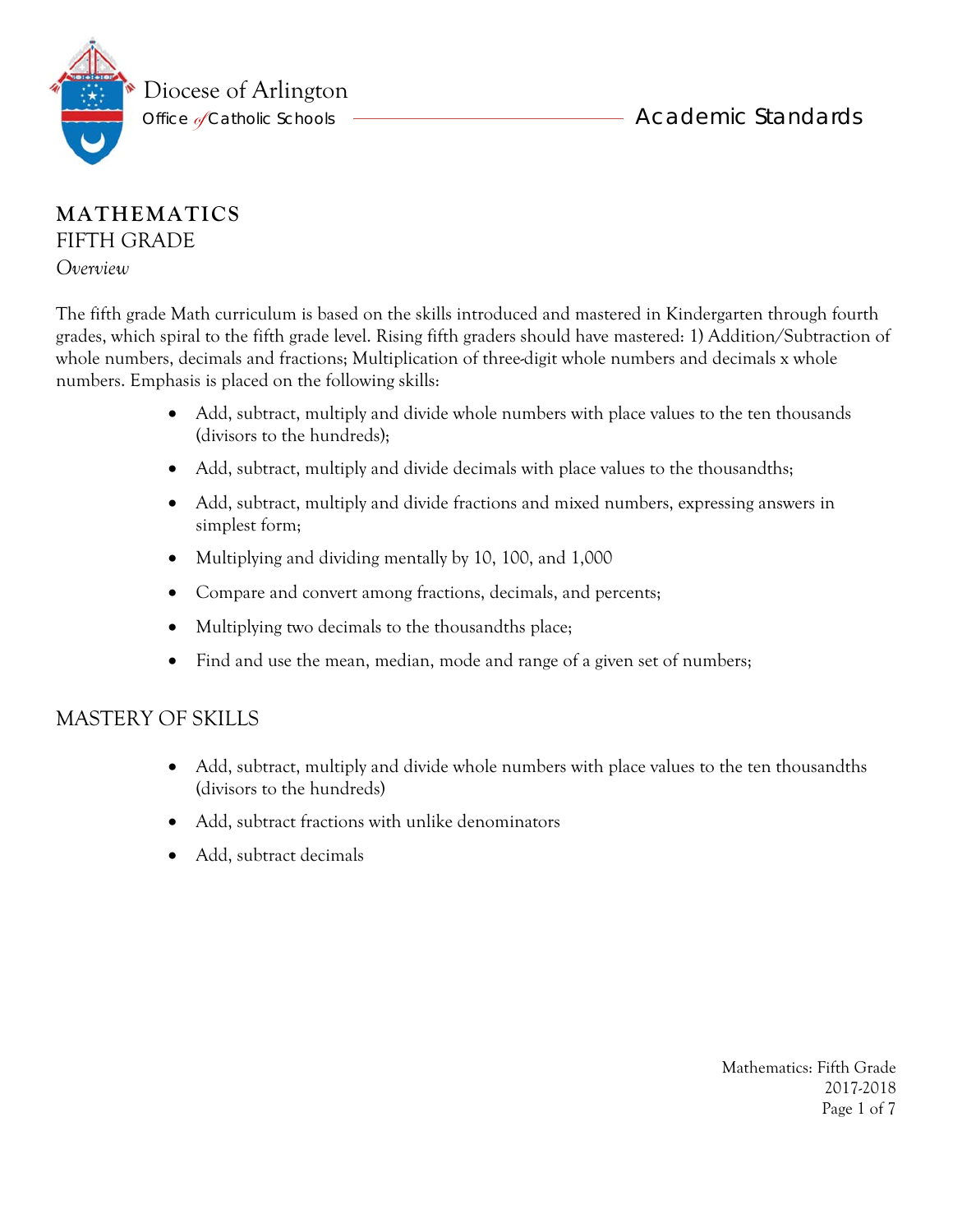# MATHEMATICS

## FIFTH GRADE

*Overview*

The fifth grade Math curriculum is based on the skills introduced and mastered in Kindergarten through fourth grades, which spiral to the fifth grade level. Rising fifth graders should have mastered: 1) Addition/Subtraction of whole numbers, decimals and fractions; Multiplication of three-digit whole numbers and decimals x whole numbers. Emphasis is placed on the following skills:

- Add, subtract, multiply and divide whole numbers with place values to the ten thousands (divisors to the hundreds);
- Add, subtract, multiply and divide decimals with place values to the thousandths;
- Add, subtract, multiply and divide fractions and mixed numbers, expressing answers in simplest form;
- Multiplying and dividing mentally by 10, 100, and 1,000
- Compare and convert among fractions, decimals, and percents;
- Multiplying two decimals to the thousandths place;
- Find and use the mean, median, mode and range of a given set of numbers;

## MASTERY OF SKILLS

- Add, subtract, multiply and divide whole numbers with place values to the ten thousandths (divisors to the hundreds)
- Add, subtract fractions with unlike denominators
- Add, subtract decimals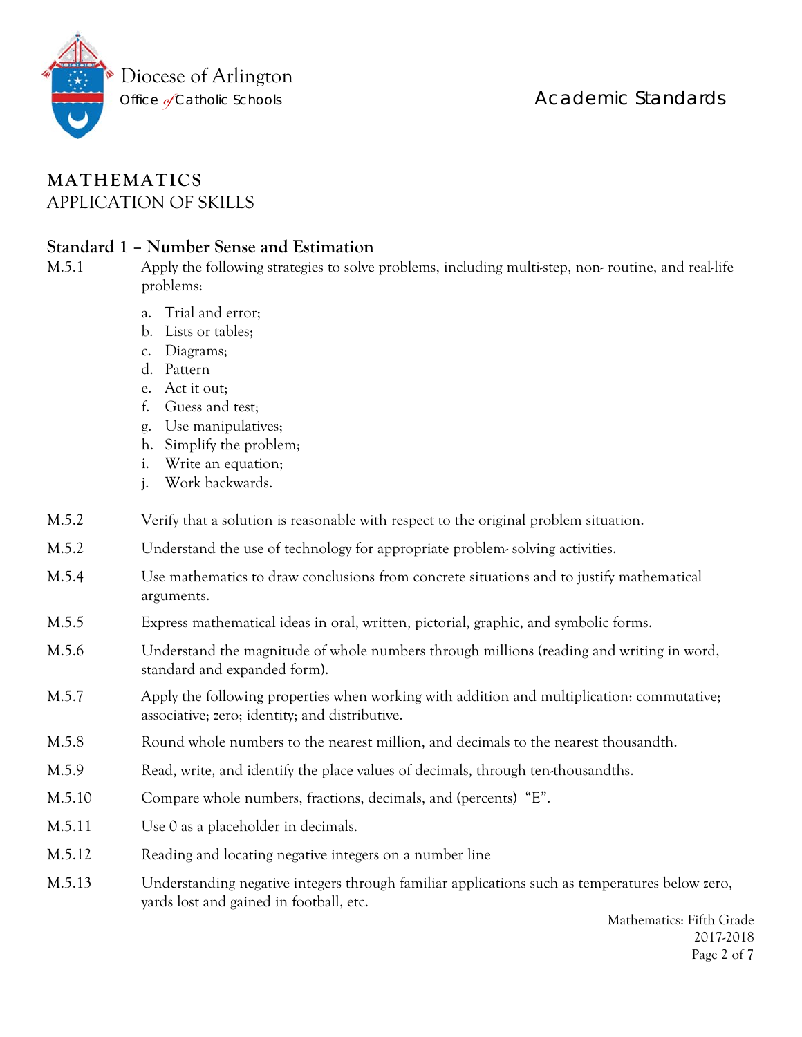# MATHEMATICS

## APPLICATION OF SKILLS

### Standard 1 – Number Sense and Estimation

M.5.1 Apply the following strategies to solve problems, including multi-step, non- routine, and real-life problems:

a. Trial and error;
b. Lists or tables;
c. Diagrams;
d. Pattern
e. Act it out;
f. Guess and test;
g. Use manipulatives;
h. Simplify the problem;
i. Write an equation;
j. Work backwards.

M.5.2 Verify that a solution is reasonable with respect to the original problem situation.

M.5.2 Understand the use of technology for appropriate problem- solving activities.

M.5.4 Use mathematics to draw conclusions from concrete situations and to justify mathematical arguments.

M.5.5 Express mathematical ideas in oral, written, pictorial, graphic, and symbolic forms.

M.5.6 Understand the magnitude of whole numbers through millions (reading and writing in word, standard and expanded form).

M.5.7 Apply the following properties when working with addition and multiplication: commutative; associative; zero; identity; and distributive.

M.5.8 Round whole numbers to the nearest million, and decimals to the nearest thousandth.

M.5.9 Read, write, and identify the place values of decimals, through ten-thousandths.

M.5.10 Compare whole numbers, fractions, decimals, and (percents) "E".

M.5.11 Use 0 as a placeholder in decimals.

M.5.12 Reading and locating negative integers on a number line

M.5.13 Understanding negative integers through familiar applications such as temperatures below zero, yards lost and gained in football, etc.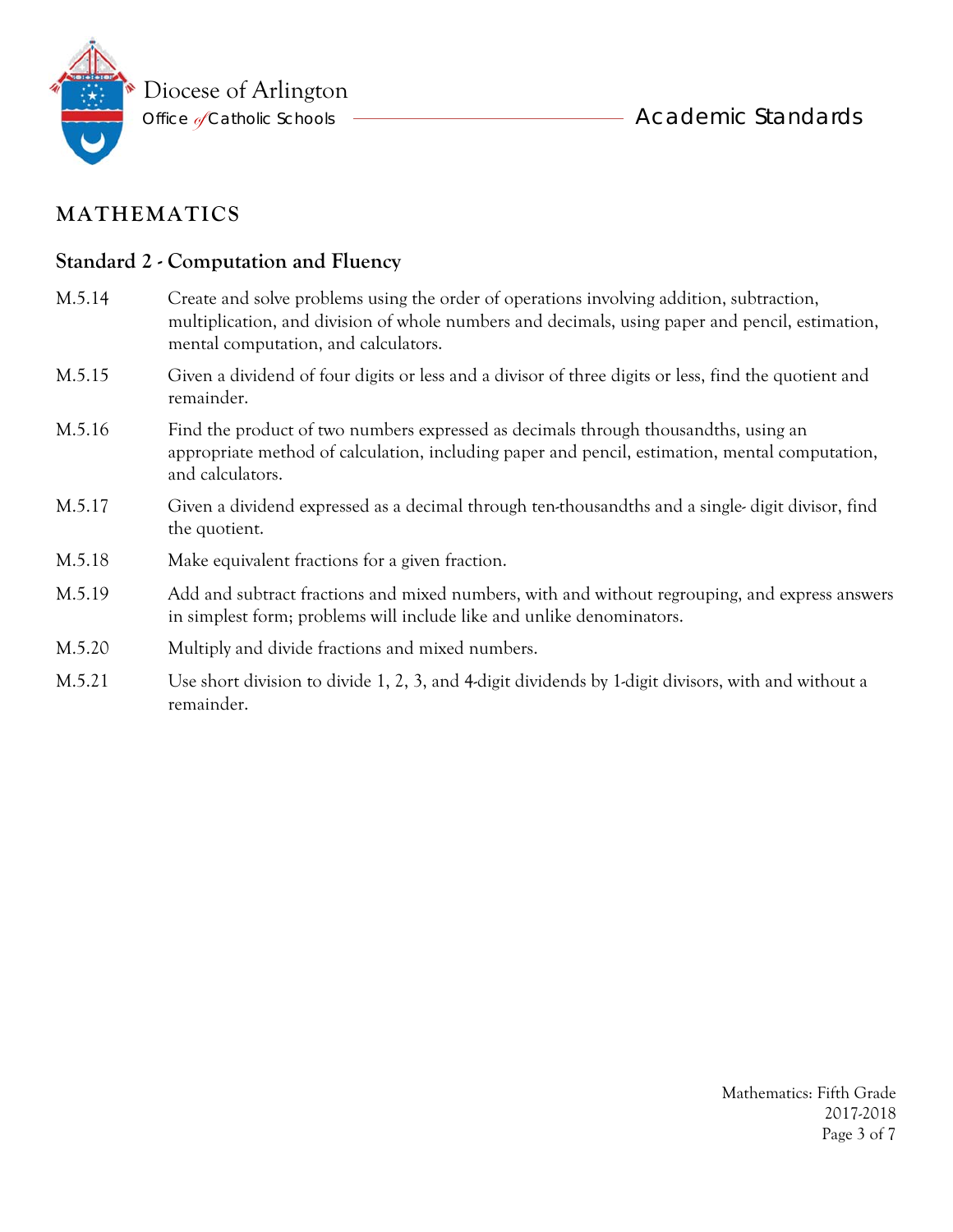## MATHEMATICS

### Standard 2 - Computation and Fluency

| | |
|---|---|
| M.5.14 | Create and solve problems using the order of operations involving addition, subtraction, multiplication, and division of whole numbers and decimals, using paper and pencil, estimation, mental computation, and calculators. |
| M.5.15 | Given a dividend of four digits or less and a divisor of three digits or less, find the quotient and remainder. |
| M.5.16 | Find the product of two numbers expressed as decimals through thousandths, using an appropriate method of calculation, including paper and pencil, estimation, mental computation, and calculators. |
| M.5.17 | Given a dividend expressed as a decimal through ten-thousandths and a single- digit divisor, find the quotient. |
| M.5.18 | Make equivalent fractions for a given fraction. |
| M.5.19 | Add and subtract fractions and mixed numbers, with and without regrouping, and express answers in simplest form; problems will include like and unlike denominators. |
| M.5.20 | Multiply and divide fractions and mixed numbers. |
| M.5.21 | Use short division to divide 1, 2, 3, and 4-digit dividends by 1-digit divisors, with and without a remainder. |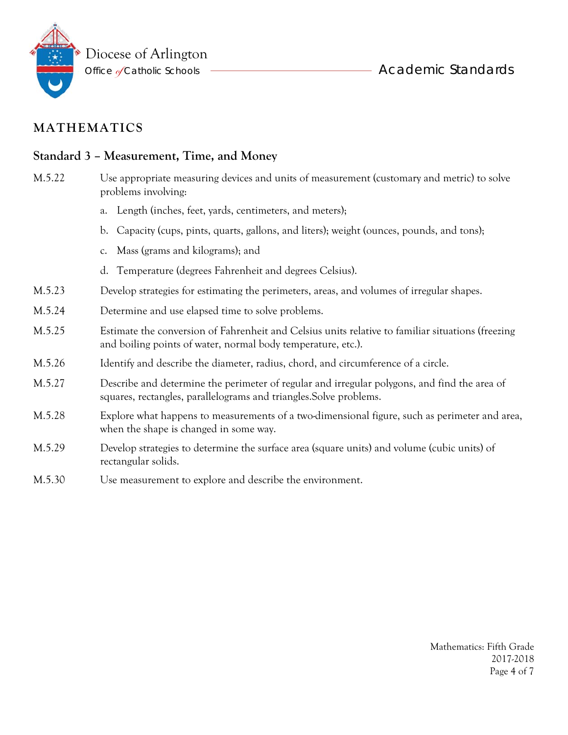## MATHEMATICS

### Standard 3 – Measurement, Time, and Money

M.5.22 Use appropriate measuring devices and units of measurement (customary and metric) to solve problems involving:

a. Length (inches, feet, yards, centimeters, and meters);

b. Capacity (cups, pints, quarts, gallons, and liters); weight (ounces, pounds, and tons);

c. Mass (grams and kilograms); and

d. Temperature (degrees Fahrenheit and degrees Celsius).

M.5.23 Develop strategies for estimating the perimeters, areas, and volumes of irregular shapes.

M.5.24 Determine and use elapsed time to solve problems.

M.5.25 Estimate the conversion of Fahrenheit and Celsius units relative to familiar situations (freezing and boiling points of water, normal body temperature, etc.).

M.5.26 Identify and describe the diameter, radius, chord, and circumference of a circle.

M.5.27 Describe and determine the perimeter of regular and irregular polygons, and find the area of squares, rectangles, parallelograms and triangles.Solve problems.

M.5.28 Explore what happens to measurements of a two-dimensional figure, such as perimeter and area, when the shape is changed in some way.

M.5.29 Develop strategies to determine the surface area (square units) and volume (cubic units) of rectangular solids.

M.5.30 Use measurement to explore and describe the environment.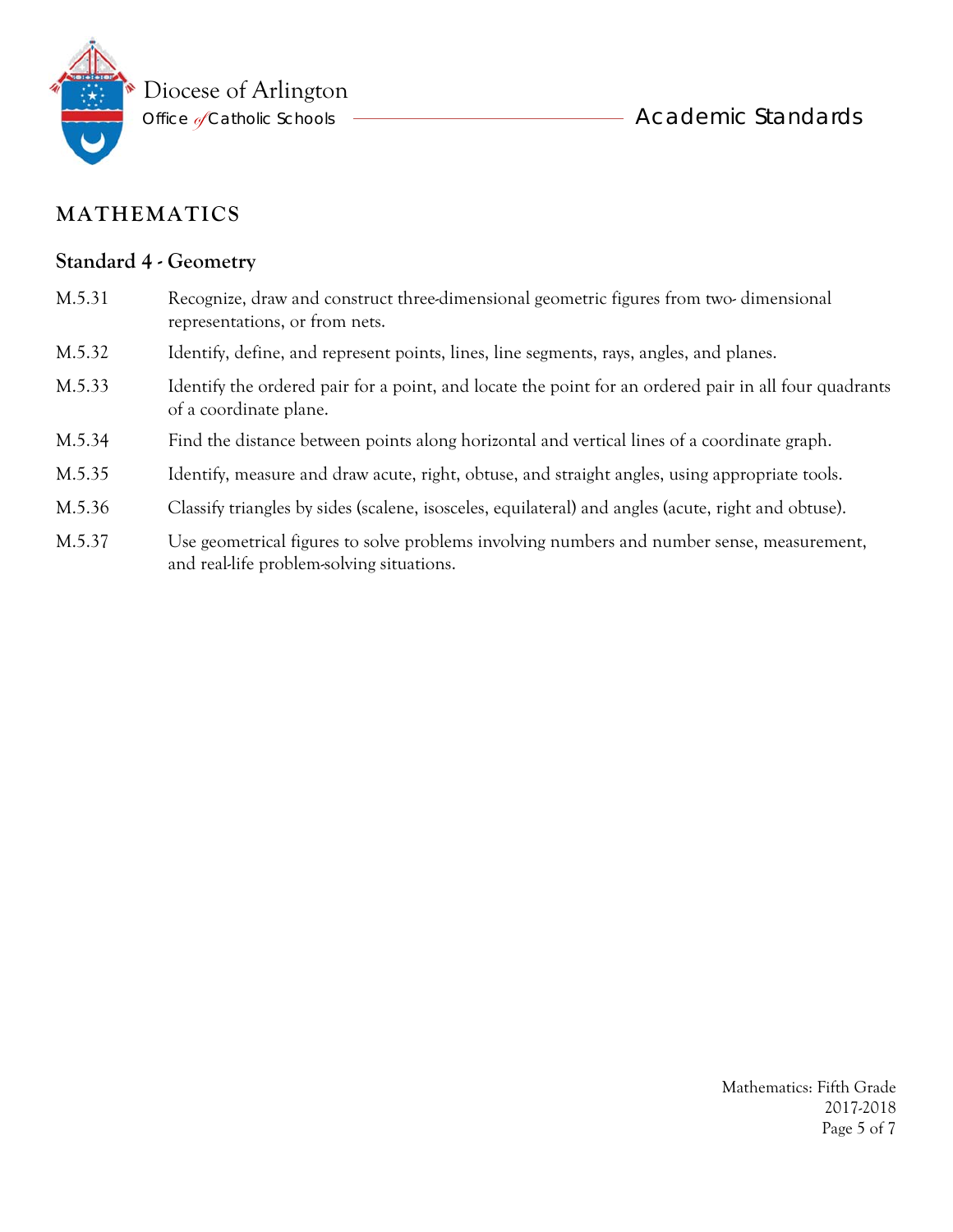## MATHEMATICS

### Standard 4 - Geometry

| | |
|---|---|
| M.5.31 | Recognize, draw and construct three-dimensional geometric figures from two- dimensional representations, or from nets. |
| M.5.32 | Identify, define, and represent points, lines, line segments, rays, angles, and planes. |
| M.5.33 | Identify the ordered pair for a point, and locate the point for an ordered pair in all four quadrants of a coordinate plane. |
| M.5.34 | Find the distance between points along horizontal and vertical lines of a coordinate graph. |
| M.5.35 | Identify, measure and draw acute, right, obtuse, and straight angles, using appropriate tools. |
| M.5.36 | Classify triangles by sides (scalene, isosceles, equilateral) and angles (acute, right and obtuse). |
| M.5.37 | Use geometrical figures to solve problems involving numbers and number sense, measurement, and real-life problem-solving situations. |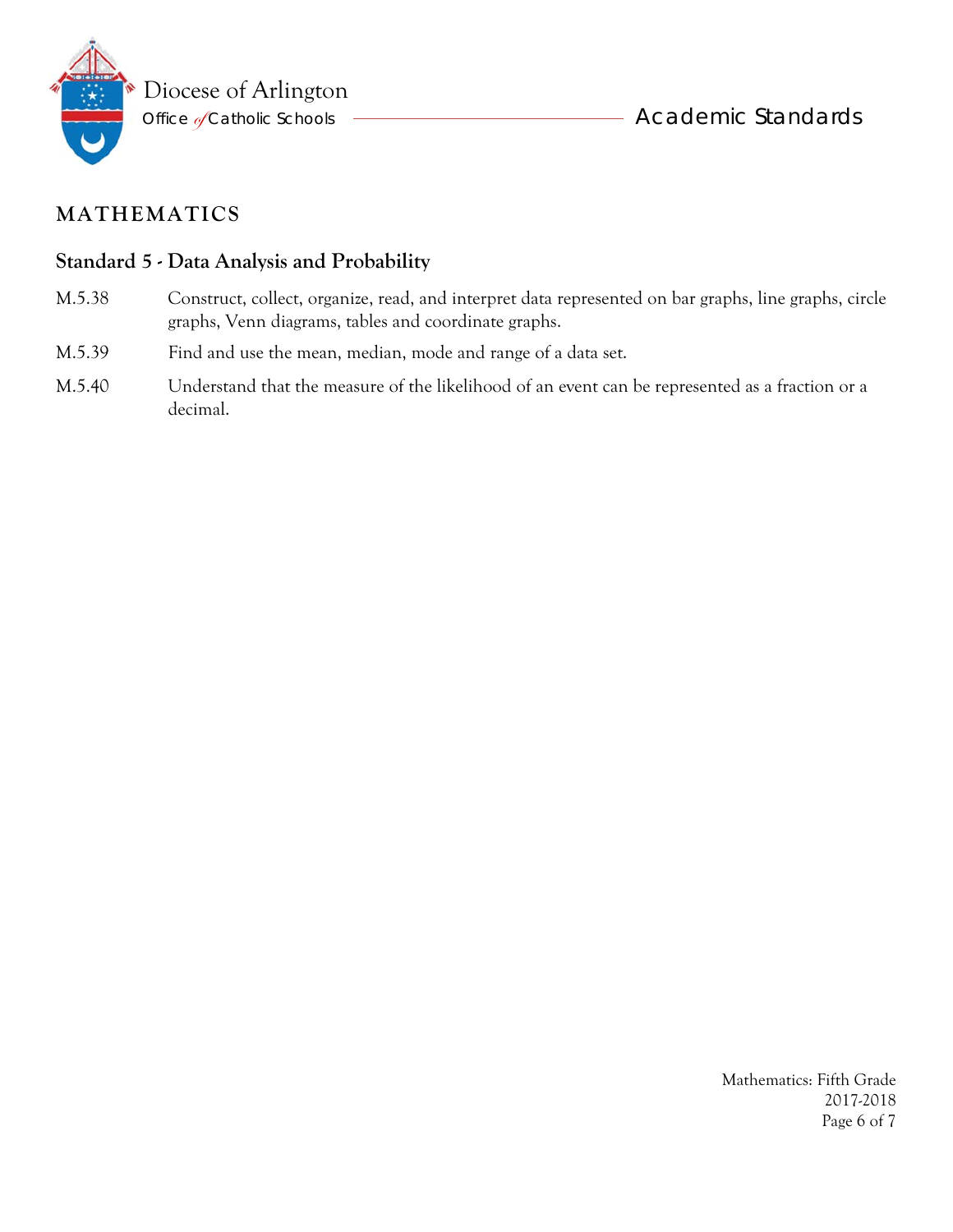## MATHEMATICS

### Standard 5 - Data Analysis and Probability

M.5.38 Construct, collect, organize, read, and interpret data represented on bar graphs, line graphs, circle graphs, Venn diagrams, tables and coordinate graphs.

M.5.39 Find and use the mean, median, mode and range of a data set.

M.5.40 Understand that the measure of the likelihood of an event can be represented as a fraction or a decimal.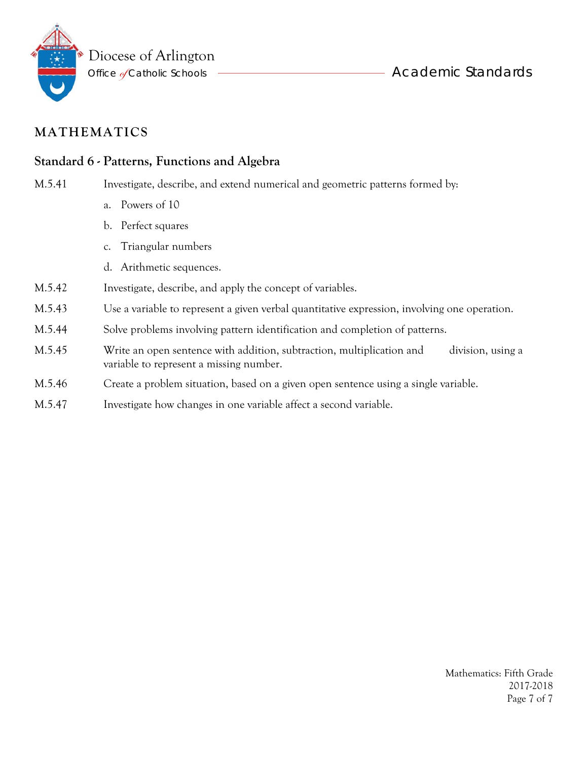## MATHEMATICS

### Standard 6 - Patterns, Functions and Algebra

M.5.41 Investigate, describe, and extend numerical and geometric patterns formed by:

a. Powers of 10
b. Perfect squares
c. Triangular numbers
d. Arithmetic sequences.

M.5.42 Investigate, describe, and apply the concept of variables.

M.5.43 Use a variable to represent a given verbal quantitative expression, involving one operation.

M.5.44 Solve problems involving pattern identification and completion of patterns.

M.5.45 Write an open sentence with addition, subtraction, multiplication and division, using a variable to represent a missing number.

M.5.46 Create a problem situation, based on a given open sentence using a single variable.

M.5.47 Investigate how changes in one variable affect a second variable.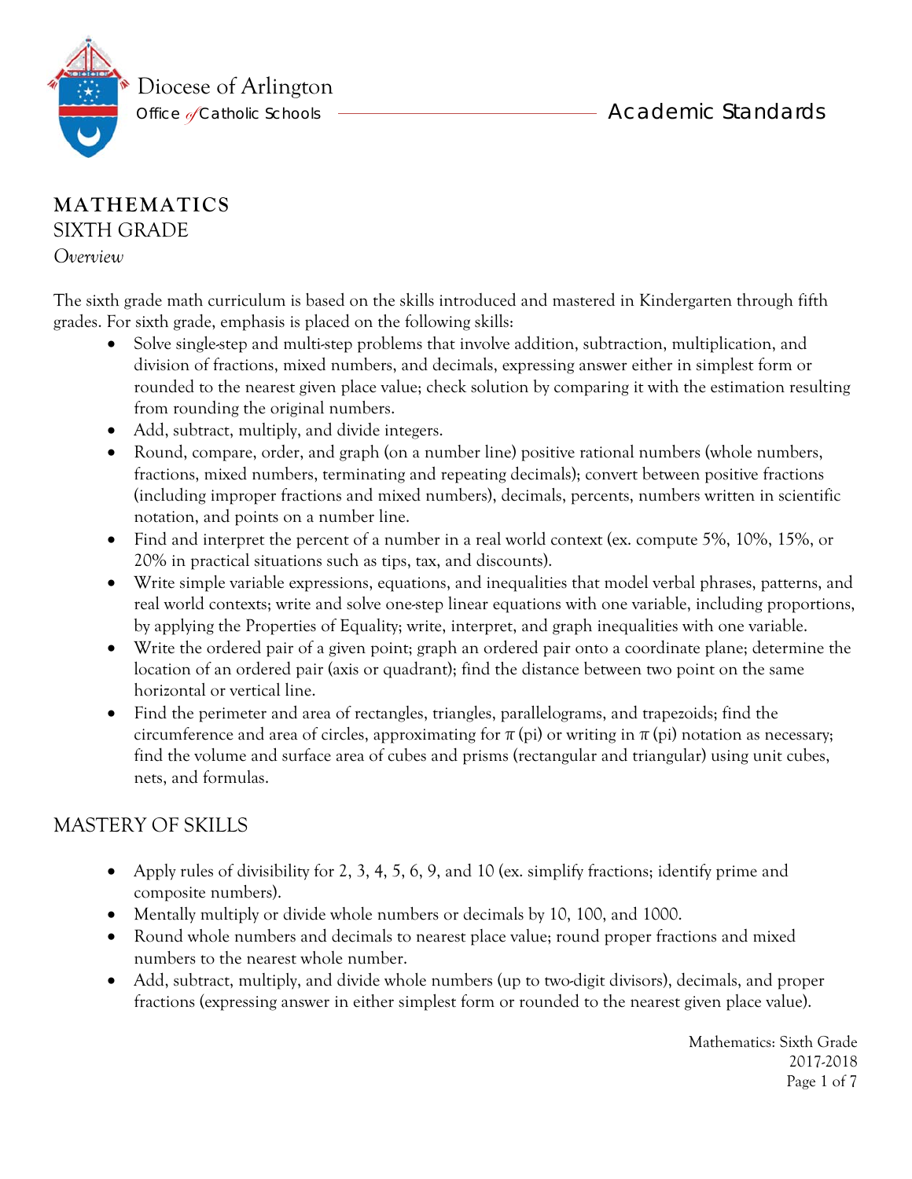Diocese of Arlington
Office of Catholic Schools — Academic Standards

# MATHEMATICS
## SIXTH GRADE
*Overview*

The sixth grade math curriculum is based on the skills introduced and mastered in Kindergarten through fifth grades. For sixth grade, emphasis is placed on the following skills:

- Solve single-step and multi-step problems that involve addition, subtraction, multiplication, and division of fractions, mixed numbers, and decimals, expressing answer either in simplest form or rounded to the nearest given place value; check solution by comparing it with the estimation resulting from rounding the original numbers.
- Add, subtract, multiply, and divide integers.
- Round, compare, order, and graph (on a number line) positive rational numbers (whole numbers, fractions, mixed numbers, terminating and repeating decimals); convert between positive fractions (including improper fractions and mixed numbers), decimals, percents, numbers written in scientific notation, and points on a number line.
- Find and interpret the percent of a number in a real world context (ex. compute 5%, 10%, 15%, or 20% in practical situations such as tips, tax, and discounts).
- Write simple variable expressions, equations, and inequalities that model verbal phrases, patterns, and real world contexts; write and solve one-step linear equations with one variable, including proportions, by applying the Properties of Equality; write, interpret, and graph inequalities with one variable.
- Write the ordered pair of a given point; graph an ordered pair onto a coordinate plane; determine the location of an ordered pair (axis or quadrant); find the distance between two point on the same horizontal or vertical line.
- Find the perimeter and area of rectangles, triangles, parallelograms, and trapezoids; find the circumference and area of circles, approximating for $\pi$ (pi) or writing in $\pi$ (pi) notation as necessary; find the volume and surface area of cubes and prisms (rectangular and triangular) using unit cubes, nets, and formulas.

## MASTERY OF SKILLS

- Apply rules of divisibility for 2, 3, 4, 5, 6, 9, and 10 (ex. simplify fractions; identify prime and composite numbers).
- Mentally multiply or divide whole numbers or decimals by 10, 100, and 1000.
- Round whole numbers and decimals to nearest place value; round proper fractions and mixed numbers to the nearest whole number.
- Add, subtract, multiply, and divide whole numbers (up to two-digit divisors), decimals, and proper fractions (expressing answer in either simplest form or rounded to the nearest given place value).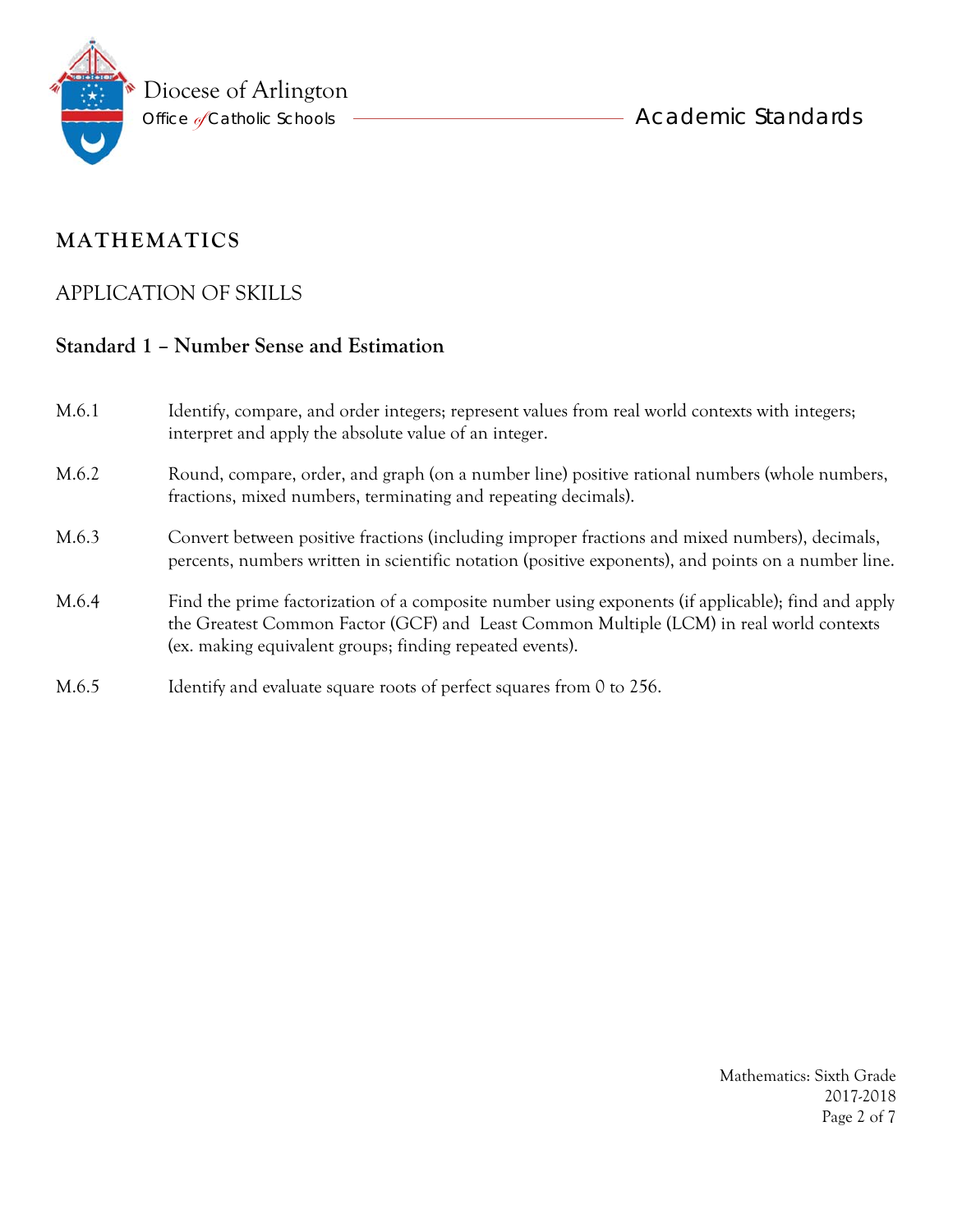# MATHEMATICS

## APPLICATION OF SKILLS

### Standard 1 – Number Sense and Estimation

| | |
|---|---|
| M.6.1 | Identify, compare, and order integers; represent values from real world contexts with integers; interpret and apply the absolute value of an integer. |
| M.6.2 | Round, compare, order, and graph (on a number line) positive rational numbers (whole numbers, fractions, mixed numbers, terminating and repeating decimals). |
| M.6.3 | Convert between positive fractions (including improper fractions and mixed numbers), decimals, percents, numbers written in scientific notation (positive exponents), and points on a number line. |
| M.6.4 | Find the prime factorization of a composite number using exponents (if applicable); find and apply the Greatest Common Factor (GCF) and Least Common Multiple (LCM) in real world contexts (ex. making equivalent groups; finding repeated events). |
| M.6.5 | Identify and evaluate square roots of perfect squares from 0 to 256. |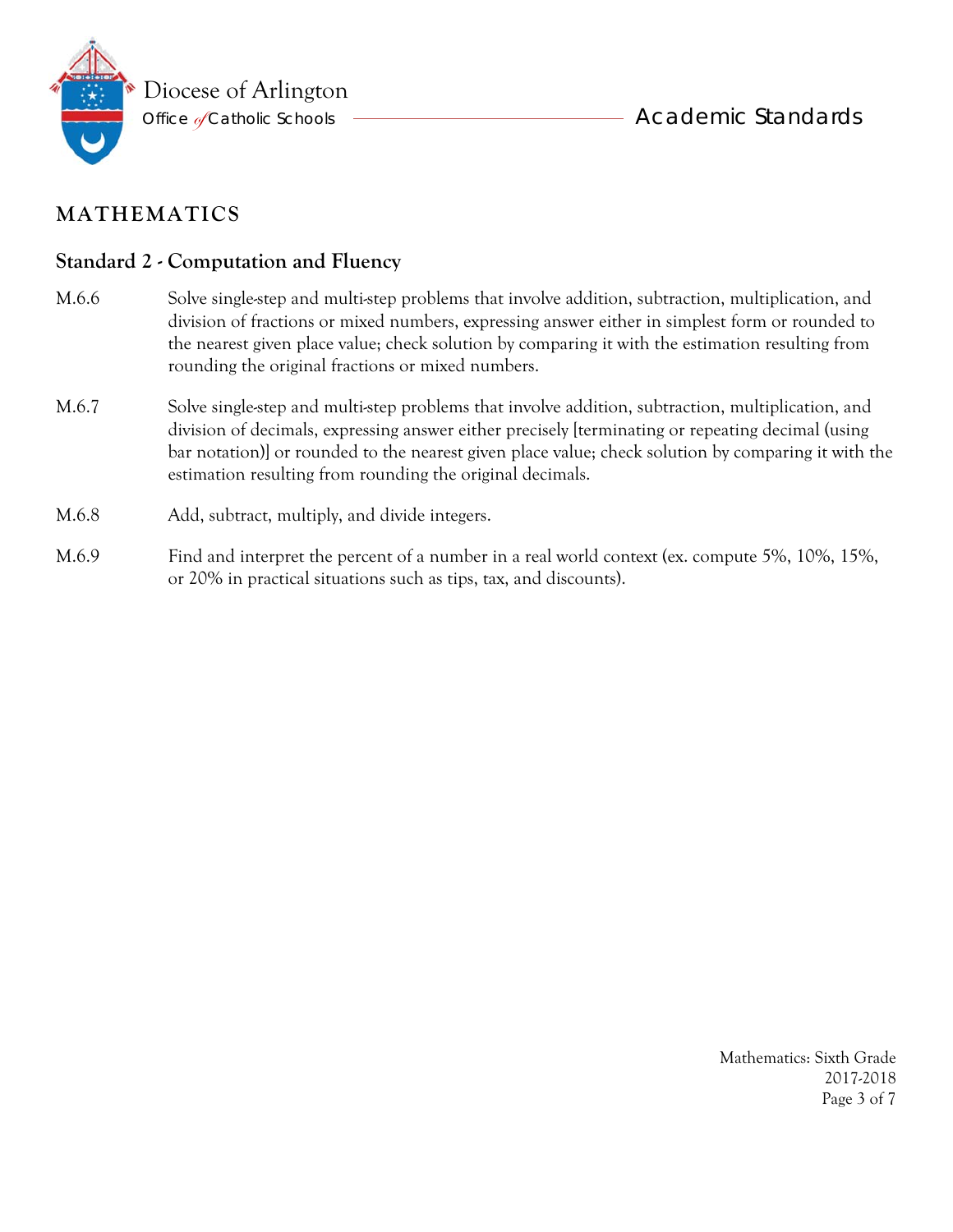## MATHEMATICS

### Standard 2 - Computation and Fluency

M.6.6 Solve single-step and multi-step problems that involve addition, subtraction, multiplication, and division of fractions or mixed numbers, expressing answer either in simplest form or rounded to the nearest given place value; check solution by comparing it with the estimation resulting from rounding the original fractions or mixed numbers.

M.6.7 Solve single-step and multi-step problems that involve addition, subtraction, multiplication, and division of decimals, expressing answer either precisely [terminating or repeating decimal (using bar notation)] or rounded to the nearest given place value; check solution by comparing it with the estimation resulting from rounding the original decimals.

M.6.8 Add, subtract, multiply, and divide integers.

M.6.9 Find and interpret the percent of a number in a real world context (ex. compute 5%, 10%, 15%, or 20% in practical situations such as tips, tax, and discounts).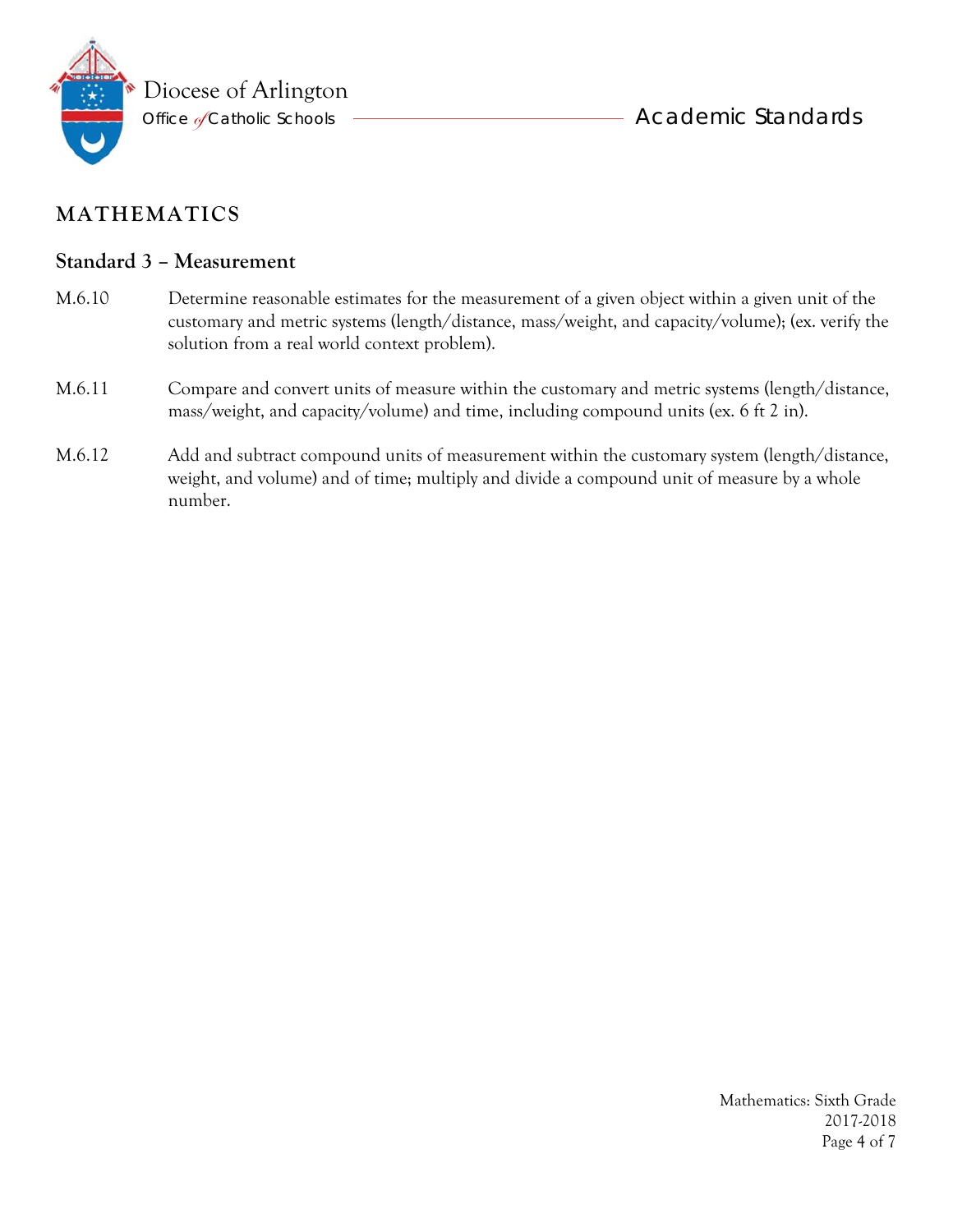# MATHEMATICS

## Standard 3 – Measurement

M.6.10 Determine reasonable estimates for the measurement of a given object within a given unit of the customary and metric systems (length/distance, mass/weight, and capacity/volume); (ex. verify the solution from a real world context problem).

M.6.11 Compare and convert units of measure within the customary and metric systems (length/distance, mass/weight, and capacity/volume) and time, including compound units (ex. 6 ft 2 in).

M.6.12 Add and subtract compound units of measurement within the customary system (length/distance, weight, and volume) and of time; multiply and divide a compound unit of measure by a whole number.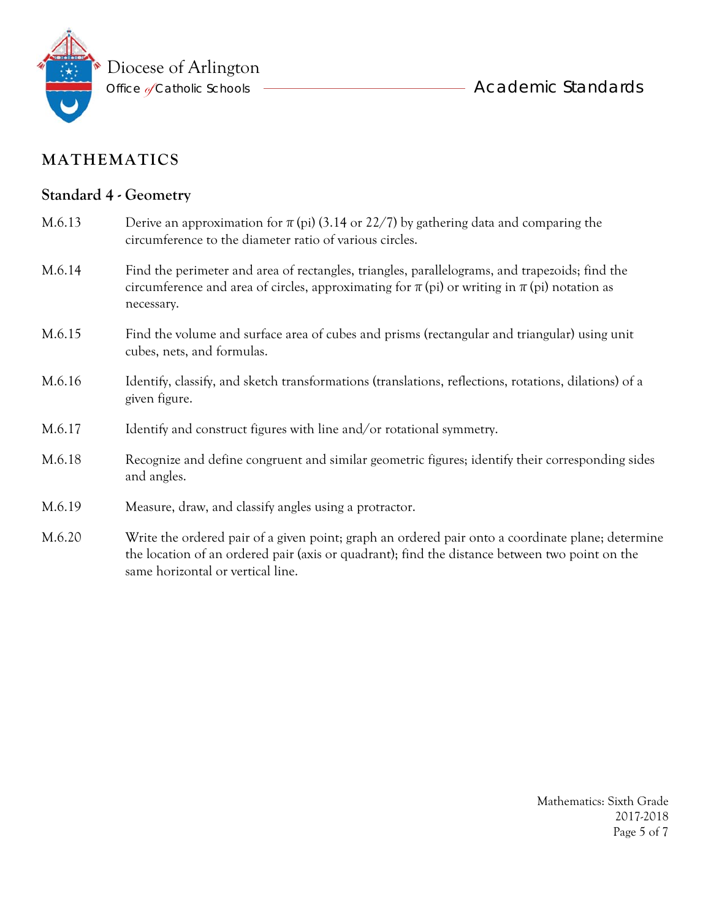## MATHEMATICS

### Standard 4 - Geometry

M.6.13 Derive an approximation for π (pi) (3.14 or 22/7) by gathering data and comparing the circumference to the diameter ratio of various circles.

M.6.14 Find the perimeter and area of rectangles, triangles, parallelograms, and trapezoids; find the circumference and area of circles, approximating for π (pi) or writing in π (pi) notation as necessary.

M.6.15 Find the volume and surface area of cubes and prisms (rectangular and triangular) using unit cubes, nets, and formulas.

M.6.16 Identify, classify, and sketch transformations (translations, reflections, rotations, dilations) of a given figure.

M.6.17 Identify and construct figures with line and/or rotational symmetry.

M.6.18 Recognize and define congruent and similar geometric figures; identify their corresponding sides and angles.

M.6.19 Measure, draw, and classify angles using a protractor.

M.6.20 Write the ordered pair of a given point; graph an ordered pair onto a coordinate plane; determine the location of an ordered pair (axis or quadrant); find the distance between two point on the same horizontal or vertical line.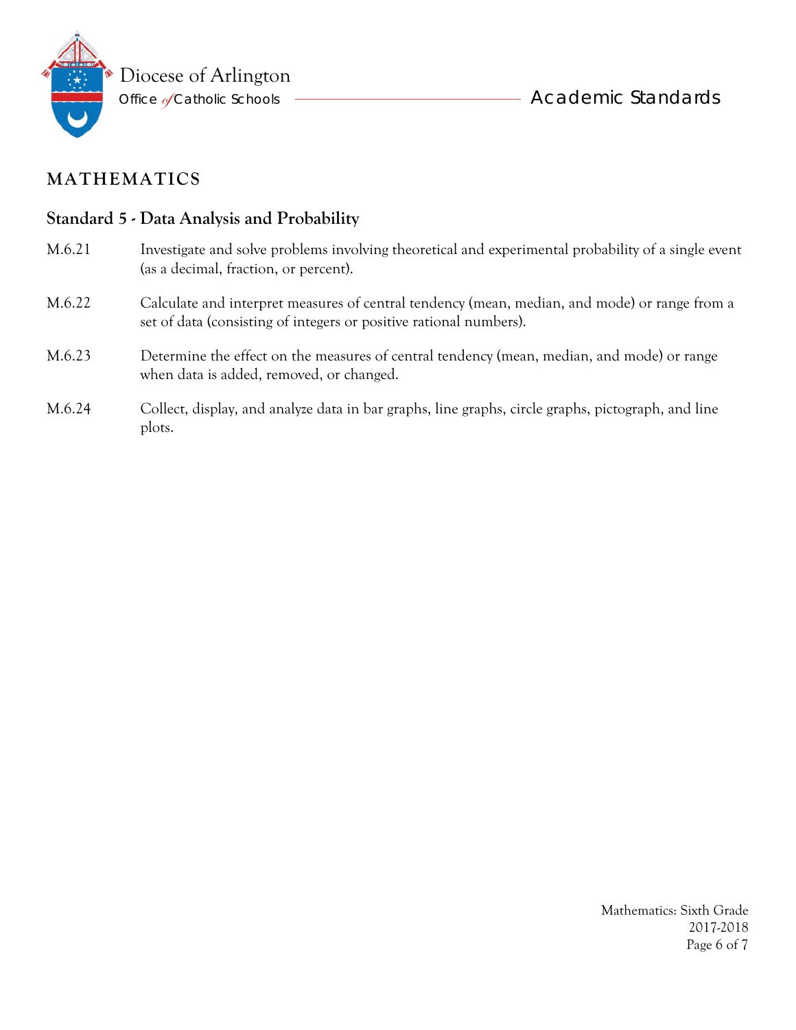# MATHEMATICS

## Standard 5 - Data Analysis and Probability

M.6.21 Investigate and solve problems involving theoretical and experimental probability of a single event (as a decimal, fraction, or percent).

M.6.22 Calculate and interpret measures of central tendency (mean, median, and mode) or range from a set of data (consisting of integers or positive rational numbers).

M.6.23 Determine the effect on the measures of central tendency (mean, median, and mode) or range when data is added, removed, or changed.

M.6.24 Collect, display, and analyze data in bar graphs, line graphs, circle graphs, pictograph, and line plots.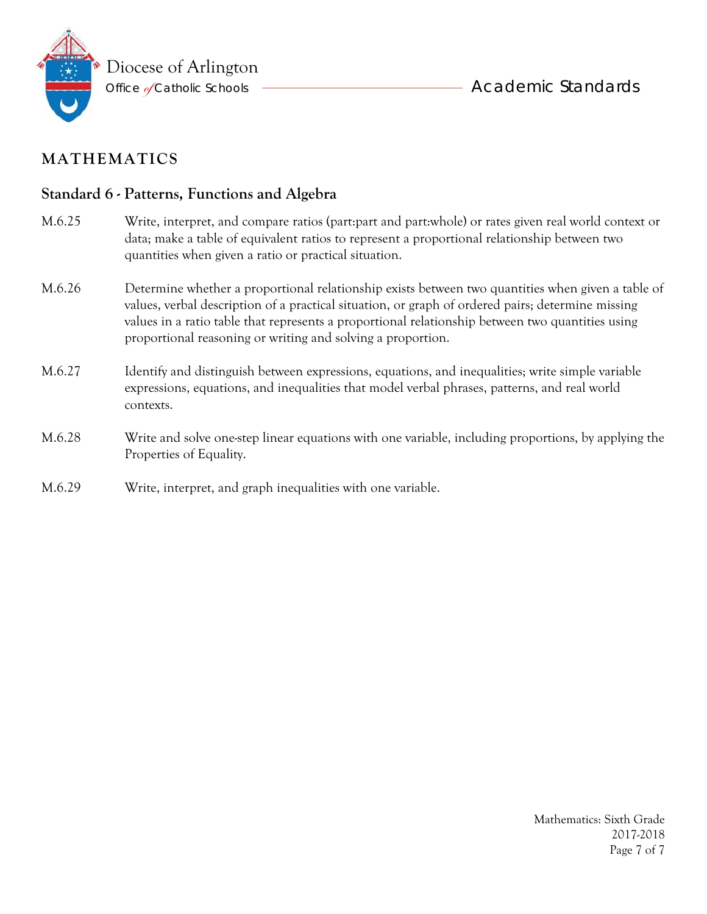## MATHEMATICS

### Standard 6 - Patterns, Functions and Algebra

M.6.25 Write, interpret, and compare ratios (part:part and part:whole) or rates given real world context or data; make a table of equivalent ratios to represent a proportional relationship between two quantities when given a ratio or practical situation.

M.6.26 Determine whether a proportional relationship exists between two quantities when given a table of values, verbal description of a practical situation, or graph of ordered pairs; determine missing values in a ratio table that represents a proportional relationship between two quantities using proportional reasoning or writing and solving a proportion.

M.6.27 Identify and distinguish between expressions, equations, and inequalities; write simple variable expressions, equations, and inequalities that model verbal phrases, patterns, and real world contexts.

M.6.28 Write and solve one-step linear equations with one variable, including proportions, by applying the Properties of Equality.

M.6.29 Write, interpret, and graph inequalities with one variable.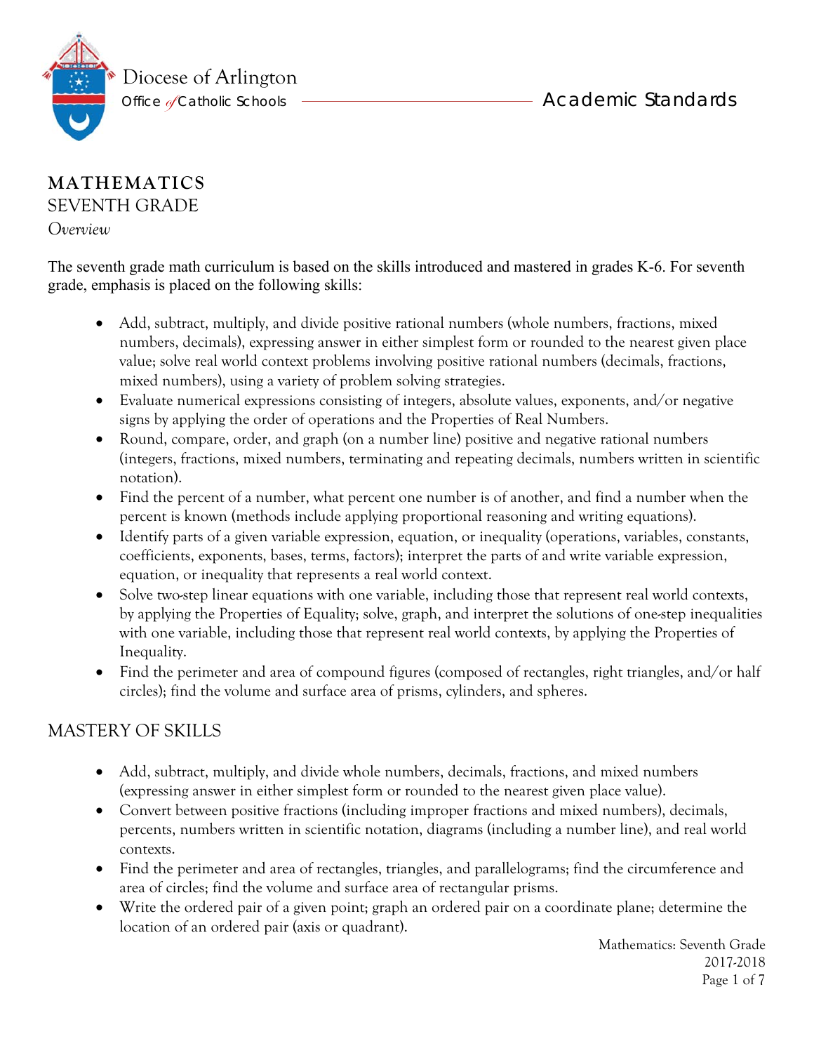Diocese of Arlington

Office of Catholic Schools — Academic Standards

# MATHEMATICS

## SEVENTH GRADE

*Overview*

The seventh grade math curriculum is based on the skills introduced and mastered in grades K-6. For seventh grade, emphasis is placed on the following skills:

- Add, subtract, multiply, and divide positive rational numbers (whole numbers, fractions, mixed numbers, decimals), expressing answer in either simplest form or rounded to the nearest given place value; solve real world context problems involving positive rational numbers (decimals, fractions, mixed numbers), using a variety of problem solving strategies.
- Evaluate numerical expressions consisting of integers, absolute values, exponents, and/or negative signs by applying the order of operations and the Properties of Real Numbers.
- Round, compare, order, and graph (on a number line) positive and negative rational numbers (integers, fractions, mixed numbers, terminating and repeating decimals, numbers written in scientific notation).
- Find the percent of a number, what percent one number is of another, and find a number when the percent is known (methods include applying proportional reasoning and writing equations).
- Identify parts of a given variable expression, equation, or inequality (operations, variables, constants, coefficients, exponents, bases, terms, factors); interpret the parts of and write variable expression, equation, or inequality that represents a real world context.
- Solve two-step linear equations with one variable, including those that represent real world contexts, by applying the Properties of Equality; solve, graph, and interpret the solutions of one-step inequalities with one variable, including those that represent real world contexts, by applying the Properties of Inequality.
- Find the perimeter and area of compound figures (composed of rectangles, right triangles, and/or half circles); find the volume and surface area of prisms, cylinders, and spheres.

## MASTERY OF SKILLS

- Add, subtract, multiply, and divide whole numbers, decimals, fractions, and mixed numbers (expressing answer in either simplest form or rounded to the nearest given place value).
- Convert between positive fractions (including improper fractions and mixed numbers), decimals, percents, numbers written in scientific notation, diagrams (including a number line), and real world contexts.
- Find the perimeter and area of rectangles, triangles, and parallelograms; find the circumference and area of circles; find the volume and surface area of rectangular prisms.
- Write the ordered pair of a given point; graph an ordered pair on a coordinate plane; determine the location of an ordered pair (axis or quadrant).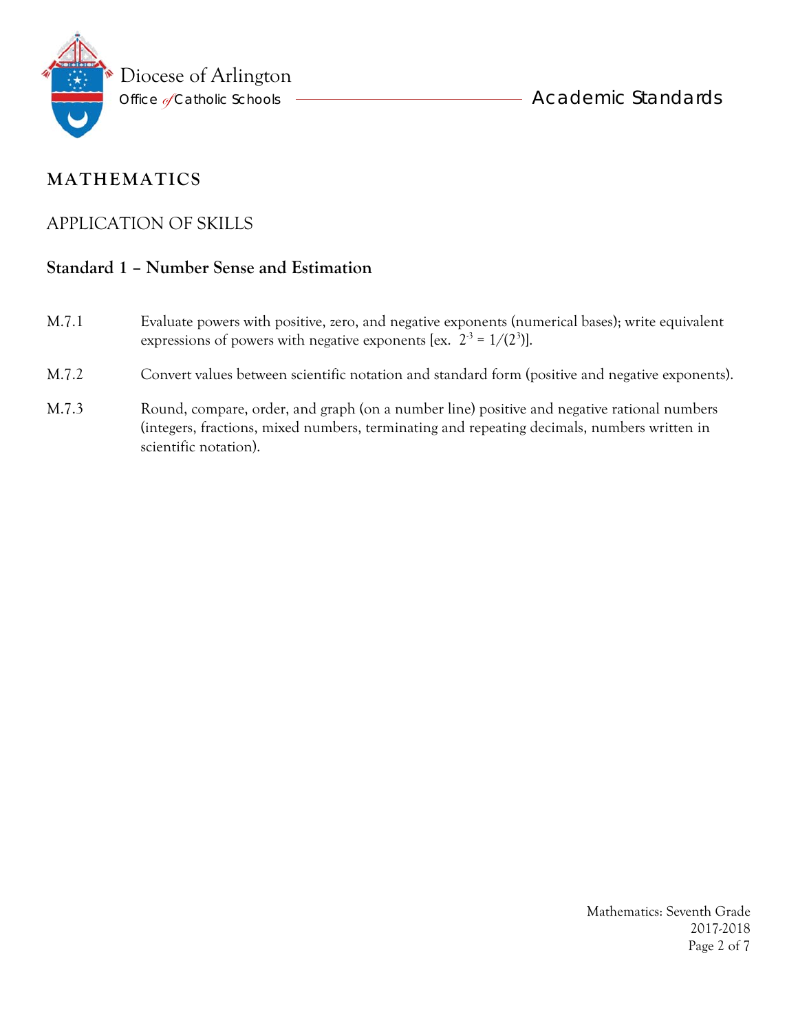# MATHEMATICS

## APPLICATION OF SKILLS

### Standard 1 – Number Sense and Estimation

M.7.1 Evaluate powers with positive, zero, and negative exponents (numerical bases); write equivalent expressions of powers with negative exponents [ex. $2^{-3} = 1/(2^3)$].

M.7.2 Convert values between scientific notation and standard form (positive and negative exponents).

M.7.3 Round, compare, order, and graph (on a number line) positive and negative rational numbers (integers, fractions, mixed numbers, terminating and repeating decimals, numbers written in scientific notation).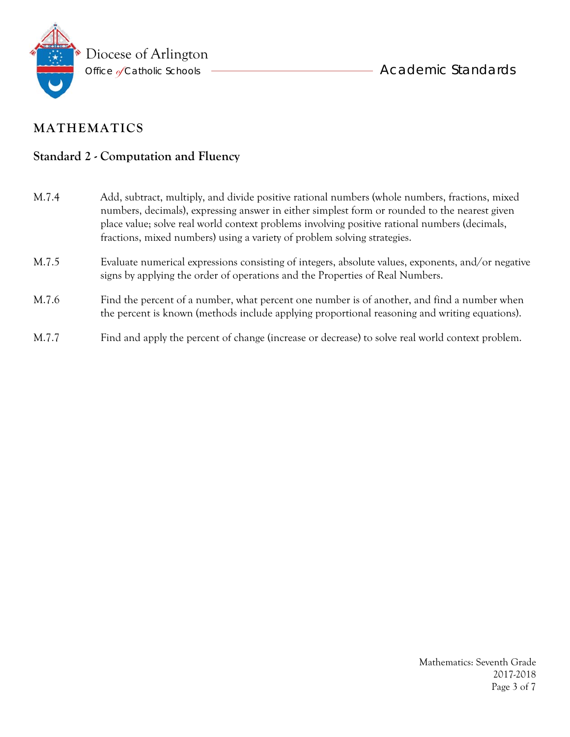## MATHEMATICS

### Standard 2 - Computation and Fluency

M.7.4 Add, subtract, multiply, and divide positive rational numbers (whole numbers, fractions, mixed numbers, decimals), expressing answer in either simplest form or rounded to the nearest given place value; solve real world context problems involving positive rational numbers (decimals, fractions, mixed numbers) using a variety of problem solving strategies.

M.7.5 Evaluate numerical expressions consisting of integers, absolute values, exponents, and/or negative signs by applying the order of operations and the Properties of Real Numbers.

M.7.6 Find the percent of a number, what percent one number is of another, and find a number when the percent is known (methods include applying proportional reasoning and writing equations).

M.7.7 Find and apply the percent of change (increase or decrease) to solve real world context problem.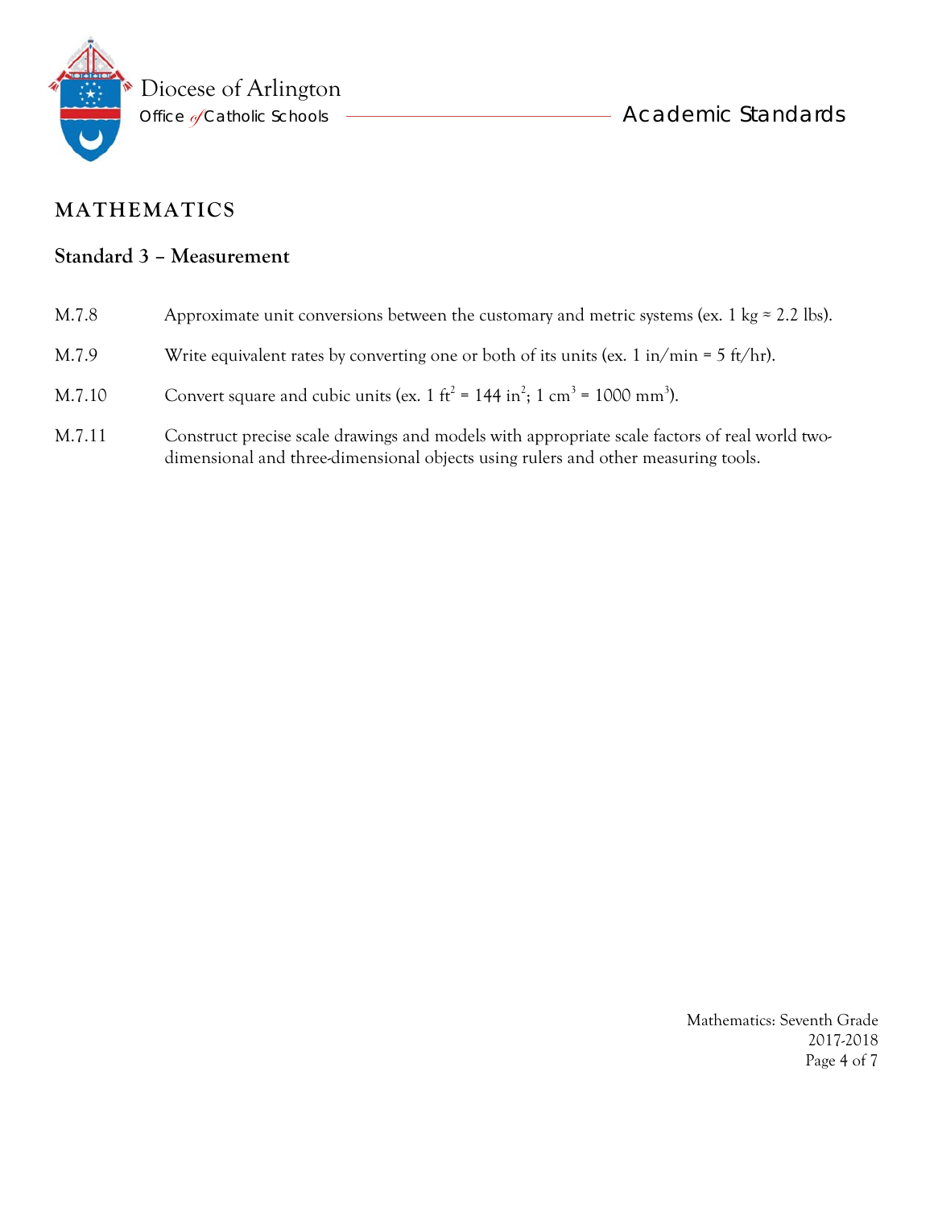## MATHEMATICS

### Standard 3 – Measurement

M.7.8 Approximate unit conversions between the customary and metric systems (ex. 1 kg ≈ 2.2 lbs).

M.7.9 Write equivalent rates by converting one or both of its units (ex. 1 in/min = 5 ft/hr).

M.7.10 Convert square and cubic units (ex. 1 $ft^2$ = 144 $in^2$; 1 $cm^3$ = 1000 $mm^3$).

M.7.11 Construct precise scale drawings and models with appropriate scale factors of real world two-dimensional and three-dimensional objects using rulers and other measuring tools.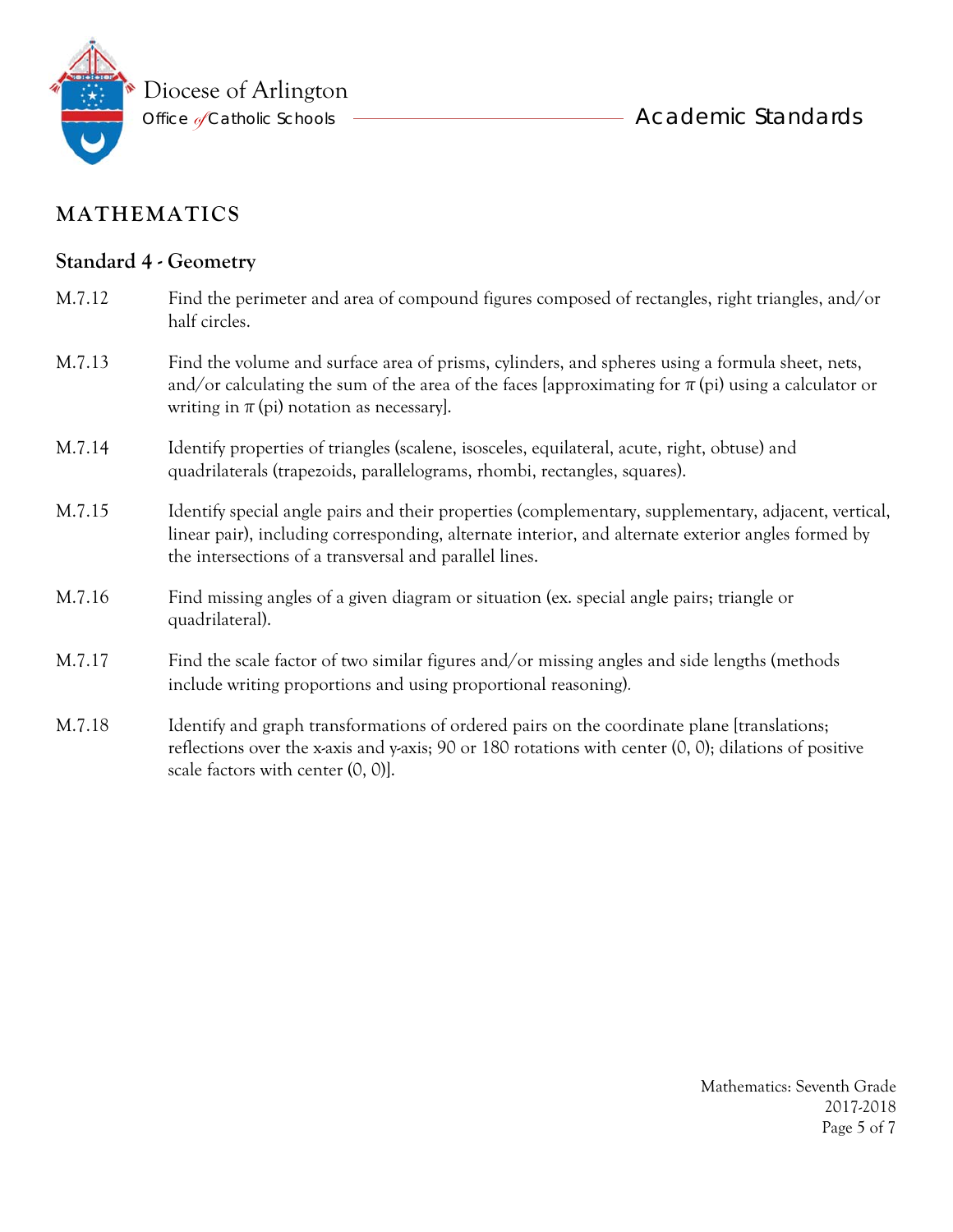## MATHEMATICS

### Standard 4 - Geometry

M.7.12 Find the perimeter and area of compound figures composed of rectangles, right triangles, and/or half circles.

M.7.13 Find the volume and surface area of prisms, cylinders, and spheres using a formula sheet, nets, and/or calculating the sum of the area of the faces [approximating for $\pi$ (pi) using a calculator or writing in $\pi$ (pi) notation as necessary].

M.7.14 Identify properties of triangles (scalene, isosceles, equilateral, acute, right, obtuse) and quadrilaterals (trapezoids, parallelograms, rhombi, rectangles, squares).

M.7.15 Identify special angle pairs and their properties (complementary, supplementary, adjacent, vertical, linear pair), including corresponding, alternate interior, and alternate exterior angles formed by the intersections of a transversal and parallel lines.

M.7.16 Find missing angles of a given diagram or situation (ex. special angle pairs; triangle or quadrilateral).

M.7.17 Find the scale factor of two similar figures and/or missing angles and side lengths (methods include writing proportions and using proportional reasoning).

M.7.18 Identify and graph transformations of ordered pairs on the coordinate plane [translations; reflections over the x-axis and y-axis; 90 or 180 rotations with center (0, 0); dilations of positive scale factors with center (0, 0)].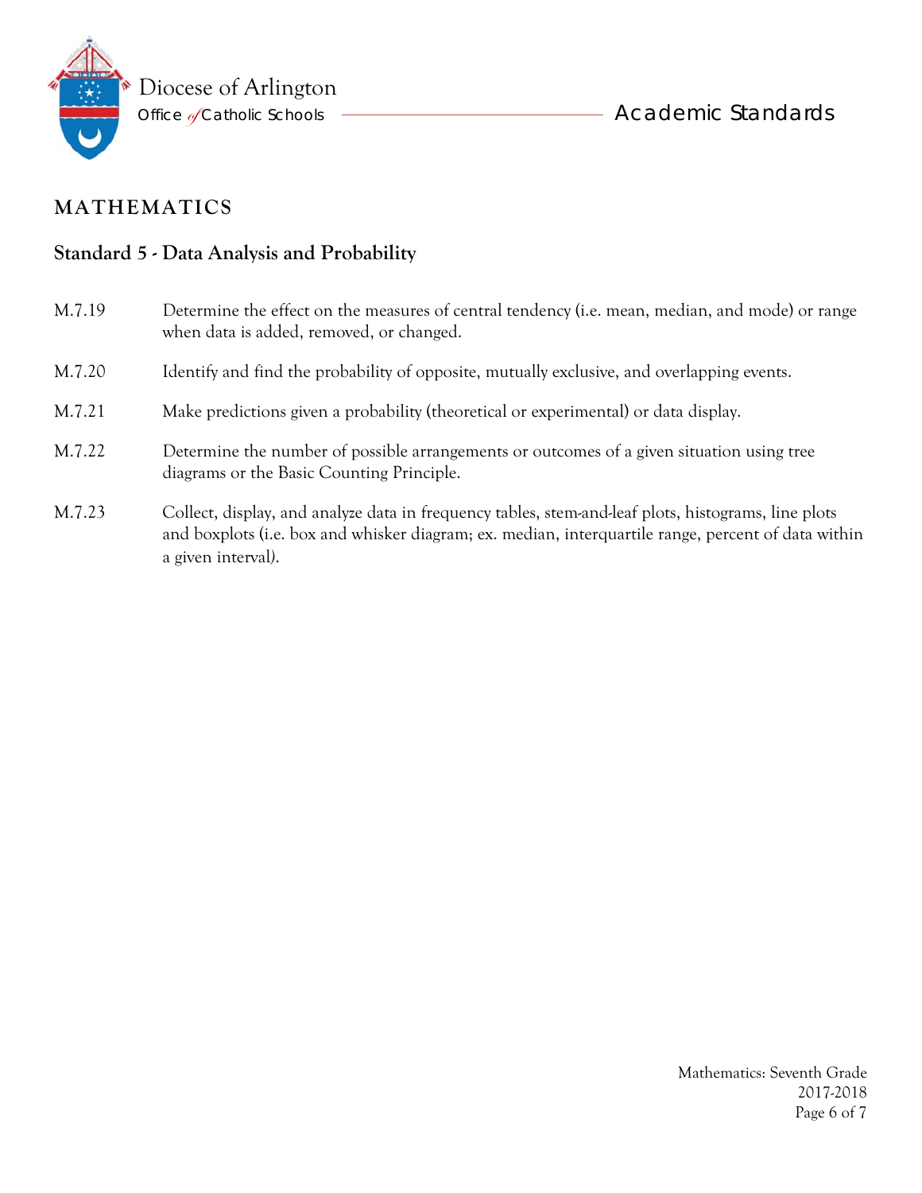## MATHEMATICS

### Standard 5 - Data Analysis and Probability

| | |
|---|---|
| M.7.19 | Determine the effect on the measures of central tendency (i.e. mean, median, and mode) or range when data is added, removed, or changed. |
| M.7.20 | Identify and find the probability of opposite, mutually exclusive, and overlapping events. |
| M.7.21 | Make predictions given a probability (theoretical or experimental) or data display. |
| M.7.22 | Determine the number of possible arrangements or outcomes of a given situation using tree diagrams or the Basic Counting Principle. |
| M.7.23 | Collect, display, and analyze data in frequency tables, stem-and-leaf plots, histograms, line plots and boxplots (i.e. box and whisker diagram; ex. median, interquartile range, percent of data within a given interval). |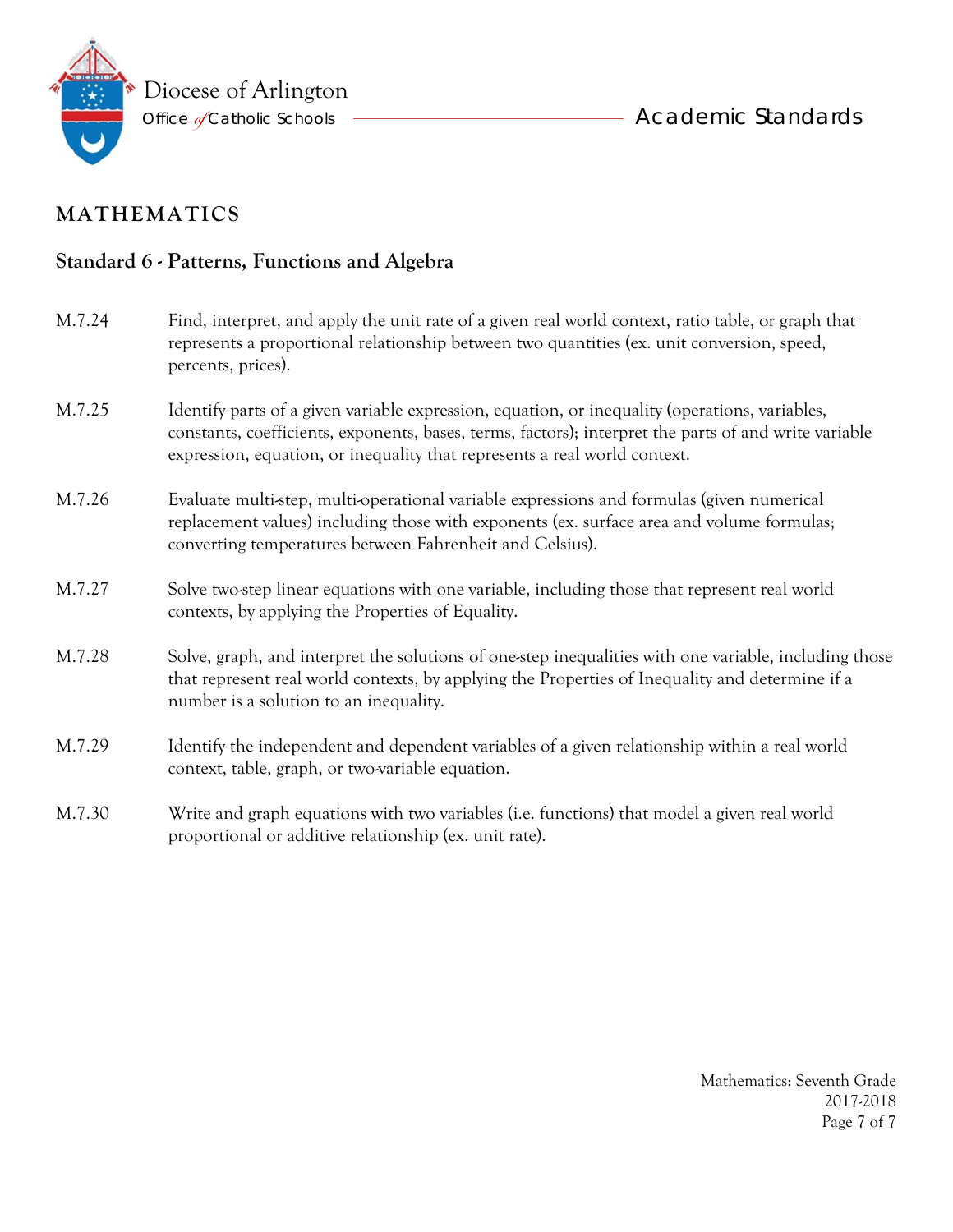## MATHEMATICS

### Standard 6 - Patterns, Functions and Algebra

M.7.24 Find, interpret, and apply the unit rate of a given real world context, ratio table, or graph that represents a proportional relationship between two quantities (ex. unit conversion, speed, percents, prices).

M.7.25 Identify parts of a given variable expression, equation, or inequality (operations, variables, constants, coefficients, exponents, bases, terms, factors); interpret the parts of and write variable expression, equation, or inequality that represents a real world context.

M.7.26 Evaluate multi-step, multi-operational variable expressions and formulas (given numerical replacement values) including those with exponents (ex. surface area and volume formulas; converting temperatures between Fahrenheit and Celsius).

M.7.27 Solve two-step linear equations with one variable, including those that represent real world contexts, by applying the Properties of Equality.

M.7.28 Solve, graph, and interpret the solutions of one-step inequalities with one variable, including those that represent real world contexts, by applying the Properties of Inequality and determine if a number is a solution to an inequality.

M.7.29 Identify the independent and dependent variables of a given relationship within a real world context, table, graph, or two-variable equation.

M.7.30 Write and graph equations with two variables (i.e. functions) that model a given real world proportional or additive relationship (ex. unit rate).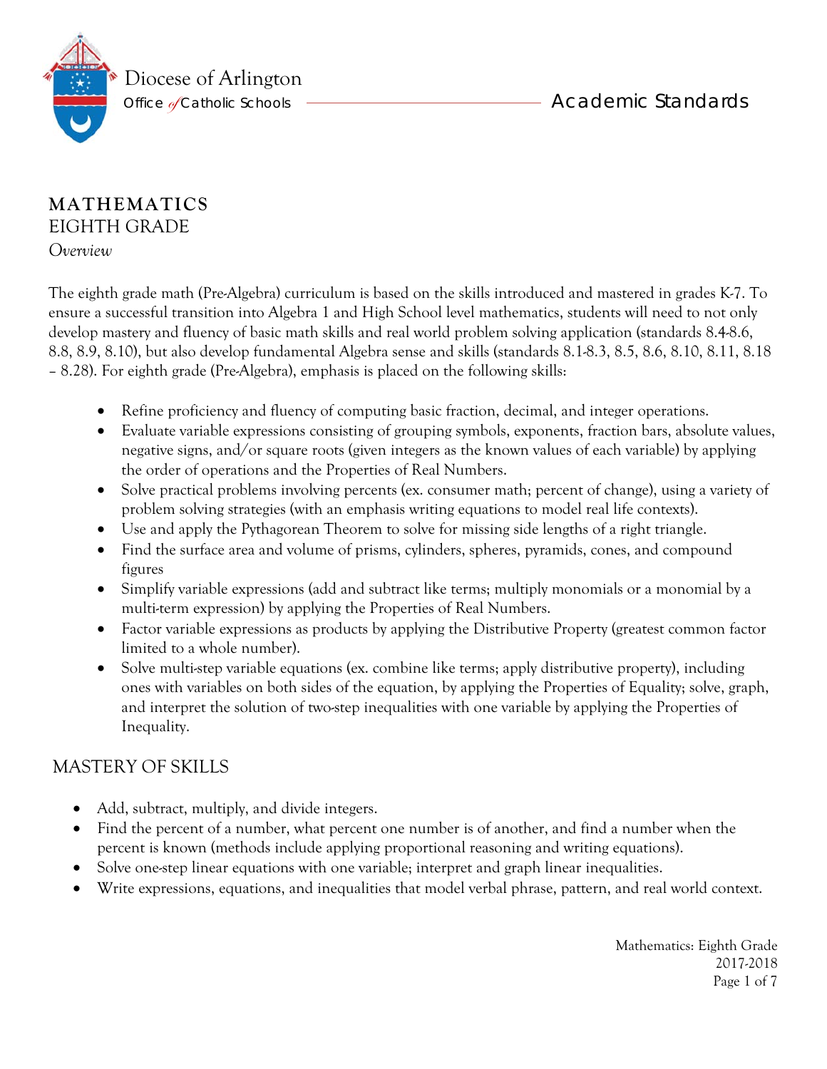Diocese of Arlington

Office of Catholic Schools

Academic Standards

## MATHEMATICS

EIGHTH GRADE

*Overview*

The eighth grade math (Pre-Algebra) curriculum is based on the skills introduced and mastered in grades K-7. To ensure a successful transition into Algebra 1 and High School level mathematics, students will need to not only develop mastery and fluency of basic math skills and real world problem solving application (standards 8.4-8.6, 8.8, 8.9, 8.10), but also develop fundamental Algebra sense and skills (standards 8.1-8.3, 8.5, 8.6, 8.10, 8.11, 8.18 – 8.28). For eighth grade (Pre-Algebra), emphasis is placed on the following skills:

- Refine proficiency and fluency of computing basic fraction, decimal, and integer operations.
- Evaluate variable expressions consisting of grouping symbols, exponents, fraction bars, absolute values, negative signs, and/or square roots (given integers as the known values of each variable) by applying the order of operations and the Properties of Real Numbers.
- Solve practical problems involving percents (ex. consumer math; percent of change), using a variety of problem solving strategies (with an emphasis writing equations to model real life contexts).
- Use and apply the Pythagorean Theorem to solve for missing side lengths of a right triangle.
- Find the surface area and volume of prisms, cylinders, spheres, pyramids, cones, and compound figures
- Simplify variable expressions (add and subtract like terms; multiply monomials or a monomial by a multi-term expression) by applying the Properties of Real Numbers.
- Factor variable expressions as products by applying the Distributive Property (greatest common factor limited to a whole number).
- Solve multi-step variable equations (ex. combine like terms; apply distributive property), including ones with variables on both sides of the equation, by applying the Properties of Equality; solve, graph, and interpret the solution of two-step inequalities with one variable by applying the Properties of Inequality.

## MASTERY OF SKILLS

- Add, subtract, multiply, and divide integers.
- Find the percent of a number, what percent one number is of another, and find a number when the percent is known (methods include applying proportional reasoning and writing equations).
- Solve one-step linear equations with one variable; interpret and graph linear inequalities.
- Write expressions, equations, and inequalities that model verbal phrase, pattern, and real world context.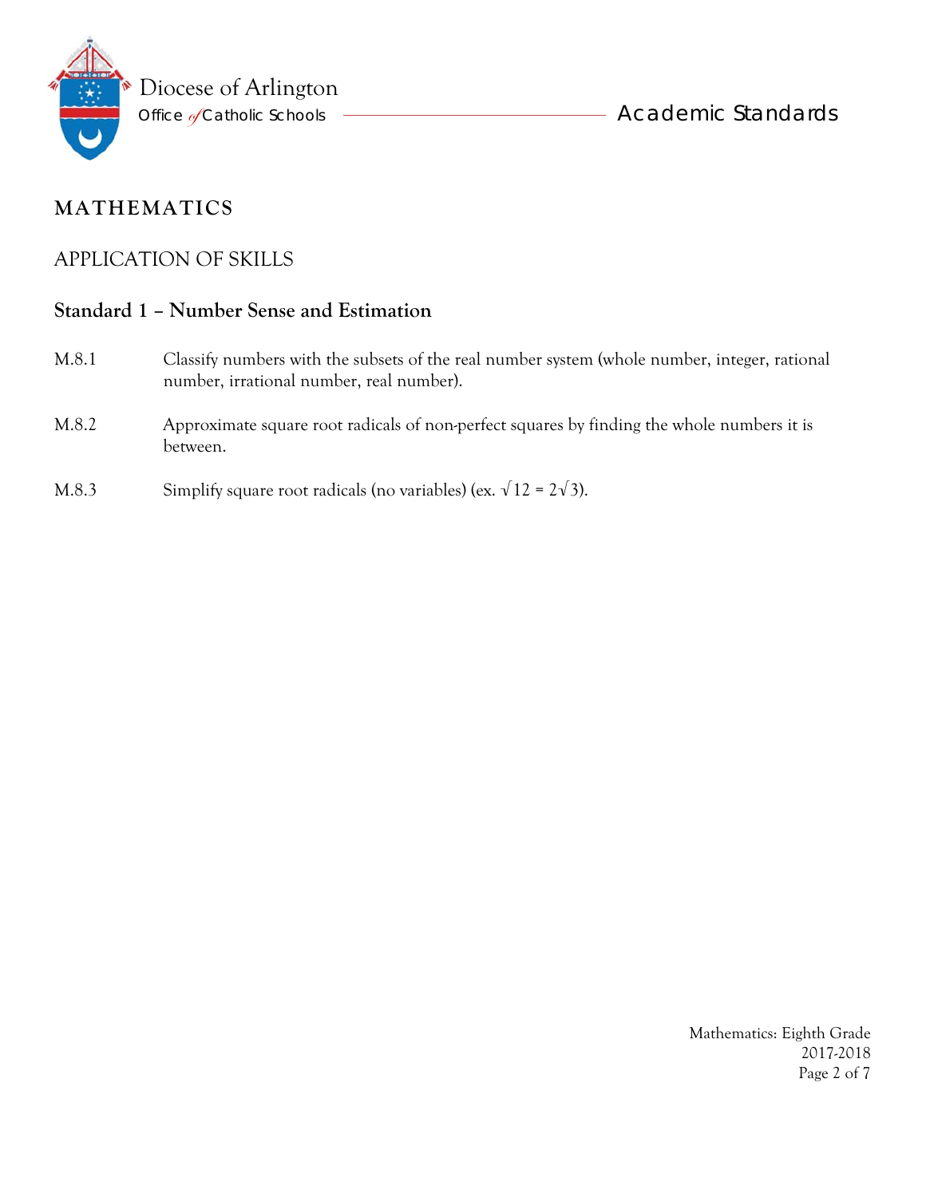# MATHEMATICS

## APPLICATION OF SKILLS

### Standard 1 – Number Sense and Estimation

M.8.1 Classify numbers with the subsets of the real number system (whole number, integer, rational number, irrational number, real number).

M.8.2 Approximate square root radicals of non-perfect squares by finding the whole numbers it is between.

M.8.3 Simplify square root radicals (no variables) (ex. $\sqrt{12} = 2\sqrt{3}$).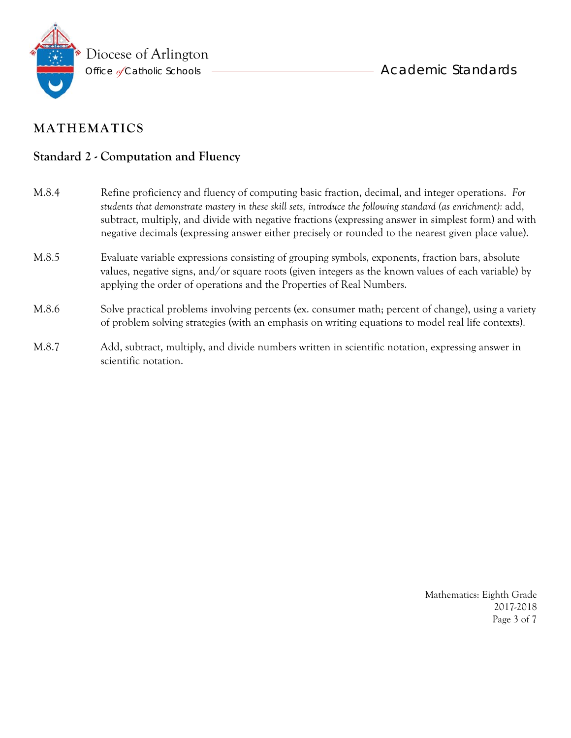## MATHEMATICS

### Standard 2 - Computation and Fluency

M.8.4 Refine proficiency and fluency of computing basic fraction, decimal, and integer operations. *For students that demonstrate mastery in these skill sets, introduce the following standard (as enrichment)*: add, subtract, multiply, and divide with negative fractions (expressing answer in simplest form) and with negative decimals (expressing answer either precisely or rounded to the nearest given place value).

M.8.5 Evaluate variable expressions consisting of grouping symbols, exponents, fraction bars, absolute values, negative signs, and/or square roots (given integers as the known values of each variable) by applying the order of operations and the Properties of Real Numbers.

M.8.6 Solve practical problems involving percents (ex. consumer math; percent of change), using a variety of problem solving strategies (with an emphasis on writing equations to model real life contexts).

M.8.7 Add, subtract, multiply, and divide numbers written in scientific notation, expressing answer in scientific notation.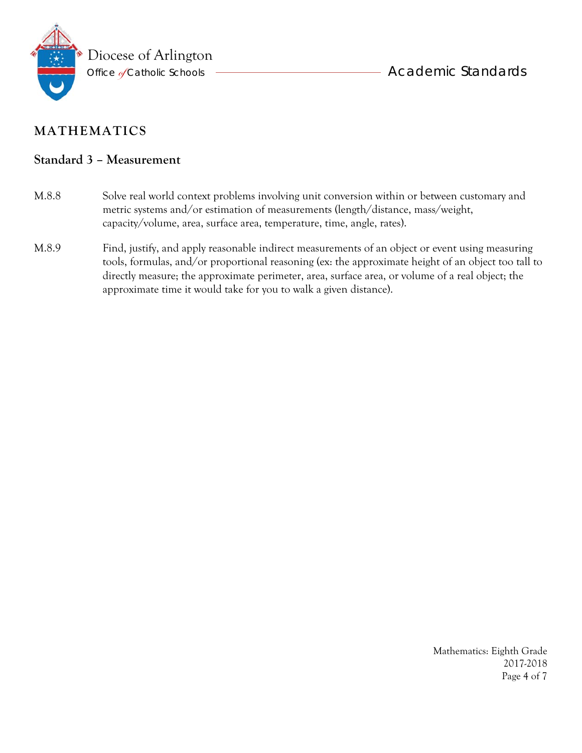## MATHEMATICS

### Standard 3 – Measurement

M.8.8 Solve real world context problems involving unit conversion within or between customary and metric systems and/or estimation of measurements (length/distance, mass/weight, capacity/volume, area, surface area, temperature, time, angle, rates).

M.8.9 Find, justify, and apply reasonable indirect measurements of an object or event using measuring tools, formulas, and/or proportional reasoning (ex: the approximate height of an object too tall to directly measure; the approximate perimeter, area, surface area, or volume of a real object; the approximate time it would take for you to walk a given distance).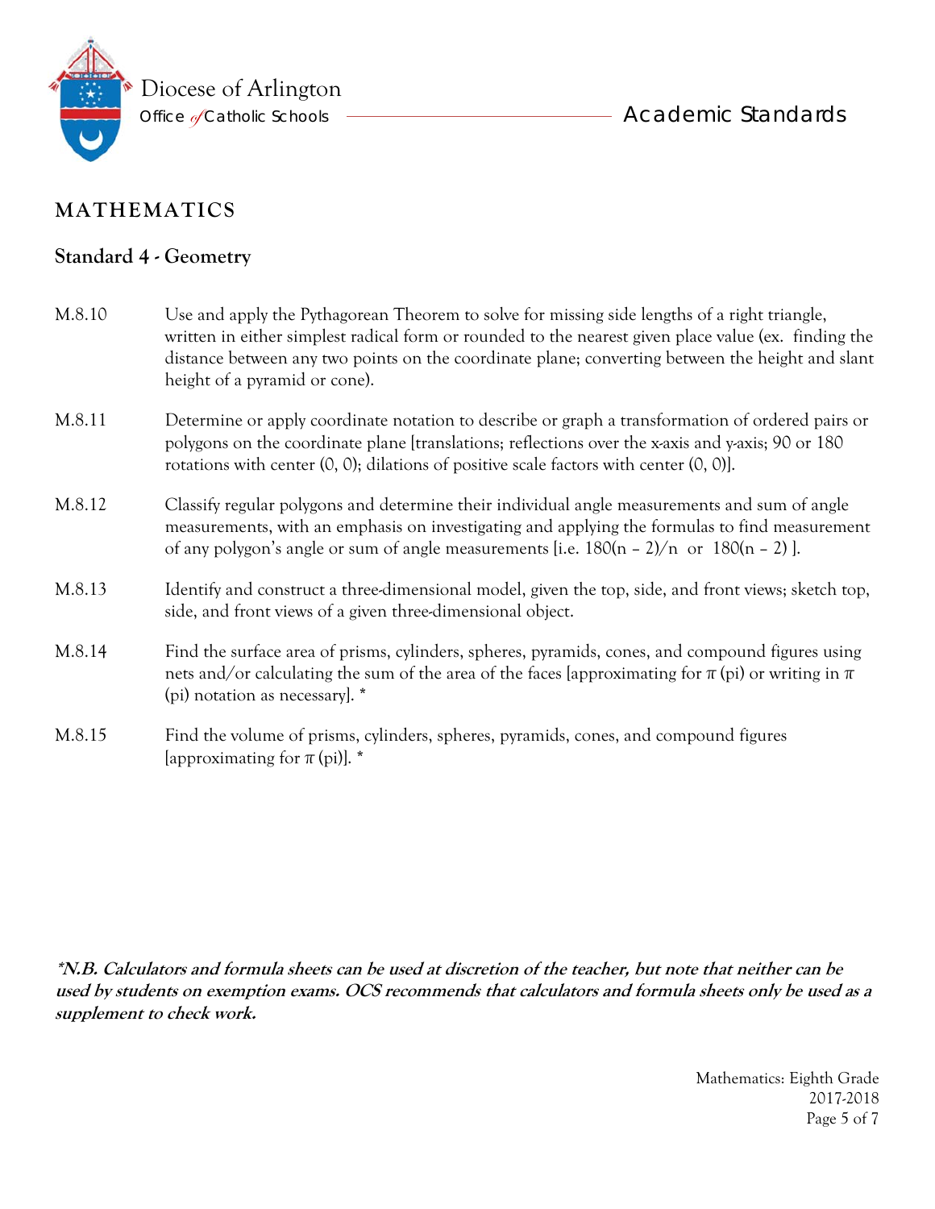# MATHEMATICS

## Standard 4 - Geometry

| | |
|---|---|
| M.8.10 | Use and apply the Pythagorean Theorem to solve for missing side lengths of a right triangle, written in either simplest radical form or rounded to the nearest given place value (ex. finding the distance between any two points on the coordinate plane; converting between the height and slant height of a pyramid or cone). |
| M.8.11 | Determine or apply coordinate notation to describe or graph a transformation of ordered pairs or polygons on the coordinate plane [translations; reflections over the x-axis and y-axis; 90 or 180 rotations with center (0, 0); dilations of positive scale factors with center (0, 0)]. |
| M.8.12 | Classify regular polygons and determine their individual angle measurements and sum of angle measurements, with an emphasis on investigating and applying the formulas to find measurement of any polygon's angle or sum of angle measurements [i.e. $180(n - 2)/n$ or $180(n - 2)$ ]. |
| M.8.13 | Identify and construct a three-dimensional model, given the top, side, and front views; sketch top, side, and front views of a given three-dimensional object. |
| M.8.14 | Find the surface area of prisms, cylinders, spheres, pyramids, cones, and compound figures using nets and/or calculating the sum of the area of the faces [approximating for $\pi$ (pi) or writing in $\pi$ (pi) notation as necessary]. * |
| M.8.15 | Find the volume of prisms, cylinders, spheres, pyramids, cones, and compound figures [approximating for $\pi$ (pi)]. * |

***N.B. Calculators and formula sheets can be used at discretion of the teacher, but note that neither can be used by students on exemption exams. OCS recommends that calculators and formula sheets only be used as a supplement to check work.***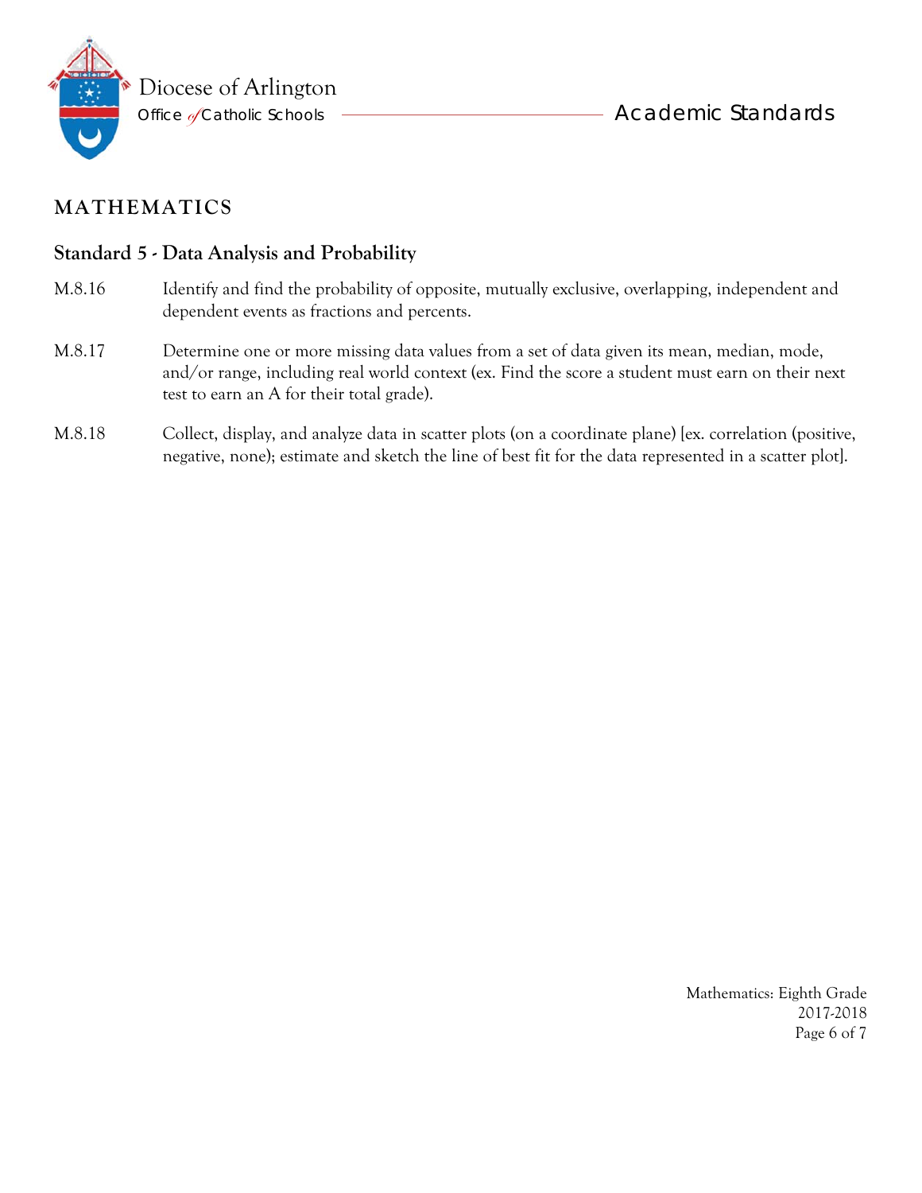## MATHEMATICS

### Standard 5 - Data Analysis and Probability

| | |
|---|---|
| M.8.16 | Identify and find the probability of opposite, mutually exclusive, overlapping, independent and dependent events as fractions and percents. |
| M.8.17 | Determine one or more missing data values from a set of data given its mean, median, mode, and/or range, including real world context (ex. Find the score a student must earn on their next test to earn an A for their total grade). |
| M.8.18 | Collect, display, and analyze data in scatter plots (on a coordinate plane) [ex. correlation (positive, negative, none); estimate and sketch the line of best fit for the data represented in a scatter plot]. |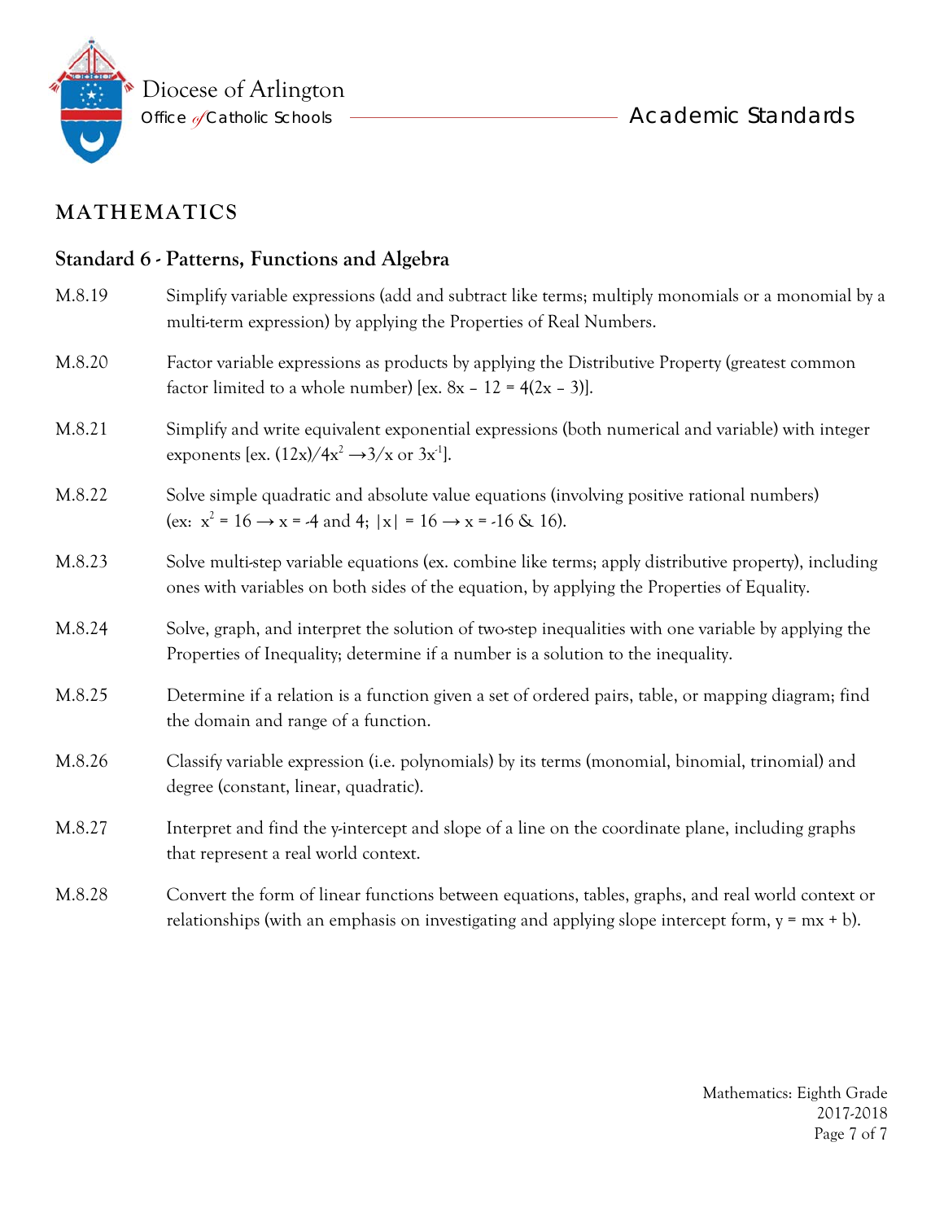## MATHEMATICS

### Standard 6 - Patterns, Functions and Algebra

M.8.19 Simplify variable expressions (add and subtract like terms; multiply monomials or a monomial by a multi-term expression) by applying the Properties of Real Numbers.

M.8.20 Factor variable expressions as products by applying the Distributive Property (greatest common factor limited to a whole number) [ex. $8x - 12 = 4(2x - 3)$].

M.8.21 Simplify and write equivalent exponential expressions (both numerical and variable) with integer exponents [ex. $(12x)/4x^2 \rightarrow 3/x$ or $3x^{-1}$].

M.8.22 Solve simple quadratic and absolute value equations (involving positive rational numbers) (ex: $x^2 = 16 \rightarrow x = -4$ and $4$; $|x| = 16 \rightarrow x = -16$ & $16$).

M.8.23 Solve multi-step variable equations (ex. combine like terms; apply distributive property), including ones with variables on both sides of the equation, by applying the Properties of Equality.

M.8.24 Solve, graph, and interpret the solution of two-step inequalities with one variable by applying the Properties of Inequality; determine if a number is a solution to the inequality.

M.8.25 Determine if a relation is a function given a set of ordered pairs, table, or mapping diagram; find the domain and range of a function.

M.8.26 Classify variable expression (i.e. polynomials) by its terms (monomial, binomial, trinomial) and degree (constant, linear, quadratic).

M.8.27 Interpret and find the y-intercept and slope of a line on the coordinate plane, including graphs that represent a real world context.

M.8.28 Convert the form of linear functions between equations, tables, graphs, and real world context or relationships (with an emphasis on investigating and applying slope intercept form, $y = mx + b$).